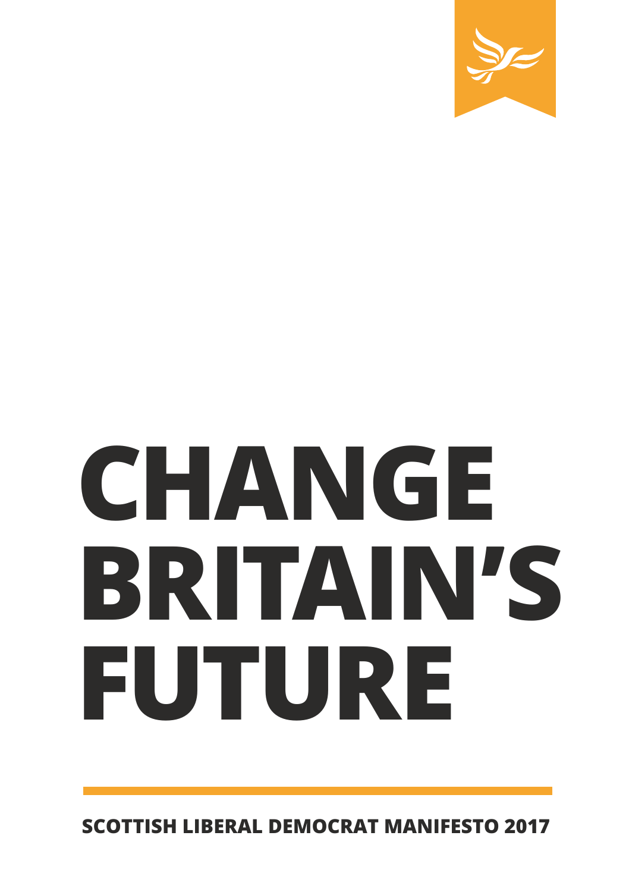# CHANGE BRITAIN'S FUTURE

**SCOTTISH LIBERAL DEMOCRAT MANIFESTO 2017**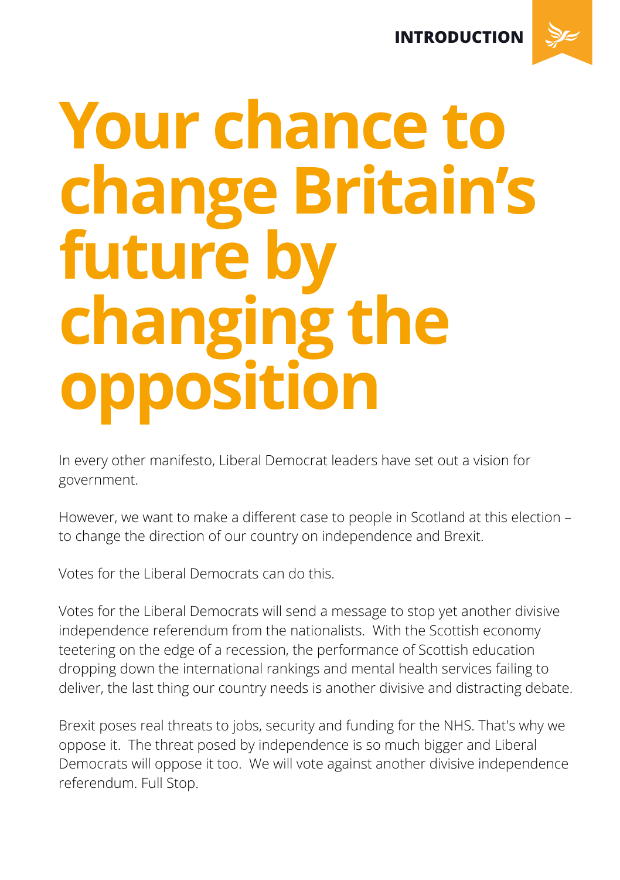INTRODUCTION

# Your chance to change Britain's future by changing the opposition

In every other manifesto, Liberal Democrat leaders have set out a vision for government.

However, we want to make a different case to people in Scotland at this election – to change the direction of our country on independence and Brexit.

Votes for the Liberal Democrats can do this.

Votes for the Liberal Democrats will send a message to stop yet another divisive independence referendum from the nationalists. With the Scottish economy teetering on the edge of a recession, the performance of Scottish education dropping down the international rankings and mental health services failing to deliver, the last thing our country needs is another divisive and distracting debate.

Brexit poses real threats to jobs, security and funding for the NHS. That's why we oppose it. The threat posed by independence is so much bigger and Liberal Democrats will oppose it too. We will vote against another divisive independence referendum. Full Stop.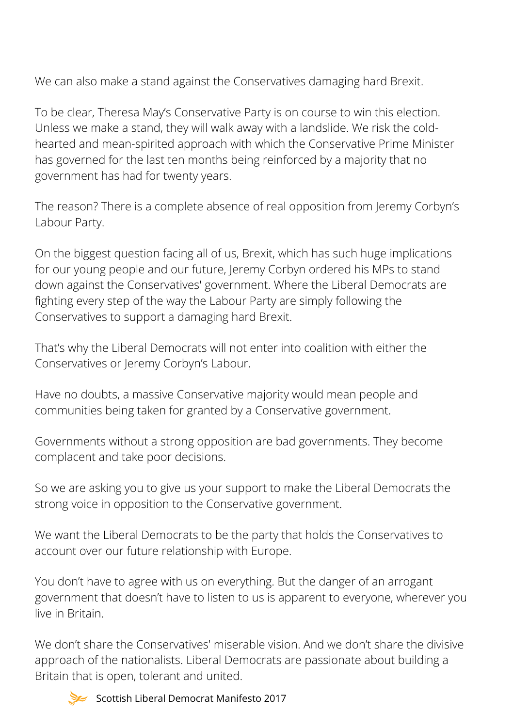We can also make a stand against the Conservatives damaging hard Brexit.

To be clear, Theresa May's Conservative Party is on course to win this election. Unless we make a stand, they will walk away with a landslide. We risk the cold-hearted and mean-spirited approach with which the Conservative Prime Minister has governed for the last ten months being reinforced by a majority that no government has had for twenty years.

The reason? There is a complete absence of real opposition from Jeremy Corbyn's Labour Party.

On the biggest question facing all of us, Brexit, which has such huge implications for our young people and our future, Jeremy Corbyn ordered his MPs to stand down against the Conservatives' government. Where the Liberal Democrats are fighting every step of the way the Labour Party are simply following the Conservatives to support a damaging hard Brexit.

That's why the Liberal Democrats will not enter into coalition with either the Conservatives or Jeremy Corbyn's Labour.

Have no doubts, a massive Conservative majority would mean people and communities being taken for granted by a Conservative government.

Governments without a strong opposition are bad governments. They become complacent and take poor decisions.

So we are asking you to give us your support to make the Liberal Democrats the strong voice in opposition to the Conservative government.

We want the Liberal Democrats to be the party that holds the Conservatives to account over our future relationship with Europe.

You don't have to agree with us on everything. But the danger of an arrogant government that doesn't have to listen to us is apparent to everyone, wherever you live in Britain.

We don't share the Conservatives' miserable vision. And we don't share the divisive approach of the nationalists. Liberal Democrats are passionate about building a Britain that is open, tolerant and united.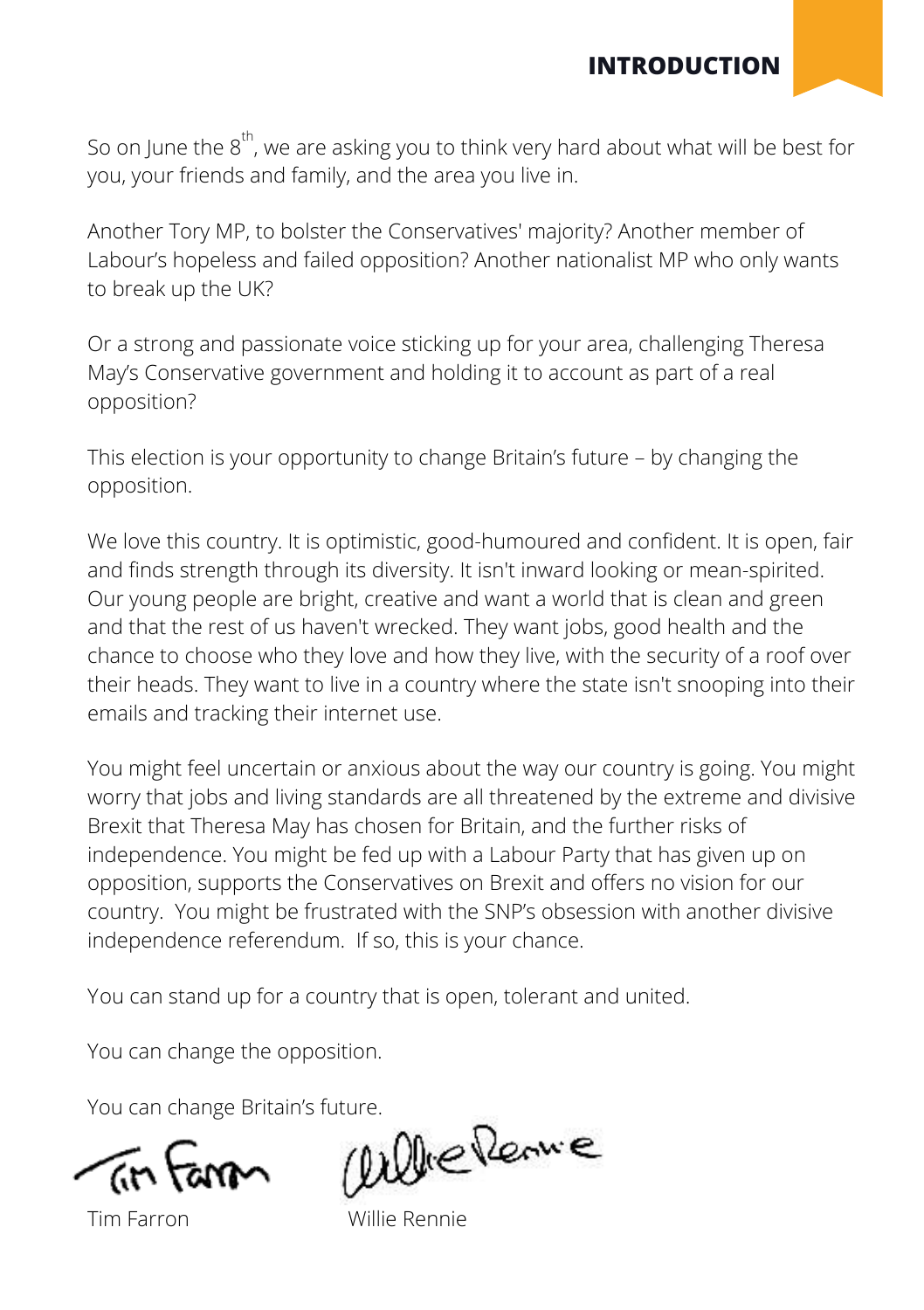## INTRODUCTION

So on June the 8th, we are asking you to think very hard about what will be best for you, your friends and family, and the area you live in.

Another Tory MP, to bolster the Conservatives' majority? Another member of Labour's hopeless and failed opposition? Another nationalist MP who only wants to break up the UK?

Or a strong and passionate voice sticking up for your area, challenging Theresa May's Conservative government and holding it to account as part of a real opposition?

This election is your opportunity to change Britain's future – by changing the opposition.

We love this country. It is optimistic, good-humoured and confident. It is open, fair and finds strength through its diversity. It isn't inward looking or mean-spirited. Our young people are bright, creative and want a world that is clean and green and that the rest of us haven't wrecked. They want jobs, good health and the chance to choose who they love and how they live, with the security of a roof over their heads. They want to live in a country where the state isn't snooping into their emails and tracking their internet use.

You might feel uncertain or anxious about the way our country is going. You might worry that jobs and living standards are all threatened by the extreme and divisive Brexit that Theresa May has chosen for Britain, and the further risks of independence. You might be fed up with a Labour Party that has given up on opposition, supports the Conservatives on Brexit and offers no vision for our country. You might be frustrated with the SNP's obsession with another divisive independence referendum. If so, this is your chance.

You can stand up for a country that is open, tolerant and united.

You can change the opposition.

You can change Britain's future.

Tim Farron    Willie Rennie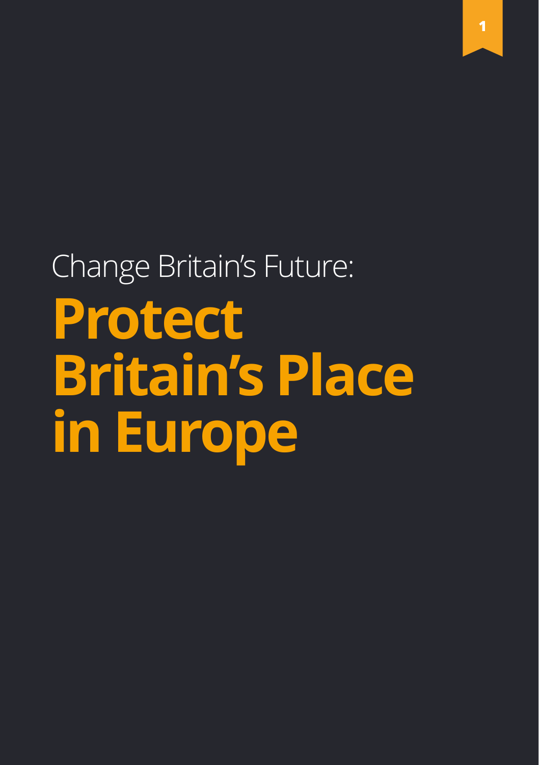Change Britain's Future:

# Protect Britain's Place in Europe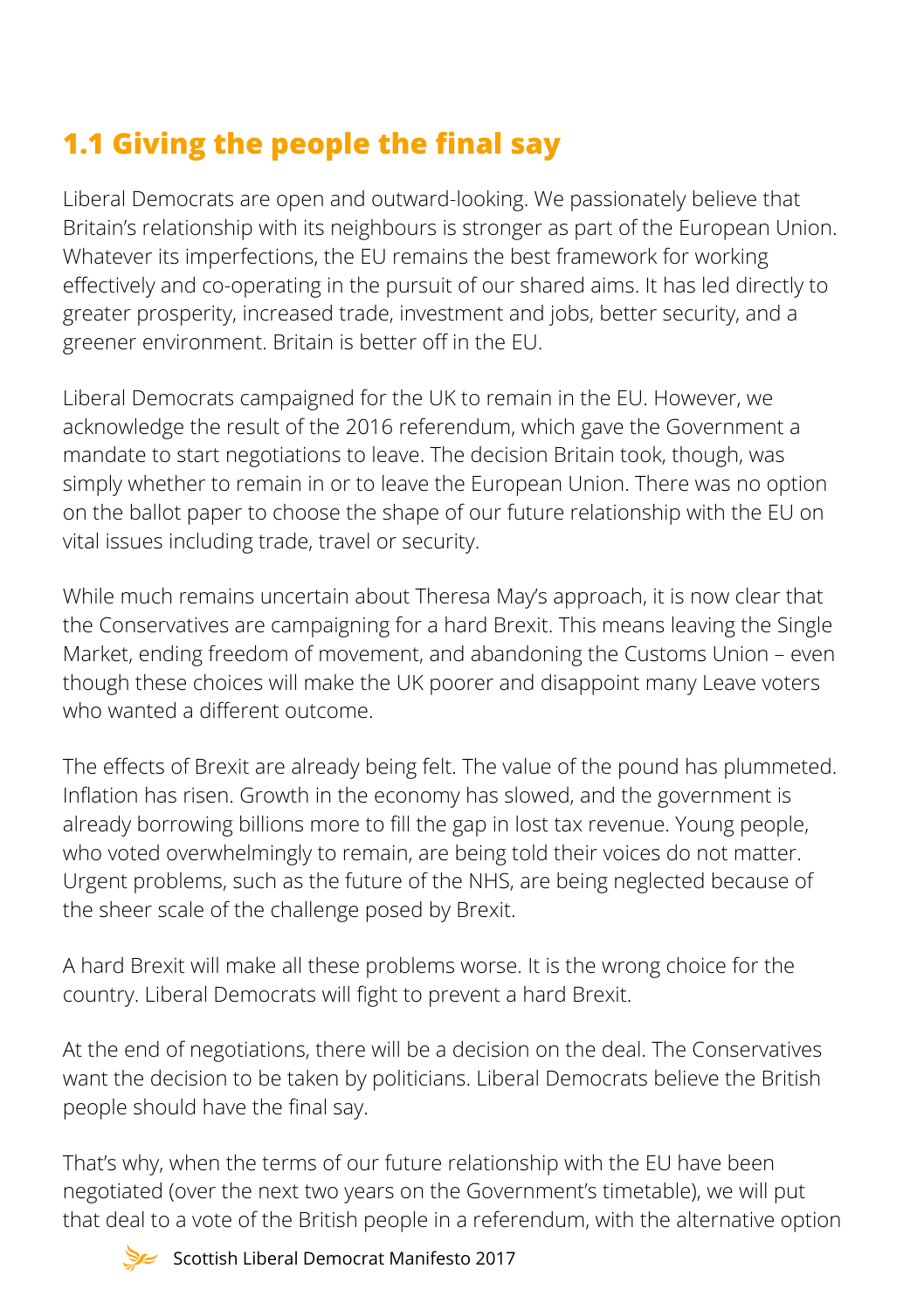## 1.1 Giving the people the final say

Liberal Democrats are open and outward-looking. We passionately believe that Britain's relationship with its neighbours is stronger as part of the European Union. Whatever its imperfections, the EU remains the best framework for working effectively and co-operating in the pursuit of our shared aims. It has led directly to greater prosperity, increased trade, investment and jobs, better security, and a greener environment. Britain is better off in the EU.

Liberal Democrats campaigned for the UK to remain in the EU. However, we acknowledge the result of the 2016 referendum, which gave the Government a mandate to start negotiations to leave. The decision Britain took, though, was simply whether to remain in or to leave the European Union. There was no option on the ballot paper to choose the shape of our future relationship with the EU on vital issues including trade, travel or security.

While much remains uncertain about Theresa May's approach, it is now clear that the Conservatives are campaigning for a hard Brexit. This means leaving the Single Market, ending freedom of movement, and abandoning the Customs Union – even though these choices will make the UK poorer and disappoint many Leave voters who wanted a different outcome.

The effects of Brexit are already being felt. The value of the pound has plummeted. Inflation has risen. Growth in the economy has slowed, and the government is already borrowing billions more to fill the gap in lost tax revenue. Young people, who voted overwhelmingly to remain, are being told their voices do not matter. Urgent problems, such as the future of the NHS, are being neglected because of the sheer scale of the challenge posed by Brexit.

A hard Brexit will make all these problems worse. It is the wrong choice for the country. Liberal Democrats will fight to prevent a hard Brexit.

At the end of negotiations, there will be a decision on the deal. The Conservatives want the decision to be taken by politicians. Liberal Democrats believe the British people should have the final say.

That's why, when the terms of our future relationship with the EU have been negotiated (over the next two years on the Government's timetable), we will put that deal to a vote of the British people in a referendum, with the alternative option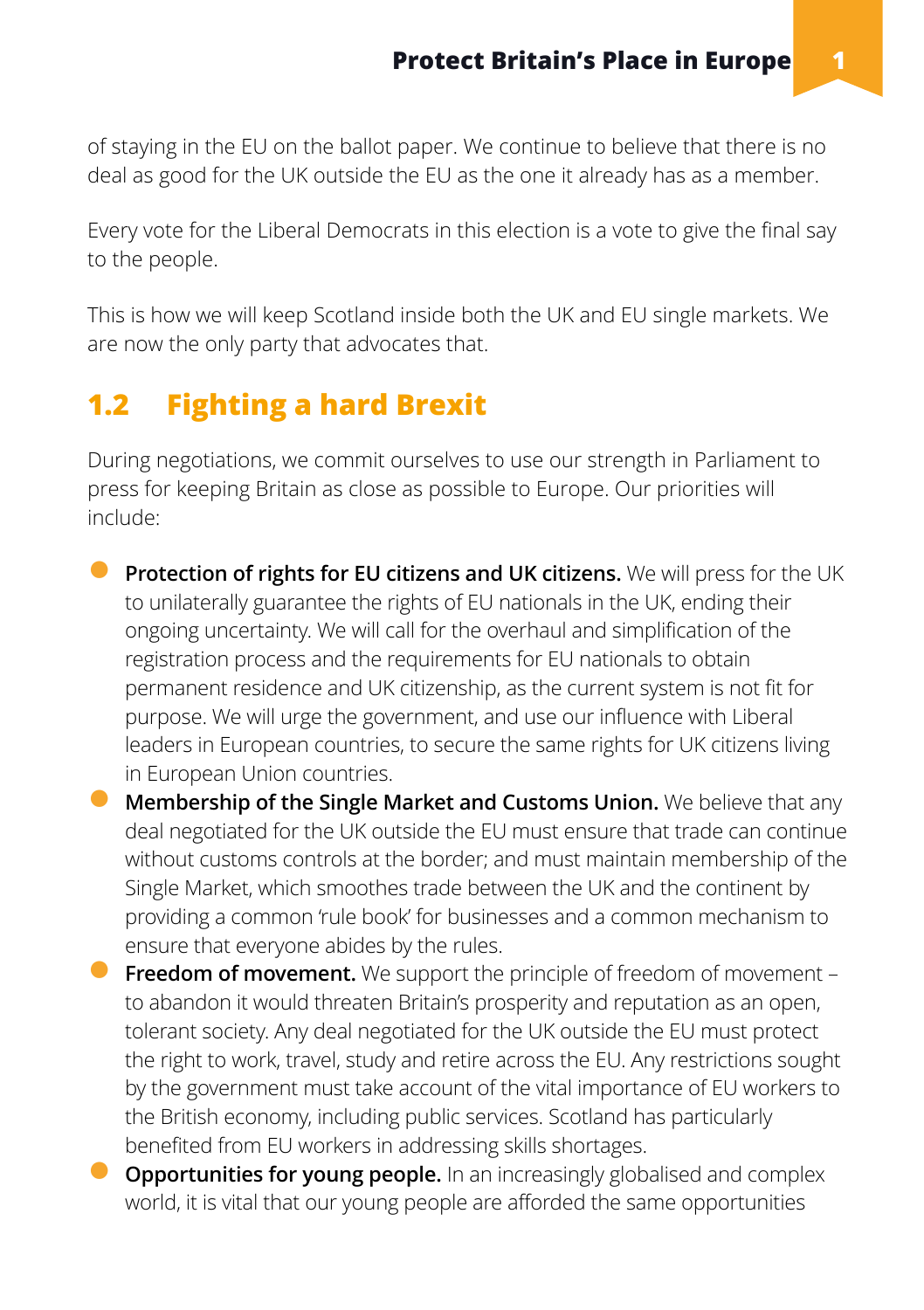of staying in the EU on the ballot paper. We continue to believe that there is no deal as good for the UK outside the EU as the one it already has as a member.

Every vote for the Liberal Democrats in this election is a vote to give the final say to the people.

This is how we will keep Scotland inside both the UK and EU single markets. We are now the only party that advocates that.

## 1.2 Fighting a hard Brexit

During negotiations, we commit ourselves to use our strength in Parliament to press for keeping Britain as close as possible to Europe. Our priorities will include:

- **Protection of rights for EU citizens and UK citizens.** We will press for the UK to unilaterally guarantee the rights of EU nationals in the UK, ending their ongoing uncertainty. We will call for the overhaul and simplification of the registration process and the requirements for EU nationals to obtain permanent residence and UK citizenship, as the current system is not fit for purpose. We will urge the government, and use our influence with Liberal leaders in European countries, to secure the same rights for UK citizens living in European Union countries.
- **Membership of the Single Market and Customs Union.** We believe that any deal negotiated for the UK outside the EU must ensure that trade can continue without customs controls at the border; and must maintain membership of the Single Market, which smoothes trade between the UK and the continent by providing a common 'rule book' for businesses and a common mechanism to ensure that everyone abides by the rules.
- **Freedom of movement.** We support the principle of freedom of movement – to abandon it would threaten Britain's prosperity and reputation as an open, tolerant society. Any deal negotiated for the UK outside the EU must protect the right to work, travel, study and retire across the EU. Any restrictions sought by the government must take account of the vital importance of EU workers to the British economy, including public services. Scotland has particularly benefited from EU workers in addressing skills shortages.
- **Opportunities for young people.** In an increasingly globalised and complex world, it is vital that our young people are afforded the same opportunities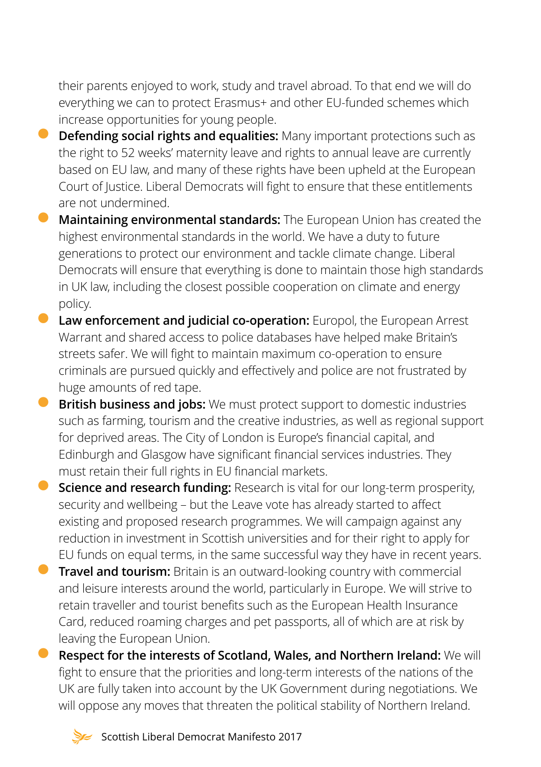their parents enjoyed to work, study and travel abroad. To that end we will do everything we can to protect Erasmus+ and other EU-funded schemes which increase opportunities for young people.

- **Defending social rights and equalities:** Many important protections such as the right to 52 weeks' maternity leave and rights to annual leave are currently based on EU law, and many of these rights have been upheld at the European Court of Justice. Liberal Democrats will fight to ensure that these entitlements are not undermined.
- **Maintaining environmental standards:** The European Union has created the highest environmental standards in the world. We have a duty to future generations to protect our environment and tackle climate change. Liberal Democrats will ensure that everything is done to maintain those high standards in UK law, including the closest possible cooperation on climate and energy policy.
- **Law enforcement and judicial co-operation:** Europol, the European Arrest Warrant and shared access to police databases have helped make Britain's streets safer. We will fight to maintain maximum co-operation to ensure criminals are pursued quickly and effectively and police are not frustrated by huge amounts of red tape.
- **British business and jobs:** We must protect support to domestic industries such as farming, tourism and the creative industries, as well as regional support for deprived areas. The City of London is Europe's financial capital, and Edinburgh and Glasgow have significant financial services industries. They must retain their full rights in EU financial markets.
- **Science and research funding:** Research is vital for our long-term prosperity, security and wellbeing – but the Leave vote has already started to affect existing and proposed research programmes. We will campaign against any reduction in investment in Scottish universities and for their right to apply for EU funds on equal terms, in the same successful way they have in recent years.
- **Travel and tourism:** Britain is an outward-looking country with commercial and leisure interests around the world, particularly in Europe. We will strive to retain traveller and tourist benefits such as the European Health Insurance Card, reduced roaming charges and pet passports, all of which are at risk by leaving the European Union.
- **Respect for the interests of Scotland, Wales, and Northern Ireland:** We will fight to ensure that the priorities and long-term interests of the nations of the UK are fully taken into account by the UK Government during negotiations. We will oppose any moves that threaten the political stability of Northern Ireland.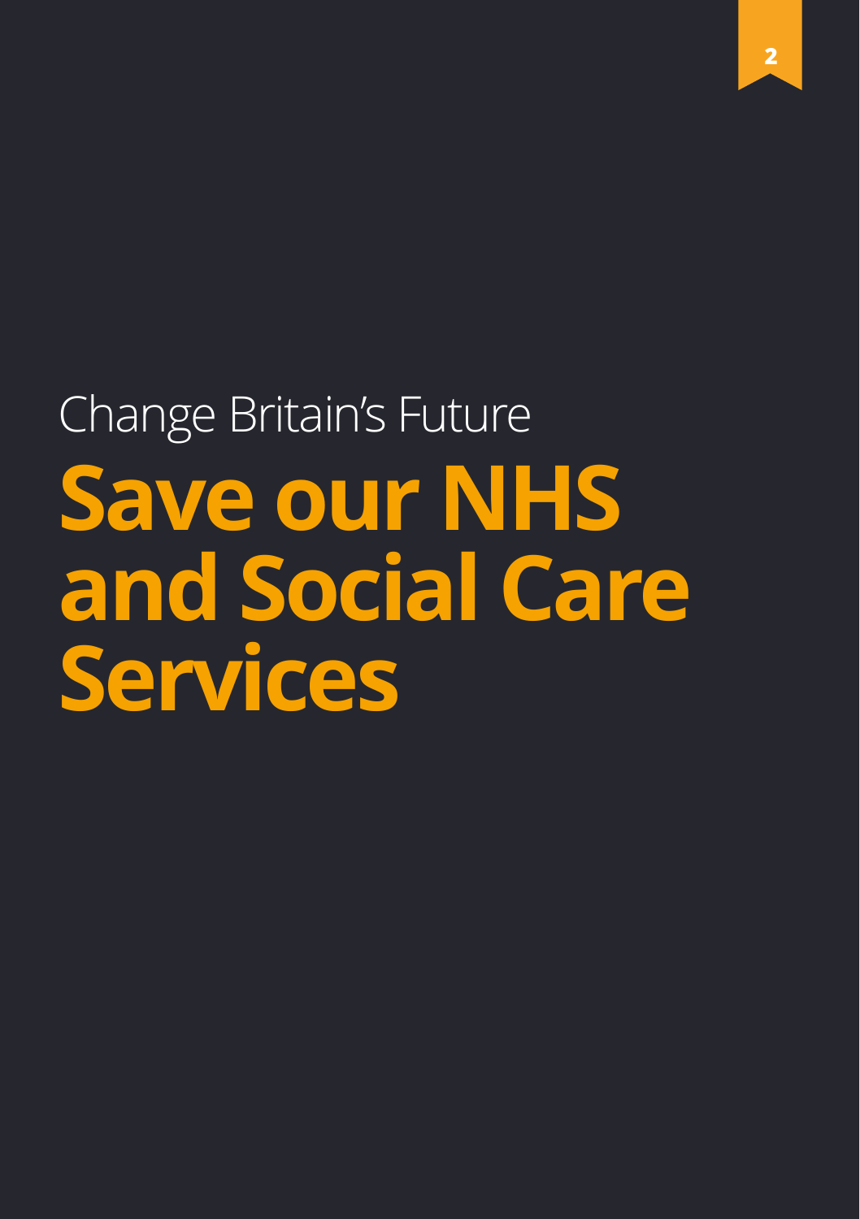Change Britain's Future

# Save our NHS and Social Care Services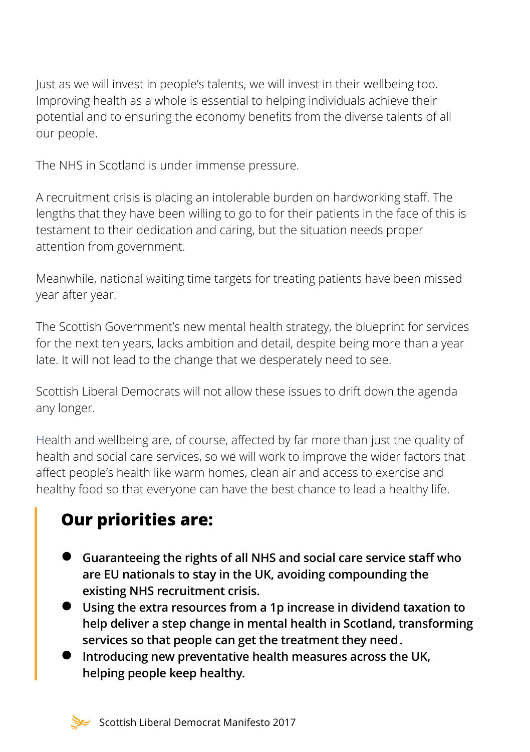Just as we will invest in people's talents, we will invest in their wellbeing too. Improving health as a whole is essential to helping individuals achieve their potential and to ensuring the economy benefits from the diverse talents of all our people.

The NHS in Scotland is under immense pressure.

A recruitment crisis is placing an intolerable burden on hardworking staff. The lengths that they have been willing to go to for their patients in the face of this is testament to their dedication and caring, but the situation needs proper attention from government.

Meanwhile, national waiting time targets for treating patients have been missed year after year.

The Scottish Government's new mental health strategy, the blueprint for services for the next ten years, lacks ambition and detail, despite being more than a year late. It will not lead to the change that we desperately need to see.

Scottish Liberal Democrats will not allow these issues to drift down the agenda any longer.

Health and wellbeing are, of course, affected by far more than just the quality of health and social care services, so we will work to improve the wider factors that affect people's health like warm homes, clean air and access to exercise and healthy food so that everyone can have the best chance to lead a healthy life.

## Our priorities are:

- **Guaranteeing the rights of all NHS and social care service staff who are EU nationals to stay in the UK, avoiding compounding the existing NHS recruitment crisis.**
- **Using the extra resources from a 1p increase in dividend taxation to help deliver a step change in mental health in Scotland, transforming services so that people can get the treatment they need.**
- **Introducing new preventative health measures across the UK, helping people keep healthy.**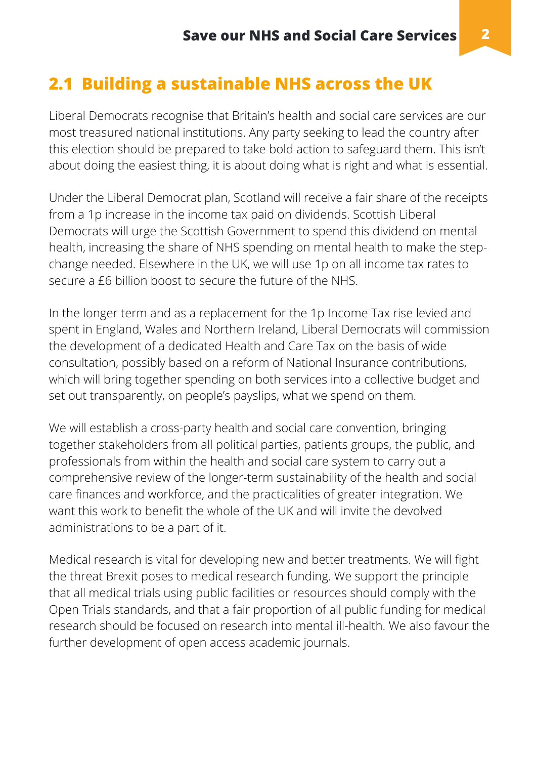## 2.1 Building a sustainable NHS across the UK

Liberal Democrats recognise that Britain's health and social care services are our most treasured national institutions. Any party seeking to lead the country after this election should be prepared to take bold action to safeguard them. This isn't about doing the easiest thing, it is about doing what is right and what is essential.

Under the Liberal Democrat plan, Scotland will receive a fair share of the receipts from a 1p increase in the income tax paid on dividends. Scottish Liberal Democrats will urge the Scottish Government to spend this dividend on mental health, increasing the share of NHS spending on mental health to make the step-change needed. Elsewhere in the UK, we will use 1p on all income tax rates to secure a £6 billion boost to secure the future of the NHS.

In the longer term and as a replacement for the 1p Income Tax rise levied and spent in England, Wales and Northern Ireland, Liberal Democrats will commission the development of a dedicated Health and Care Tax on the basis of wide consultation, possibly based on a reform of National Insurance contributions, which will bring together spending on both services into a collective budget and set out transparently, on people's payslips, what we spend on them.

We will establish a cross-party health and social care convention, bringing together stakeholders from all political parties, patients groups, the public, and professionals from within the health and social care system to carry out a comprehensive review of the longer-term sustainability of the health and social care finances and workforce, and the practicalities of greater integration. We want this work to benefit the whole of the UK and will invite the devolved administrations to be a part of it.

Medical research is vital for developing new and better treatments. We will fight the threat Brexit poses to medical research funding. We support the principle that all medical trials using public facilities or resources should comply with the Open Trials standards, and that a fair proportion of all public funding for medical research should be focused on research into mental ill-health. We also favour the further development of open access academic journals.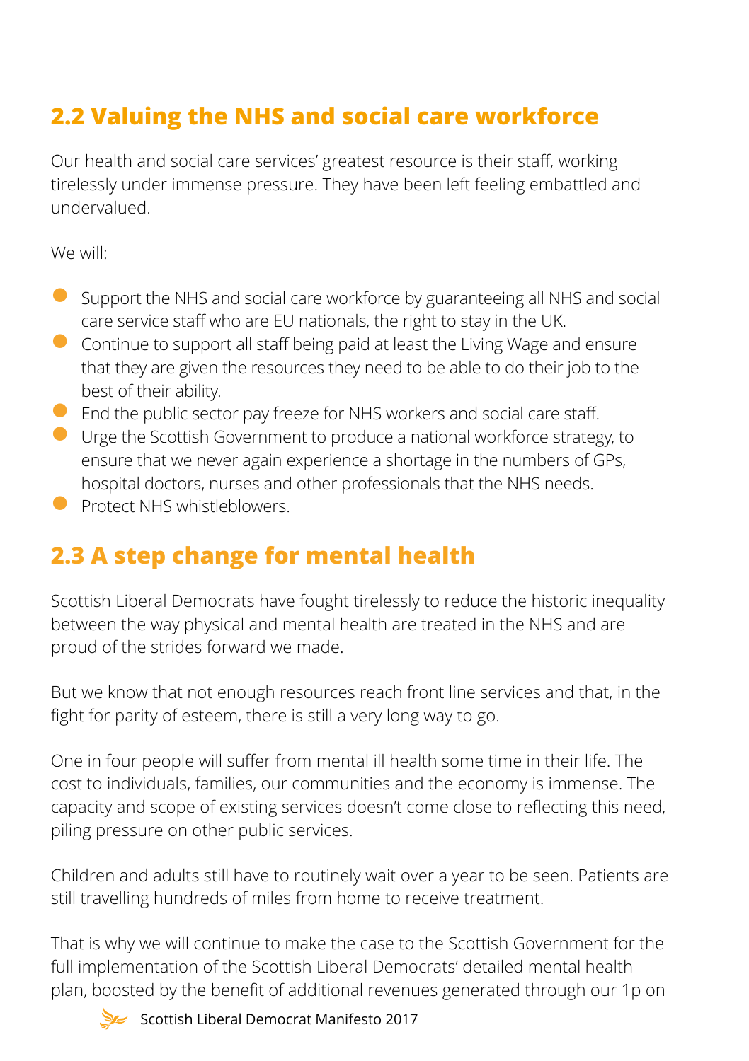## 2.2 Valuing the NHS and social care workforce

Our health and social care services' greatest resource is their staff, working tirelessly under immense pressure. They have been left feeling embattled and undervalued.

We will:

- Support the NHS and social care workforce by guaranteeing all NHS and social care service staff who are EU nationals, the right to stay in the UK.
- Continue to support all staff being paid at least the Living Wage and ensure that they are given the resources they need to be able to do their job to the best of their ability.
- End the public sector pay freeze for NHS workers and social care staff.
- Urge the Scottish Government to produce a national workforce strategy, to ensure that we never again experience a shortage in the numbers of GPs, hospital doctors, nurses and other professionals that the NHS needs.
- Protect NHS whistleblowers.

## 2.3 A step change for mental health

Scottish Liberal Democrats have fought tirelessly to reduce the historic inequality between the way physical and mental health are treated in the NHS and are proud of the strides forward we made.

But we know that not enough resources reach front line services and that, in the fight for parity of esteem, there is still a very long way to go.

One in four people will suffer from mental ill health some time in their life. The cost to individuals, families, our communities and the economy is immense. The capacity and scope of existing services doesn't come close to reflecting this need, piling pressure on other public services.

Children and adults still have to routinely wait over a year to be seen. Patients are still travelling hundreds of miles from home to receive treatment.

That is why we will continue to make the case to the Scottish Government for the full implementation of the Scottish Liberal Democrats' detailed mental health plan, boosted by the benefit of additional revenues generated through our 1p on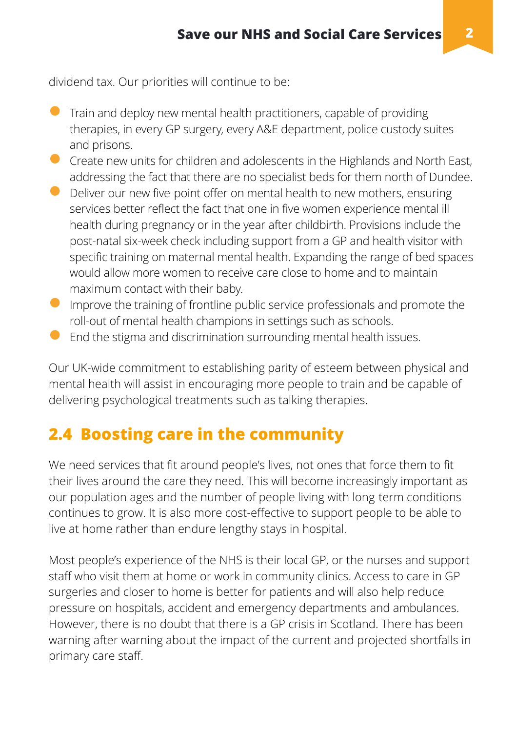dividend tax. Our priorities will continue to be:

- Train and deploy new mental health practitioners, capable of providing therapies, in every GP surgery, every A&E department, police custody suites and prisons.
- Create new units for children and adolescents in the Highlands and North East, addressing the fact that there are no specialist beds for them north of Dundee.
- Deliver our new five-point offer on mental health to new mothers, ensuring services better reflect the fact that one in five women experience mental ill health during pregnancy or in the year after childbirth. Provisions include the post-natal six-week check including support from a GP and health visitor with specific training on maternal mental health. Expanding the range of bed spaces would allow more women to receive care close to home and to maintain maximum contact with their baby.
- Improve the training of frontline public service professionals and promote the roll-out of mental health champions in settings such as schools.
- End the stigma and discrimination surrounding mental health issues.

Our UK-wide commitment to establishing parity of esteem between physical and mental health will assist in encouraging more people to train and be capable of delivering psychological treatments such as talking therapies.

## 2.4 Boosting care in the community

We need services that fit around people's lives, not ones that force them to fit their lives around the care they need. This will become increasingly important as our population ages and the number of people living with long-term conditions continues to grow. It is also more cost-effective to support people to be able to live at home rather than endure lengthy stays in hospital.

Most people's experience of the NHS is their local GP, or the nurses and support staff who visit them at home or work in community clinics. Access to care in GP surgeries and closer to home is better for patients and will also help reduce pressure on hospitals, accident and emergency departments and ambulances. However, there is no doubt that there is a GP crisis in Scotland. There has been warning after warning about the impact of the current and projected shortfalls in primary care staff.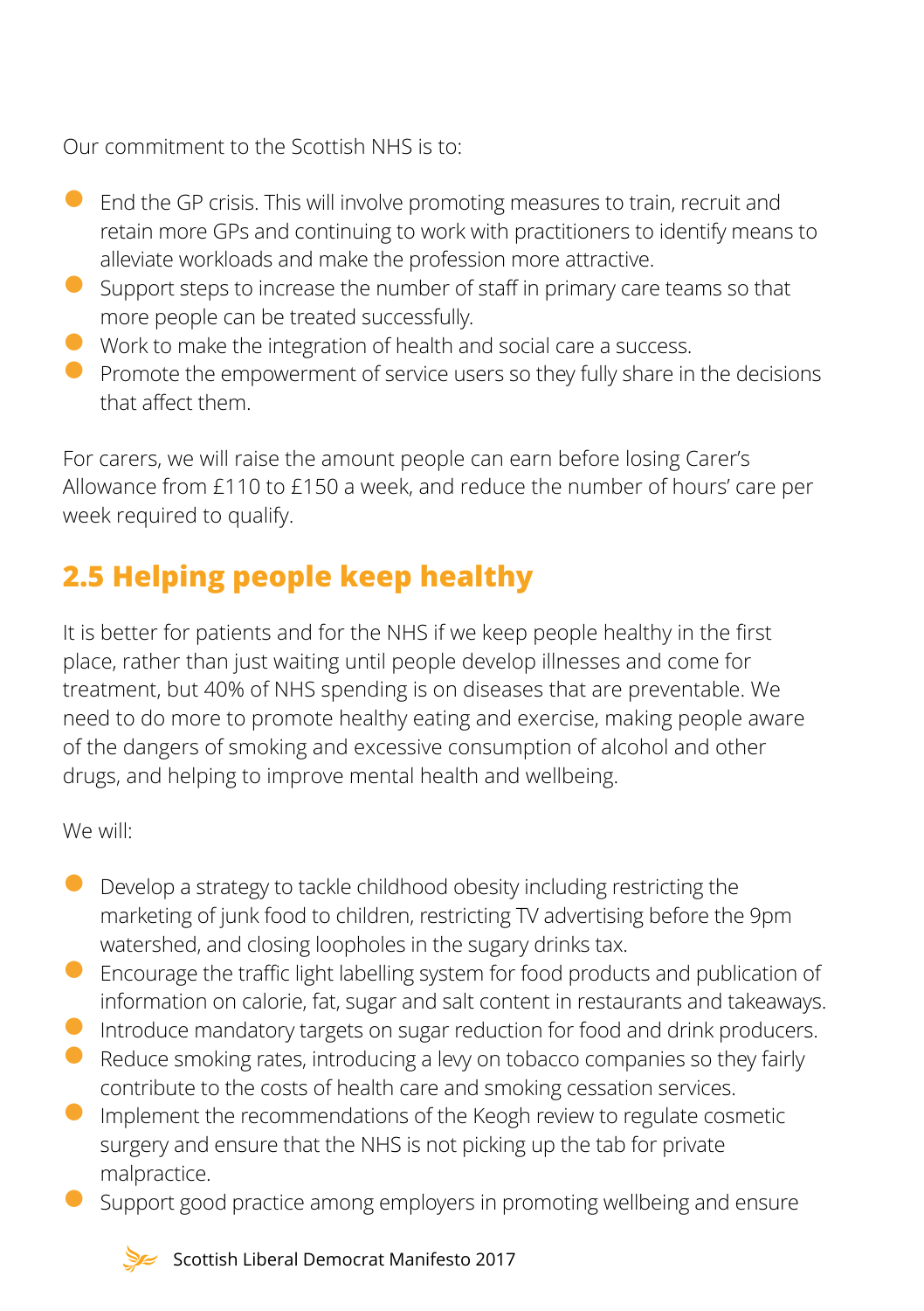Our commitment to the Scottish NHS is to:

- End the GP crisis. This will involve promoting measures to train, recruit and retain more GPs and continuing to work with practitioners to identify means to alleviate workloads and make the profession more attractive.
- Support steps to increase the number of staff in primary care teams so that more people can be treated successfully.
- Work to make the integration of health and social care a success.
- Promote the empowerment of service users so they fully share in the decisions that affect them.

For carers, we will raise the amount people can earn before losing Carer's Allowance from £110 to £150 a week, and reduce the number of hours' care per week required to qualify.

## 2.5 Helping people keep healthy

It is better for patients and for the NHS if we keep people healthy in the first place, rather than just waiting until people develop illnesses and come for treatment, but 40% of NHS spending is on diseases that are preventable. We need to do more to promote healthy eating and exercise, making people aware of the dangers of smoking and excessive consumption of alcohol and other drugs, and helping to improve mental health and wellbeing.

We will:

- Develop a strategy to tackle childhood obesity including restricting the marketing of junk food to children, restricting TV advertising before the 9pm watershed, and closing loopholes in the sugary drinks tax.
- Encourage the traffic light labelling system for food products and publication of information on calorie, fat, sugar and salt content in restaurants and takeaways.
- Introduce mandatory targets on sugar reduction for food and drink producers.
- Reduce smoking rates, introducing a levy on tobacco companies so they fairly contribute to the costs of health care and smoking cessation services.
- Implement the recommendations of the Keogh review to regulate cosmetic surgery and ensure that the NHS is not picking up the tab for private malpractice.
- Support good practice among employers in promoting wellbeing and ensure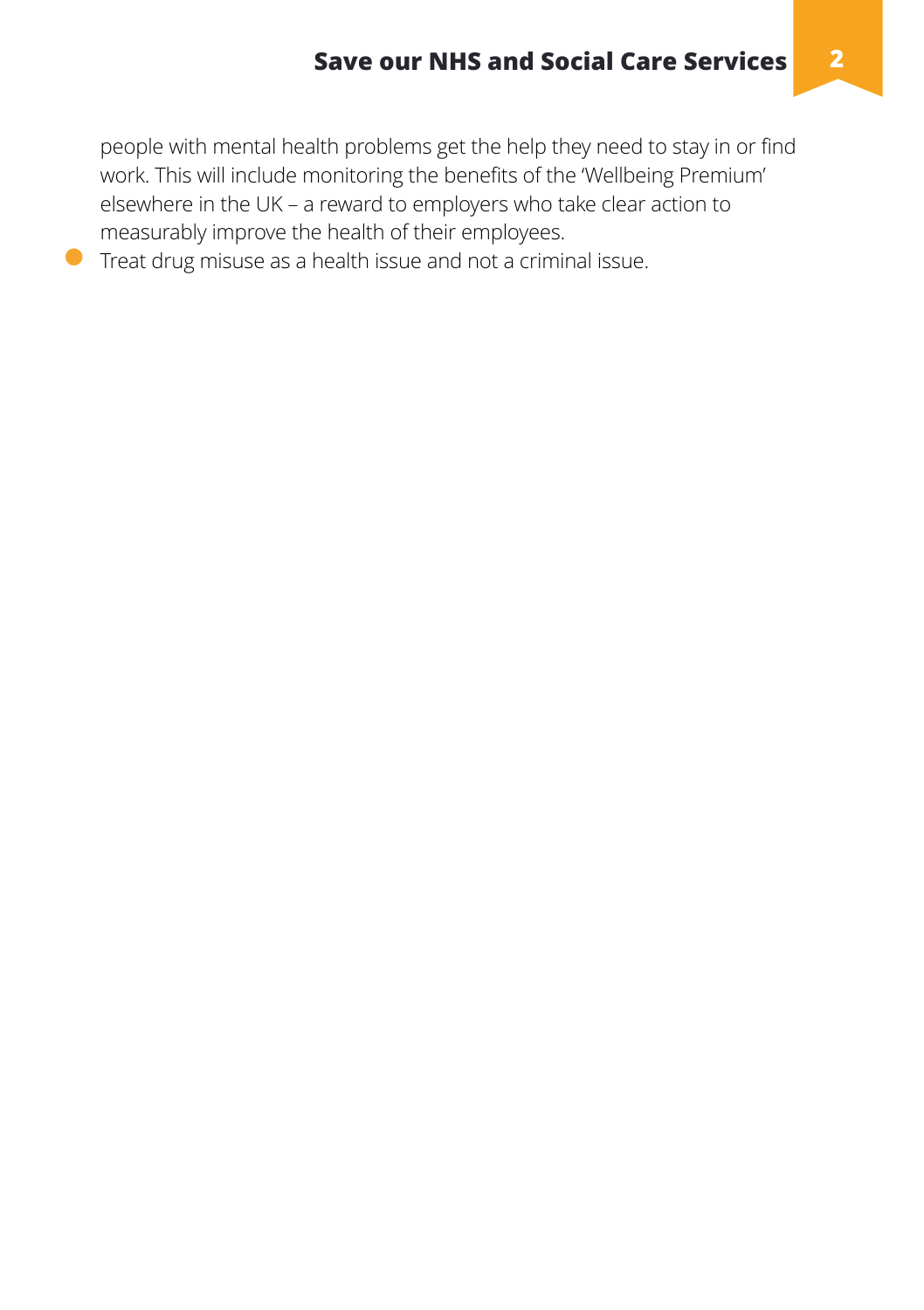people with mental health problems get the help they need to stay in or find work. This will include monitoring the benefits of the 'Wellbeing Premium' elsewhere in the UK – a reward to employers who take clear action to measurably improve the health of their employees.

- Treat drug misuse as a health issue and not a criminal issue.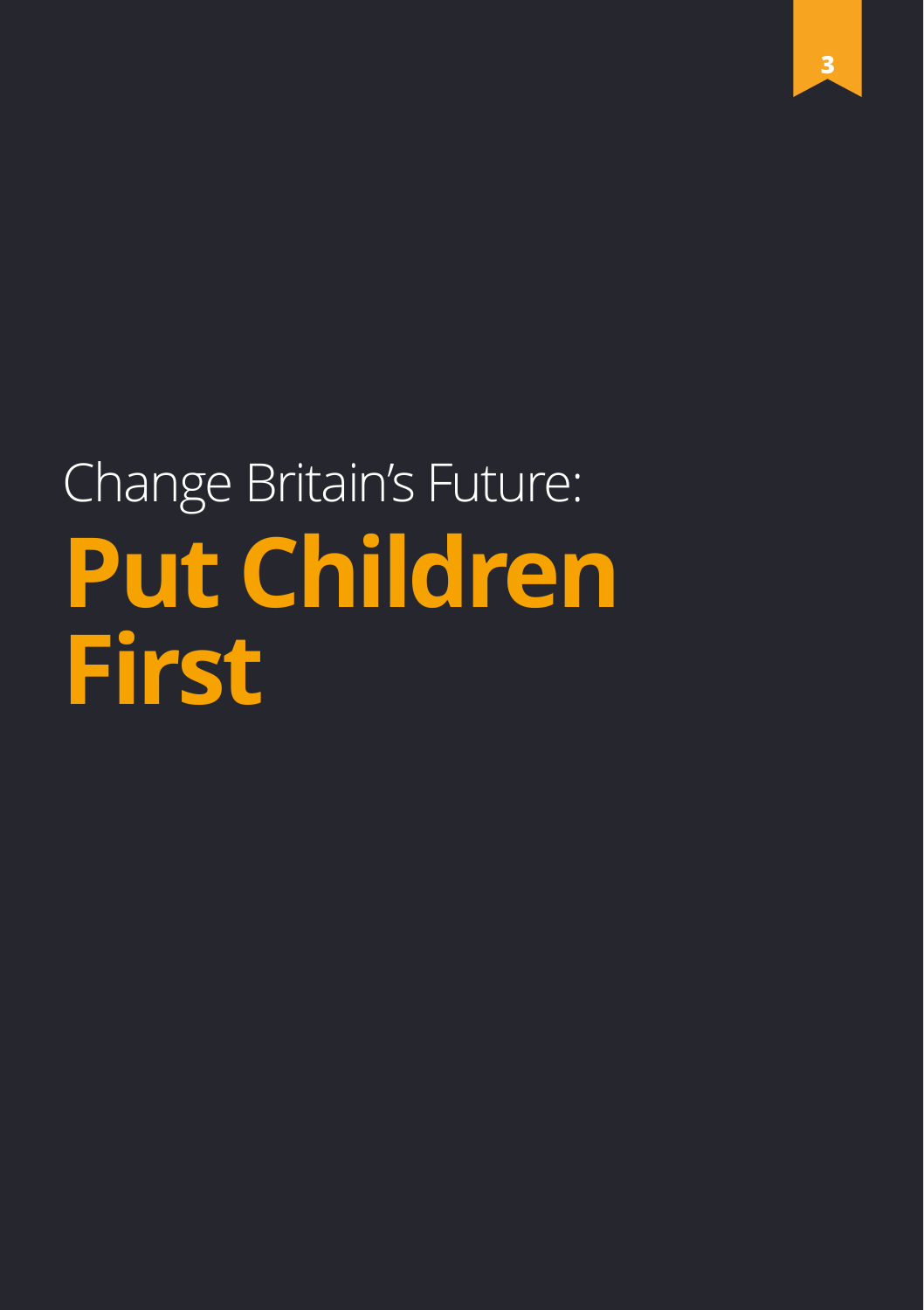# Change Britain's Future: **Put Children First**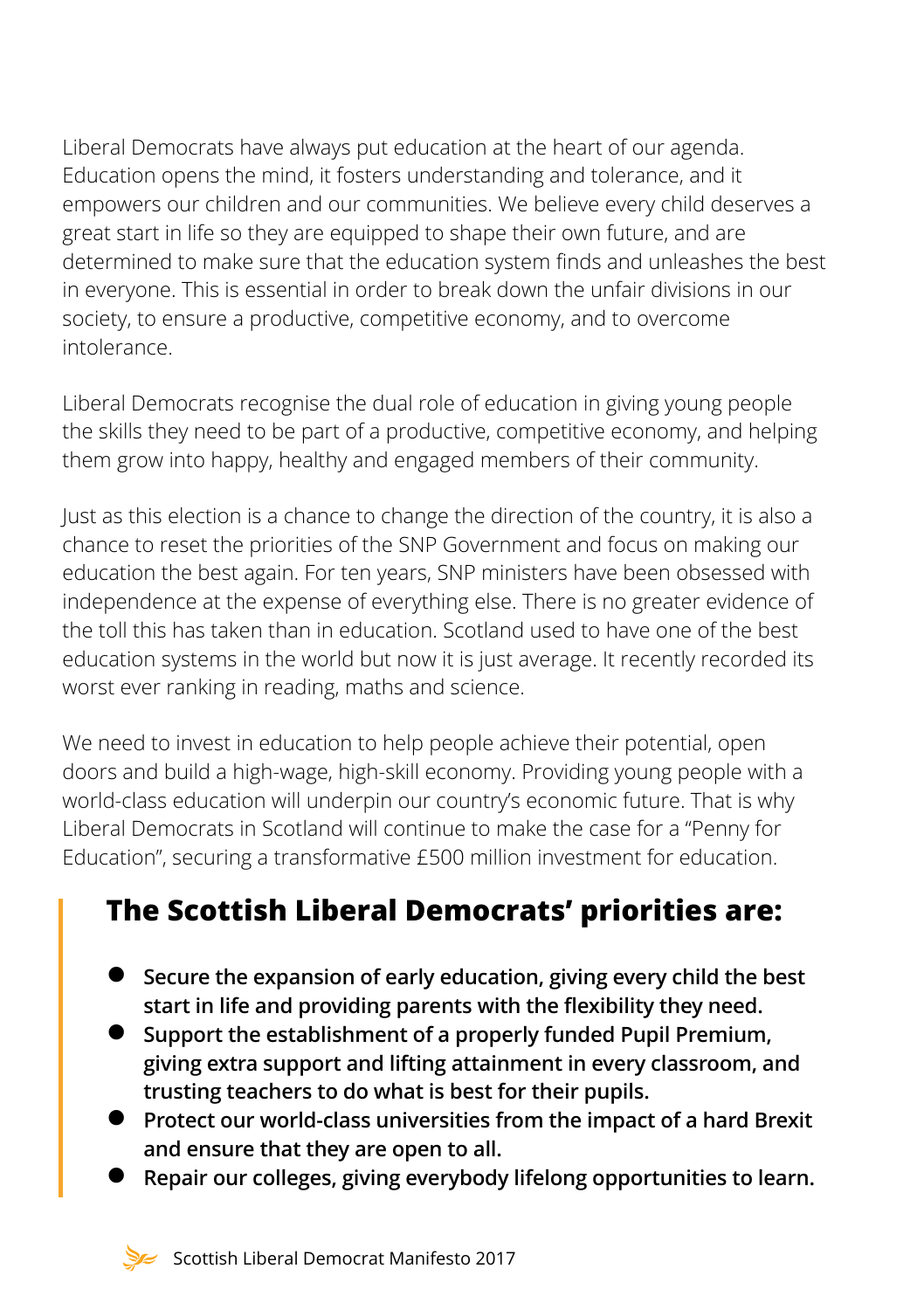Liberal Democrats have always put education at the heart of our agenda. Education opens the mind, it fosters understanding and tolerance, and it empowers our children and our communities. We believe every child deserves a great start in life so they are equipped to shape their own future, and are determined to make sure that the education system finds and unleashes the best in everyone. This is essential in order to break down the unfair divisions in our society, to ensure a productive, competitive economy, and to overcome intolerance.

Liberal Democrats recognise the dual role of education in giving young people the skills they need to be part of a productive, competitive economy, and helping them grow into happy, healthy and engaged members of their community.

Just as this election is a chance to change the direction of the country, it is also a chance to reset the priorities of the SNP Government and focus on making our education the best again. For ten years, SNP ministers have been obsessed with independence at the expense of everything else. There is no greater evidence of the toll this has taken than in education. Scotland used to have one of the best education systems in the world but now it is just average. It recently recorded its worst ever ranking in reading, maths and science.

We need to invest in education to help people achieve their potential, open doors and build a high-wage, high-skill economy. Providing young people with a world-class education will underpin our country's economic future. That is why Liberal Democrats in Scotland will continue to make the case for a "Penny for Education", securing a transformative £500 million investment for education.

## The Scottish Liberal Democrats' priorities are:

- **Secure the expansion of early education, giving every child the best start in life and providing parents with the flexibility they need.**
- **Support the establishment of a properly funded Pupil Premium, giving extra support and lifting attainment in every classroom, and trusting teachers to do what is best for their pupils.**
- **Protect our world-class universities from the impact of a hard Brexit and ensure that they are open to all.**
- **Repair our colleges, giving everybody lifelong opportunities to learn.**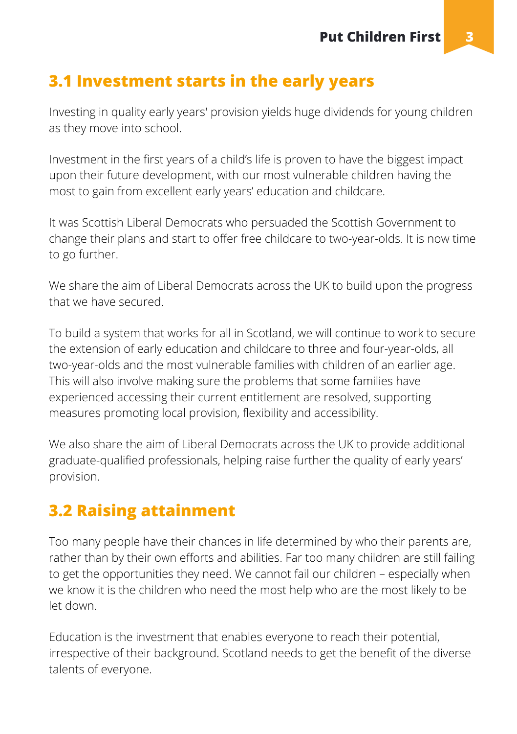## 3.1 Investment starts in the early years

Investing in quality early years' provision yields huge dividends for young children as they move into school.

Investment in the first years of a child's life is proven to have the biggest impact upon their future development, with our most vulnerable children having the most to gain from excellent early years' education and childcare.

It was Scottish Liberal Democrats who persuaded the Scottish Government to change their plans and start to offer free childcare to two-year-olds. It is now time to go further.

We share the aim of Liberal Democrats across the UK to build upon the progress that we have secured.

To build a system that works for all in Scotland, we will continue to work to secure the extension of early education and childcare to three and four-year-olds, all two-year-olds and the most vulnerable families with children of an earlier age. This will also involve making sure the problems that some families have experienced accessing their current entitlement are resolved, supporting measures promoting local provision, flexibility and accessibility.

We also share the aim of Liberal Democrats across the UK to provide additional graduate-qualified professionals, helping raise further the quality of early years' provision.

## 3.2 Raising attainment

Too many people have their chances in life determined by who their parents are, rather than by their own efforts and abilities. Far too many children are still failing to get the opportunities they need. We cannot fail our children – especially when we know it is the children who need the most help who are the most likely to be let down.

Education is the investment that enables everyone to reach their potential, irrespective of their background. Scotland needs to get the benefit of the diverse talents of everyone.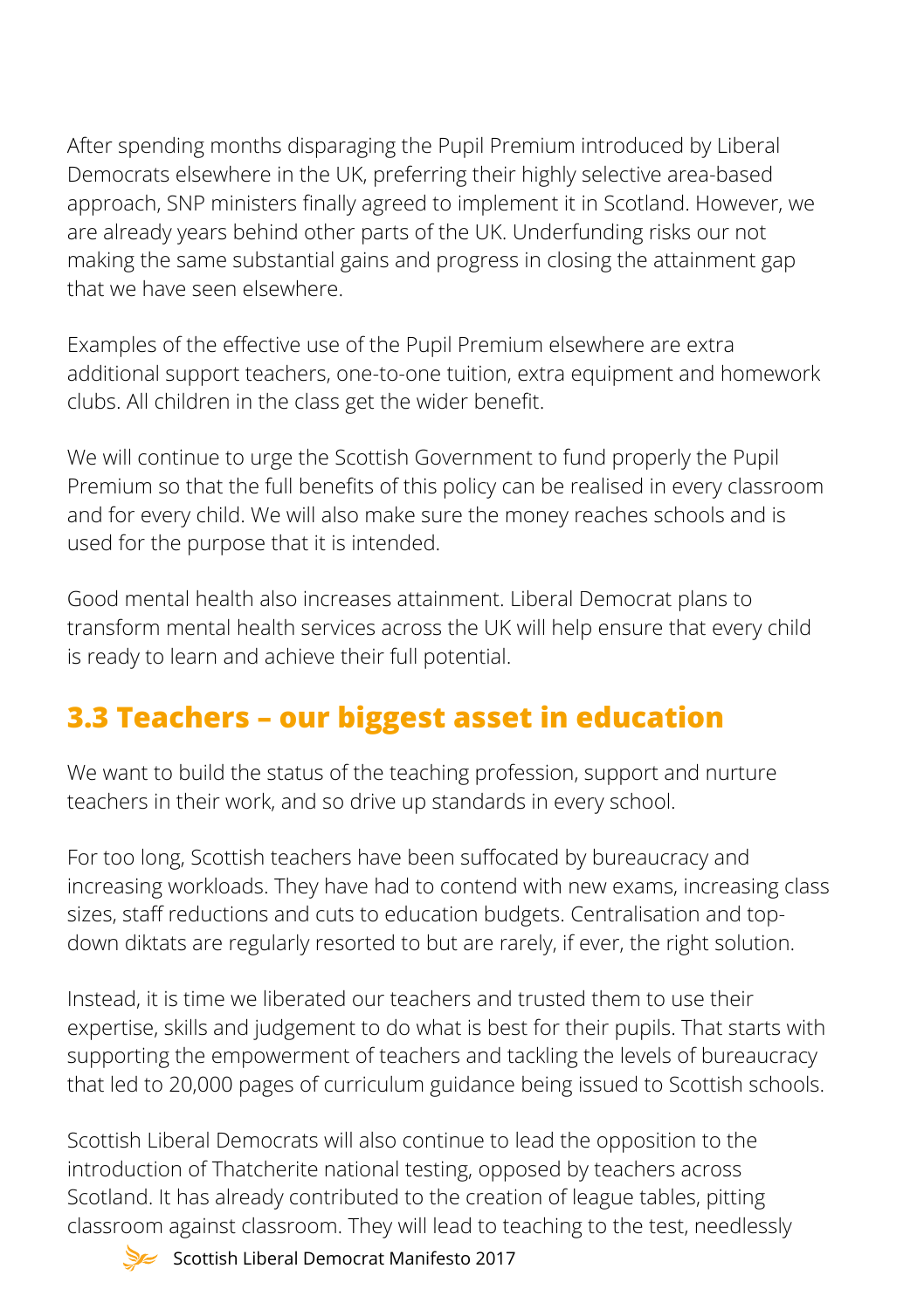After spending months disparaging the Pupil Premium introduced by Liberal Democrats elsewhere in the UK, preferring their highly selective area-based approach, SNP ministers finally agreed to implement it in Scotland. However, we are already years behind other parts of the UK. Underfunding risks our not making the same substantial gains and progress in closing the attainment gap that we have seen elsewhere.

Examples of the effective use of the Pupil Premium elsewhere are extra additional support teachers, one-to-one tuition, extra equipment and homework clubs. All children in the class get the wider benefit.

We will continue to urge the Scottish Government to fund properly the Pupil Premium so that the full benefits of this policy can be realised in every classroom and for every child. We will also make sure the money reaches schools and is used for the purpose that it is intended.

Good mental health also increases attainment. Liberal Democrat plans to transform mental health services across the UK will help ensure that every child is ready to learn and achieve their full potential.

## 3.3 Teachers – our biggest asset in education

We want to build the status of the teaching profession, support and nurture teachers in their work, and so drive up standards in every school.

For too long, Scottish teachers have been suffocated by bureaucracy and increasing workloads. They have had to contend with new exams, increasing class sizes, staff reductions and cuts to education budgets. Centralisation and top-down diktats are regularly resorted to but are rarely, if ever, the right solution.

Instead, it is time we liberated our teachers and trusted them to use their expertise, skills and judgement to do what is best for their pupils. That starts with supporting the empowerment of teachers and tackling the levels of bureaucracy that led to 20,000 pages of curriculum guidance being issued to Scottish schools.

Scottish Liberal Democrats will also continue to lead the opposition to the introduction of Thatcherite national testing, opposed by teachers across Scotland. It has already contributed to the creation of league tables, pitting classroom against classroom. They will lead to teaching to the test, needlessly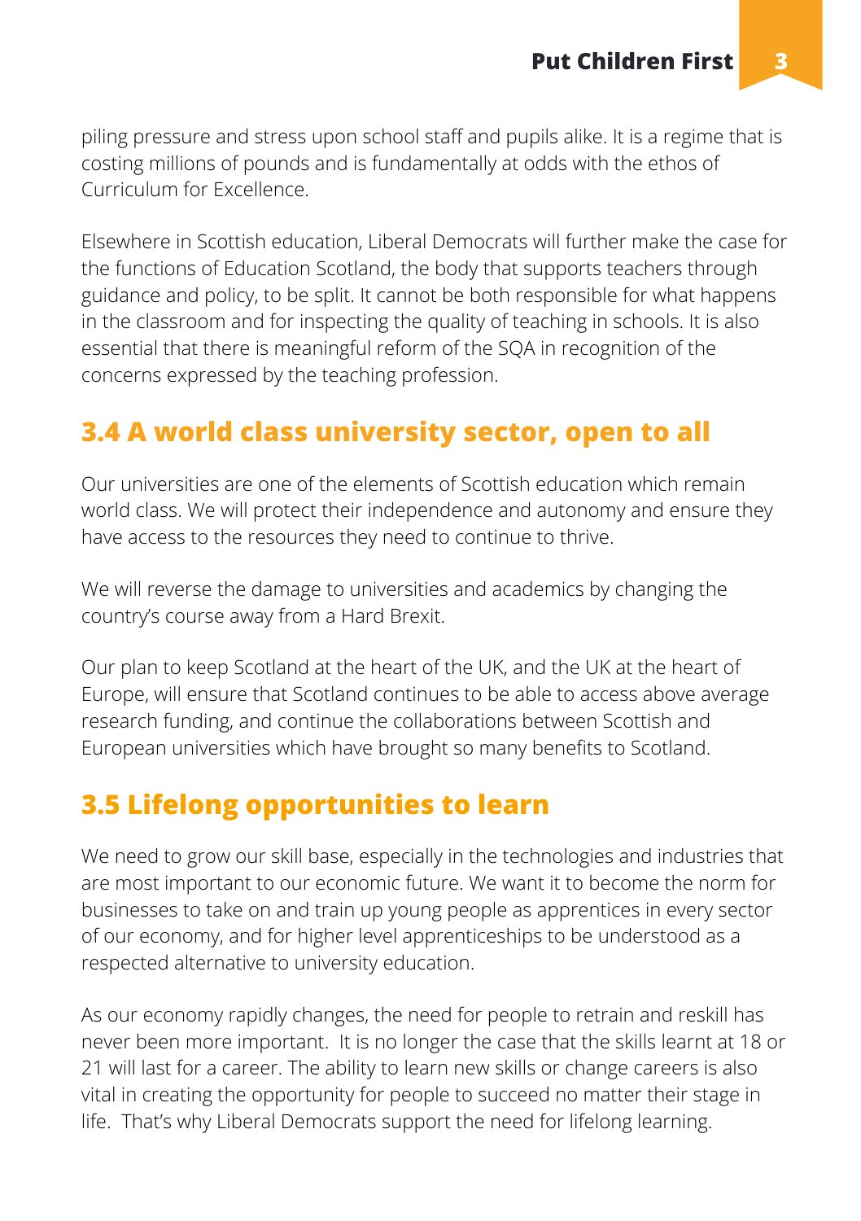piling pressure and stress upon school staff and pupils alike. It is a regime that is costing millions of pounds and is fundamentally at odds with the ethos of Curriculum for Excellence.

Elsewhere in Scottish education, Liberal Democrats will further make the case for the functions of Education Scotland, the body that supports teachers through guidance and policy, to be split. It cannot be both responsible for what happens in the classroom and for inspecting the quality of teaching in schools. It is also essential that there is meaningful reform of the SQA in recognition of the concerns expressed by the teaching profession.

## 3.4 A world class university sector, open to all

Our universities are one of the elements of Scottish education which remain world class. We will protect their independence and autonomy and ensure they have access to the resources they need to continue to thrive.

We will reverse the damage to universities and academics by changing the country's course away from a Hard Brexit.

Our plan to keep Scotland at the heart of the UK, and the UK at the heart of Europe, will ensure that Scotland continues to be able to access above average research funding, and continue the collaborations between Scottish and European universities which have brought so many benefits to Scotland.

## 3.5 Lifelong opportunities to learn

We need to grow our skill base, especially in the technologies and industries that are most important to our economic future. We want it to become the norm for businesses to take on and train up young people as apprentices in every sector of our economy, and for higher level apprenticeships to be understood as a respected alternative to university education.

As our economy rapidly changes, the need for people to retrain and reskill has never been more important. It is no longer the case that the skills learnt at 18 or 21 will last for a career. The ability to learn new skills or change careers is also vital in creating the opportunity for people to succeed no matter their stage in life. That's why Liberal Democrats support the need for lifelong learning.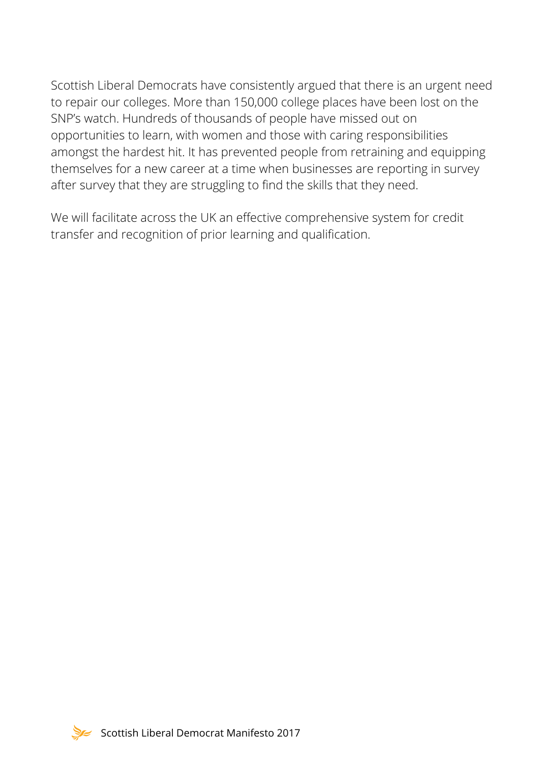Scottish Liberal Democrats have consistently argued that there is an urgent need to repair our colleges. More than 150,000 college places have been lost on the SNP's watch. Hundreds of thousands of people have missed out on opportunities to learn, with women and those with caring responsibilities amongst the hardest hit. It has prevented people from retraining and equipping themselves for a new career at a time when businesses are reporting in survey after survey that they are struggling to find the skills that they need.

We will facilitate across the UK an effective comprehensive system for credit transfer and recognition of prior learning and qualification.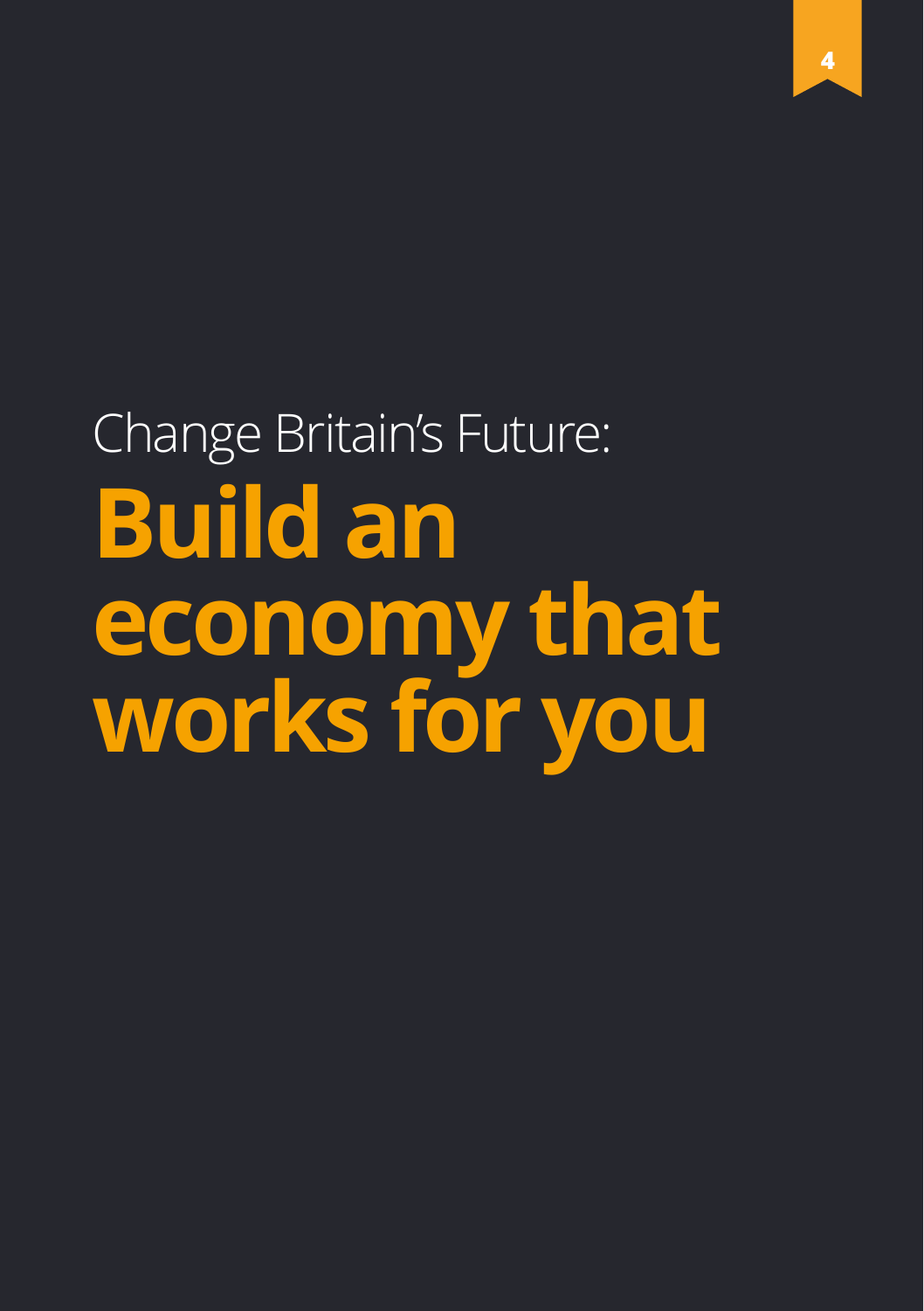Change Britain's Future:

# Build an economy that works for you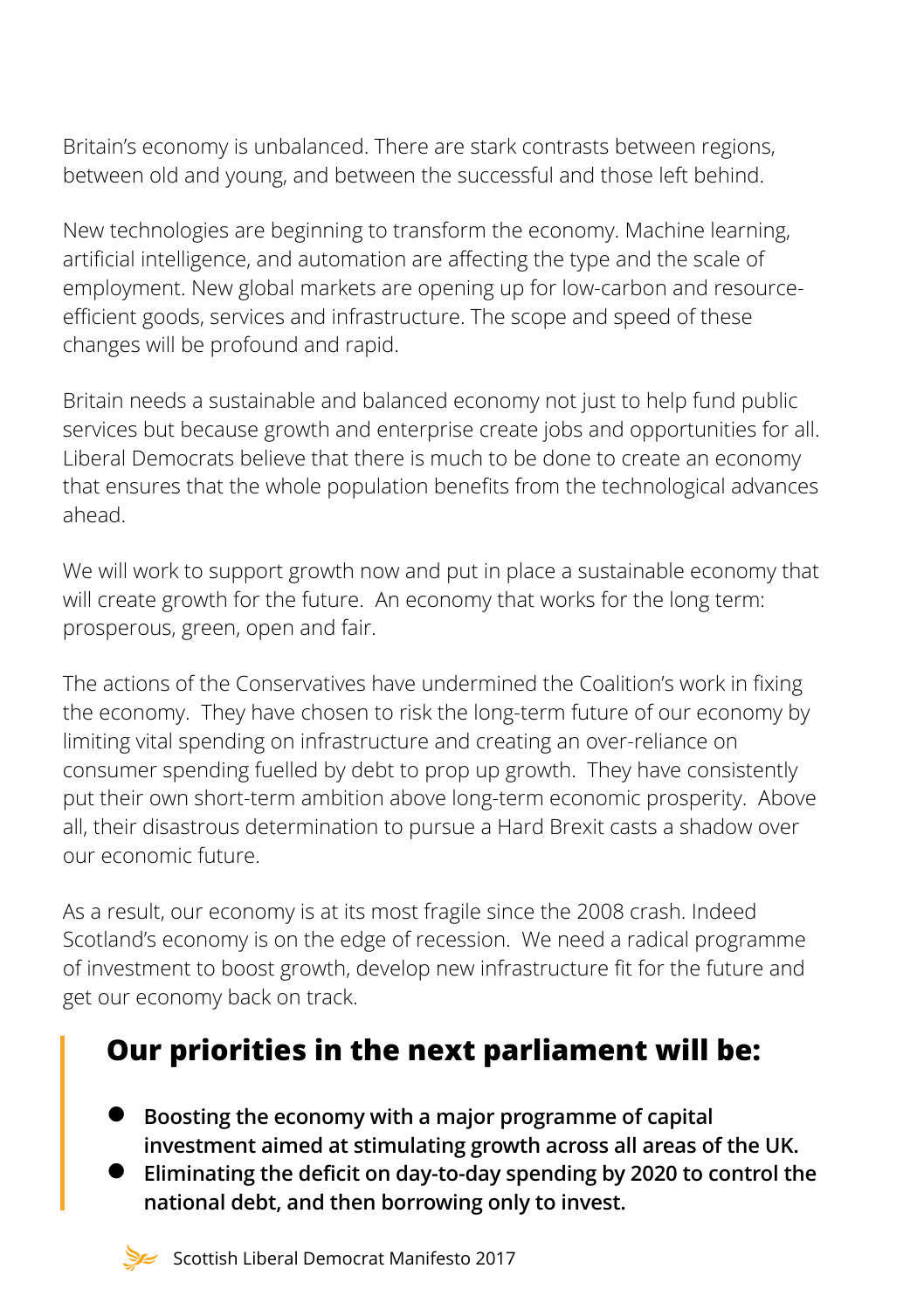Britain's economy is unbalanced. There are stark contrasts between regions, between old and young, and between the successful and those left behind.

New technologies are beginning to transform the economy. Machine learning, artificial intelligence, and automation are affecting the type and the scale of employment. New global markets are opening up for low-carbon and resource-efficient goods, services and infrastructure. The scope and speed of these changes will be profound and rapid.

Britain needs a sustainable and balanced economy not just to help fund public services but because growth and enterprise create jobs and opportunities for all. Liberal Democrats believe that there is much to be done to create an economy that ensures that the whole population benefits from the technological advances ahead.

We will work to support growth now and put in place a sustainable economy that will create growth for the future. An economy that works for the long term: prosperous, green, open and fair.

The actions of the Conservatives have undermined the Coalition's work in fixing the economy. They have chosen to risk the long-term future of our economy by limiting vital spending on infrastructure and creating an over-reliance on consumer spending fuelled by debt to prop up growth. They have consistently put their own short-term ambition above long-term economic prosperity. Above all, their disastrous determination to pursue a Hard Brexit casts a shadow over our economic future.

As a result, our economy is at its most fragile since the 2008 crash. Indeed Scotland's economy is on the edge of recession. We need a radical programme of investment to boost growth, develop new infrastructure fit for the future and get our economy back on track.

## Our priorities in the next parliament will be:

- **Boosting the economy with a major programme of capital investment aimed at stimulating growth across all areas of the UK.**
- **Eliminating the deficit on day-to-day spending by 2020 to control the national debt, and then borrowing only to invest.**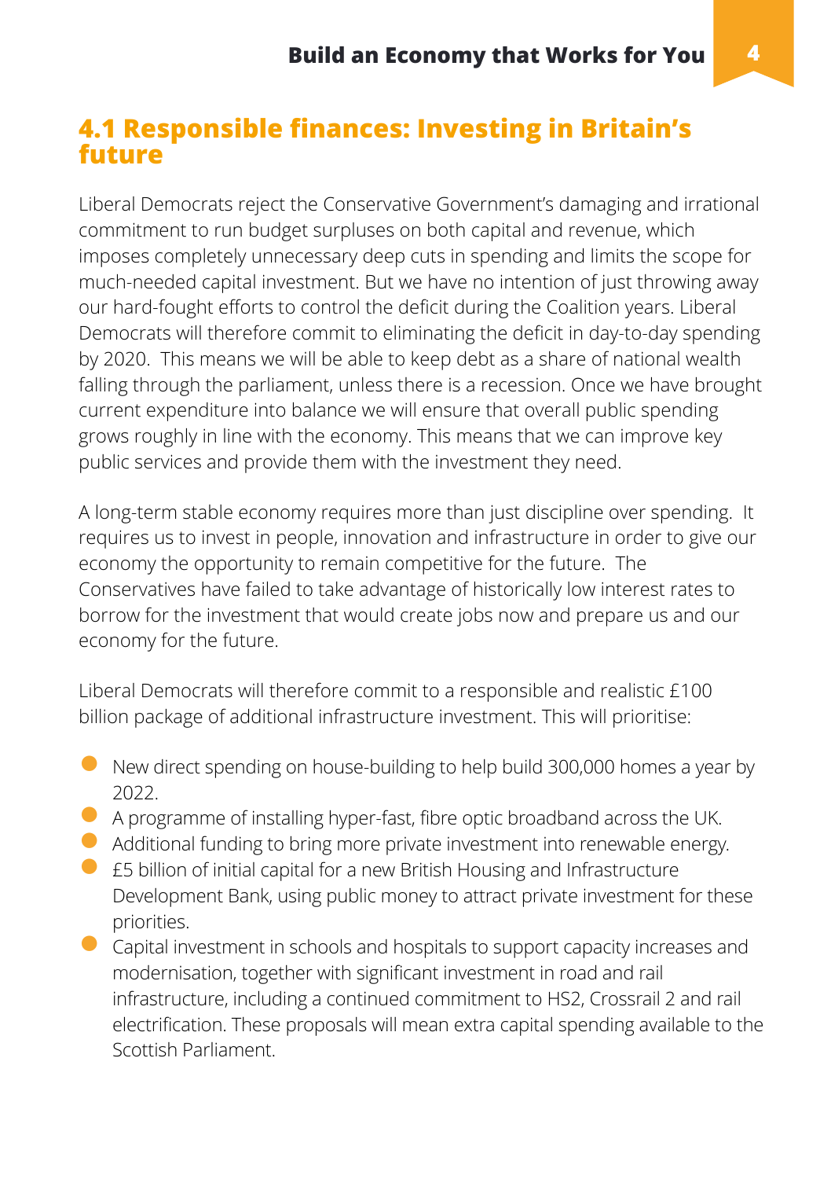## 4.1 Responsible finances: Investing in Britain's future

Liberal Democrats reject the Conservative Government's damaging and irrational commitment to run budget surpluses on both capital and revenue, which imposes completely unnecessary deep cuts in spending and limits the scope for much-needed capital investment. But we have no intention of just throwing away our hard-fought efforts to control the deficit during the Coalition years. Liberal Democrats will therefore commit to eliminating the deficit in day-to-day spending by 2020. This means we will be able to keep debt as a share of national wealth falling through the parliament, unless there is a recession. Once we have brought current expenditure into balance we will ensure that overall public spending grows roughly in line with the economy. This means that we can improve key public services and provide them with the investment they need.

A long-term stable economy requires more than just discipline over spending. It requires us to invest in people, innovation and infrastructure in order to give our economy the opportunity to remain competitive for the future. The Conservatives have failed to take advantage of historically low interest rates to borrow for the investment that would create jobs now and prepare us and our economy for the future.

Liberal Democrats will therefore commit to a responsible and realistic £100 billion package of additional infrastructure investment. This will prioritise:

- New direct spending on house-building to help build 300,000 homes a year by 2022.
- A programme of installing hyper-fast, fibre optic broadband across the UK.
- Additional funding to bring more private investment into renewable energy.
- £5 billion of initial capital for a new British Housing and Infrastructure Development Bank, using public money to attract private investment for these priorities.
- Capital investment in schools and hospitals to support capacity increases and modernisation, together with significant investment in road and rail infrastructure, including a continued commitment to HS2, Crossrail 2 and rail electrification. These proposals will mean extra capital spending available to the Scottish Parliament.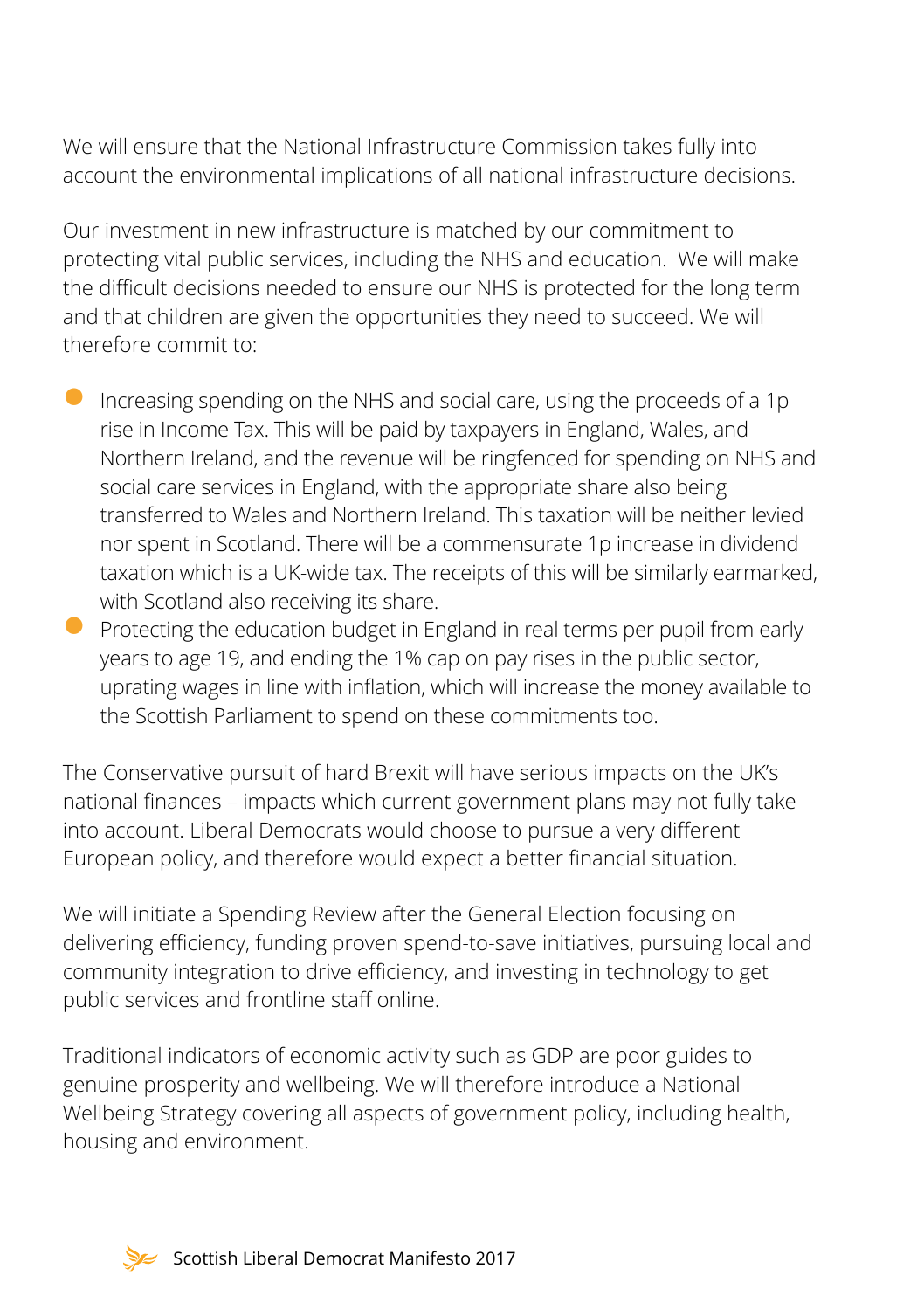We will ensure that the National Infrastructure Commission takes fully into account the environmental implications of all national infrastructure decisions.

Our investment in new infrastructure is matched by our commitment to protecting vital public services, including the NHS and education. We will make the difficult decisions needed to ensure our NHS is protected for the long term and that children are given the opportunities they need to succeed. We will therefore commit to:

- Increasing spending on the NHS and social care, using the proceeds of a 1p rise in Income Tax. This will be paid by taxpayers in England, Wales, and Northern Ireland, and the revenue will be ringfenced for spending on NHS and social care services in England, with the appropriate share also being transferred to Wales and Northern Ireland. This taxation will be neither levied nor spent in Scotland. There will be a commensurate 1p increase in dividend taxation which is a UK-wide tax. The receipts of this will be similarly earmarked, with Scotland also receiving its share.
- Protecting the education budget in England in real terms per pupil from early years to age 19, and ending the 1% cap on pay rises in the public sector, uprating wages in line with inflation, which will increase the money available to the Scottish Parliament to spend on these commitments too.

The Conservative pursuit of hard Brexit will have serious impacts on the UK's national finances – impacts which current government plans may not fully take into account. Liberal Democrats would choose to pursue a very different European policy, and therefore would expect a better financial situation.

We will initiate a Spending Review after the General Election focusing on delivering efficiency, funding proven spend-to-save initiatives, pursuing local and community integration to drive efficiency, and investing in technology to get public services and frontline staff online.

Traditional indicators of economic activity such as GDP are poor guides to genuine prosperity and wellbeing. We will therefore introduce a National Wellbeing Strategy covering all aspects of government policy, including health, housing and environment.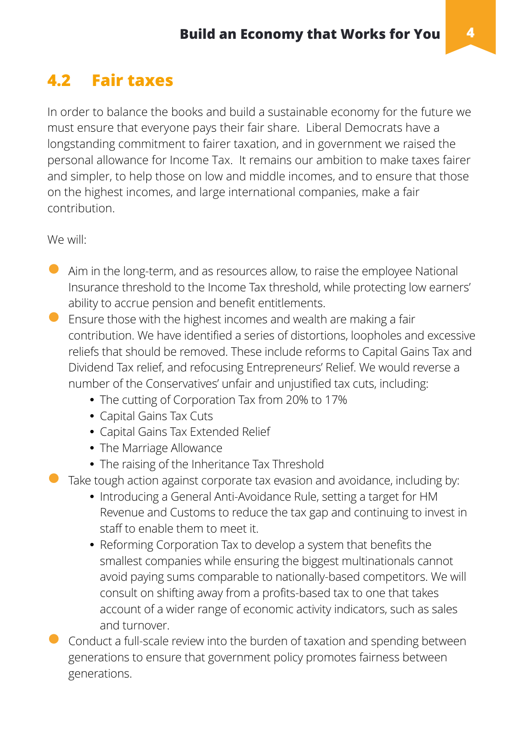## 4.2 Fair taxes

In order to balance the books and build a sustainable economy for the future we must ensure that everyone pays their fair share. Liberal Democrats have a longstanding commitment to fairer taxation, and in government we raised the personal allowance for Income Tax. It remains our ambition to make taxes fairer and simpler, to help those on low and middle incomes, and to ensure that those on the highest incomes, and large international companies, make a fair contribution.

We will:

- Aim in the long-term, and as resources allow, to raise the employee National Insurance threshold to the Income Tax threshold, while protecting low earners' ability to accrue pension and benefit entitlements.
- Ensure those with the highest incomes and wealth are making a fair contribution. We have identified a series of distortions, loopholes and excessive reliefs that should be removed. These include reforms to Capital Gains Tax and Dividend Tax relief, and refocusing Entrepreneurs' Relief. We would reverse a number of the Conservatives' unfair and unjustified tax cuts, including:
  - The cutting of Corporation Tax from 20% to 17%
  - Capital Gains Tax Cuts
  - Capital Gains Tax Extended Relief
  - The Marriage Allowance
  - The raising of the Inheritance Tax Threshold
- Take tough action against corporate tax evasion and avoidance, including by:
  - Introducing a General Anti-Avoidance Rule, setting a target for HM Revenue and Customs to reduce the tax gap and continuing to invest in staff to enable them to meet it.
  - Reforming Corporation Tax to develop a system that benefits the smallest companies while ensuring the biggest multinationals cannot avoid paying sums comparable to nationally-based competitors. We will consult on shifting away from a profits-based tax to one that takes account of a wider range of economic activity indicators, such as sales and turnover.
- Conduct a full-scale review into the burden of taxation and spending between generations to ensure that government policy promotes fairness between generations.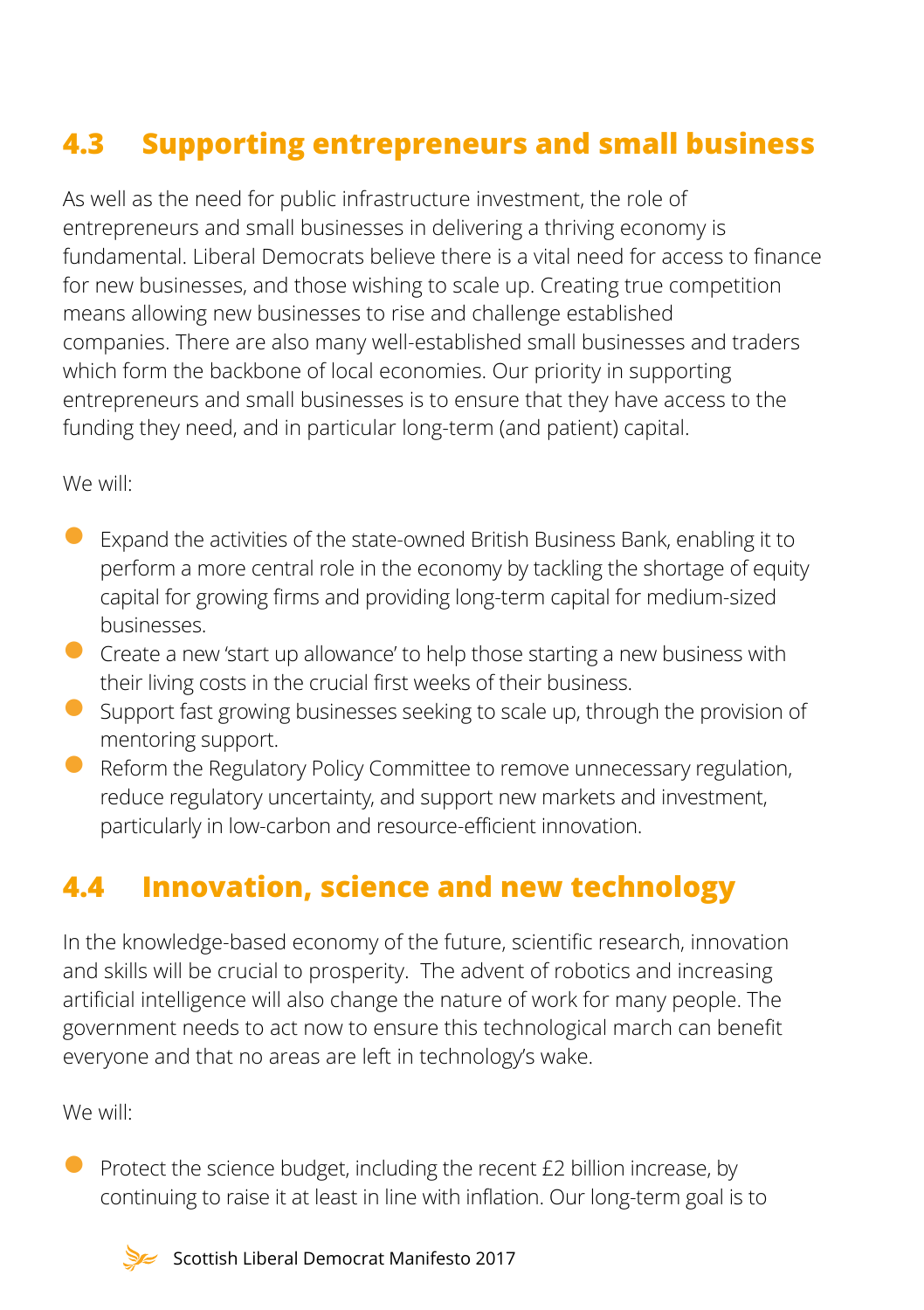## 4.3 Supporting entrepreneurs and small business

As well as the need for public infrastructure investment, the role of entrepreneurs and small businesses in delivering a thriving economy is fundamental. Liberal Democrats believe there is a vital need for access to finance for new businesses, and those wishing to scale up. Creating true competition means allowing new businesses to rise and challenge established companies. There are also many well-established small businesses and traders which form the backbone of local economies. Our priority in supporting entrepreneurs and small businesses is to ensure that they have access to the funding they need, and in particular long-term (and patient) capital.

We will:

- Expand the activities of the state-owned British Business Bank, enabling it to perform a more central role in the economy by tackling the shortage of equity capital for growing firms and providing long-term capital for medium-sized businesses.
- Create a new 'start up allowance' to help those starting a new business with their living costs in the crucial first weeks of their business.
- Support fast growing businesses seeking to scale up, through the provision of mentoring support.
- Reform the Regulatory Policy Committee to remove unnecessary regulation, reduce regulatory uncertainty, and support new markets and investment, particularly in low-carbon and resource-efficient innovation.

## 4.4 Innovation, science and new technology

In the knowledge-based economy of the future, scientific research, innovation and skills will be crucial to prosperity. The advent of robotics and increasing artificial intelligence will also change the nature of work for many people. The government needs to act now to ensure this technological march can benefit everyone and that no areas are left in technology's wake.

We will:

- Protect the science budget, including the recent £2 billion increase, by continuing to raise it at least in line with inflation. Our long-term goal is to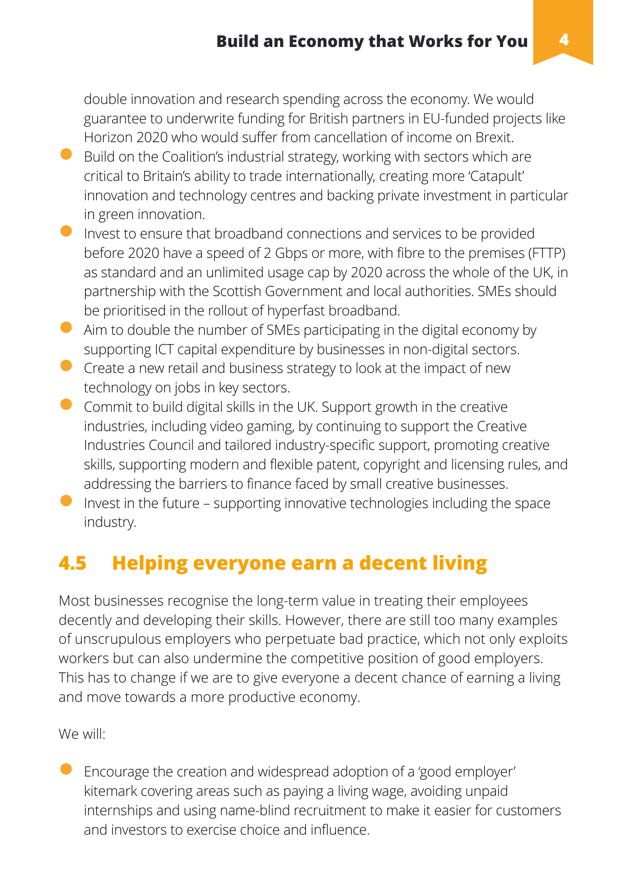double innovation and research spending across the economy. We would guarantee to underwrite funding for British partners in EU-funded projects like Horizon 2020 who would suffer from cancellation of income on Brexit.

- Build on the Coalition's industrial strategy, working with sectors which are critical to Britain's ability to trade internationally, creating more 'Catapult' innovation and technology centres and backing private investment in particular in green innovation.
- Invest to ensure that broadband connections and services to be provided before 2020 have a speed of 2 Gbps or more, with fibre to the premises (FTTP) as standard and an unlimited usage cap by 2020 across the whole of the UK, in partnership with the Scottish Government and local authorities. SMEs should be prioritised in the rollout of hyperfast broadband.
- Aim to double the number of SMEs participating in the digital economy by supporting ICT capital expenditure by businesses in non-digital sectors.
- Create a new retail and business strategy to look at the impact of new technology on jobs in key sectors.
- Commit to build digital skills in the UK. Support growth in the creative industries, including video gaming, by continuing to support the Creative Industries Council and tailored industry-specific support, promoting creative skills, supporting modern and flexible patent, copyright and licensing rules, and addressing the barriers to finance faced by small creative businesses.
- Invest in the future – supporting innovative technologies including the space industry.

## 4.5 Helping everyone earn a decent living

Most businesses recognise the long-term value in treating their employees decently and developing their skills. However, there are still too many examples of unscrupulous employers who perpetuate bad practice, which not only exploits workers but can also undermine the competitive position of good employers. This has to change if we are to give everyone a decent chance of earning a living and move towards a more productive economy.

We will:

- Encourage the creation and widespread adoption of a 'good employer' kitemark covering areas such as paying a living wage, avoiding unpaid internships and using name-blind recruitment to make it easier for customers and investors to exercise choice and influence.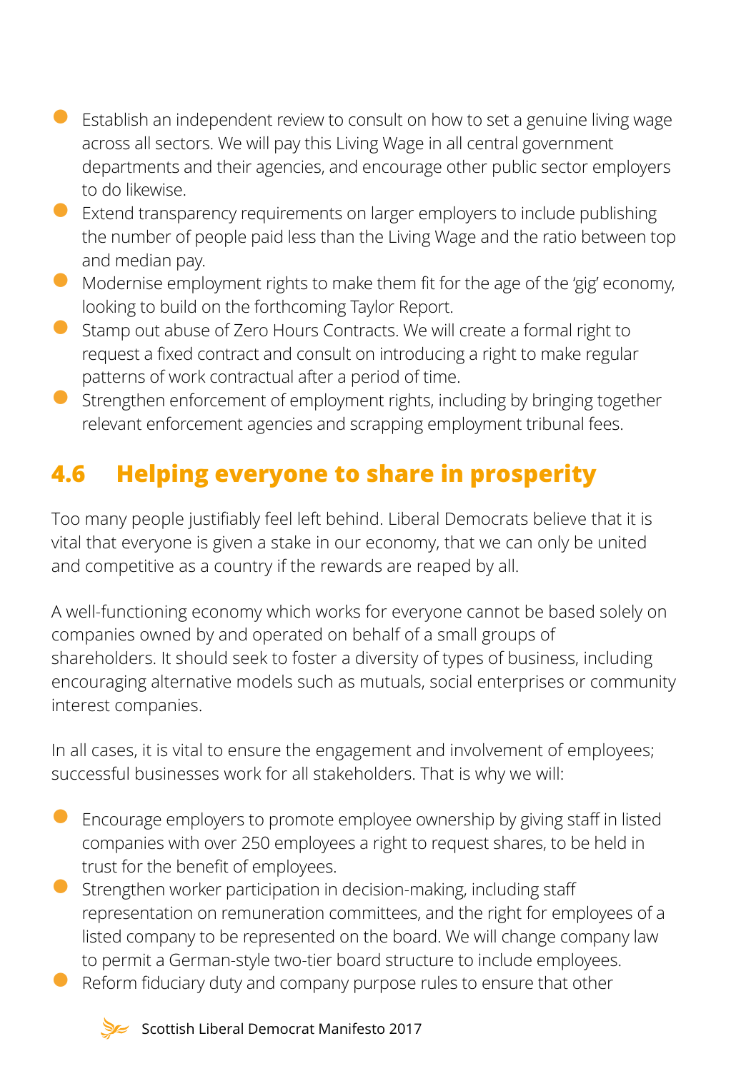- Establish an independent review to consult on how to set a genuine living wage across all sectors. We will pay this Living Wage in all central government departments and their agencies, and encourage other public sector employers to do likewise.
- Extend transparency requirements on larger employers to include publishing the number of people paid less than the Living Wage and the ratio between top and median pay.
- Modernise employment rights to make them fit for the age of the 'gig' economy, looking to build on the forthcoming Taylor Report.
- Stamp out abuse of Zero Hours Contracts. We will create a formal right to request a fixed contract and consult on introducing a right to make regular patterns of work contractual after a period of time.
- Strengthen enforcement of employment rights, including by bringing together relevant enforcement agencies and scrapping employment tribunal fees.

## 4.6 Helping everyone to share in prosperity

Too many people justifiably feel left behind. Liberal Democrats believe that it is vital that everyone is given a stake in our economy, that we can only be united and competitive as a country if the rewards are reaped by all.

A well-functioning economy which works for everyone cannot be based solely on companies owned by and operated on behalf of a small groups of shareholders. It should seek to foster a diversity of types of business, including encouraging alternative models such as mutuals, social enterprises or community interest companies.

In all cases, it is vital to ensure the engagement and involvement of employees; successful businesses work for all stakeholders. That is why we will:

- Encourage employers to promote employee ownership by giving staff in listed companies with over 250 employees a right to request shares, to be held in trust for the benefit of employees.
- Strengthen worker participation in decision-making, including staff representation on remuneration committees, and the right for employees of a listed company to be represented on the board. We will change company law to permit a German-style two-tier board structure to include employees.
- Reform fiduciary duty and company purpose rules to ensure that other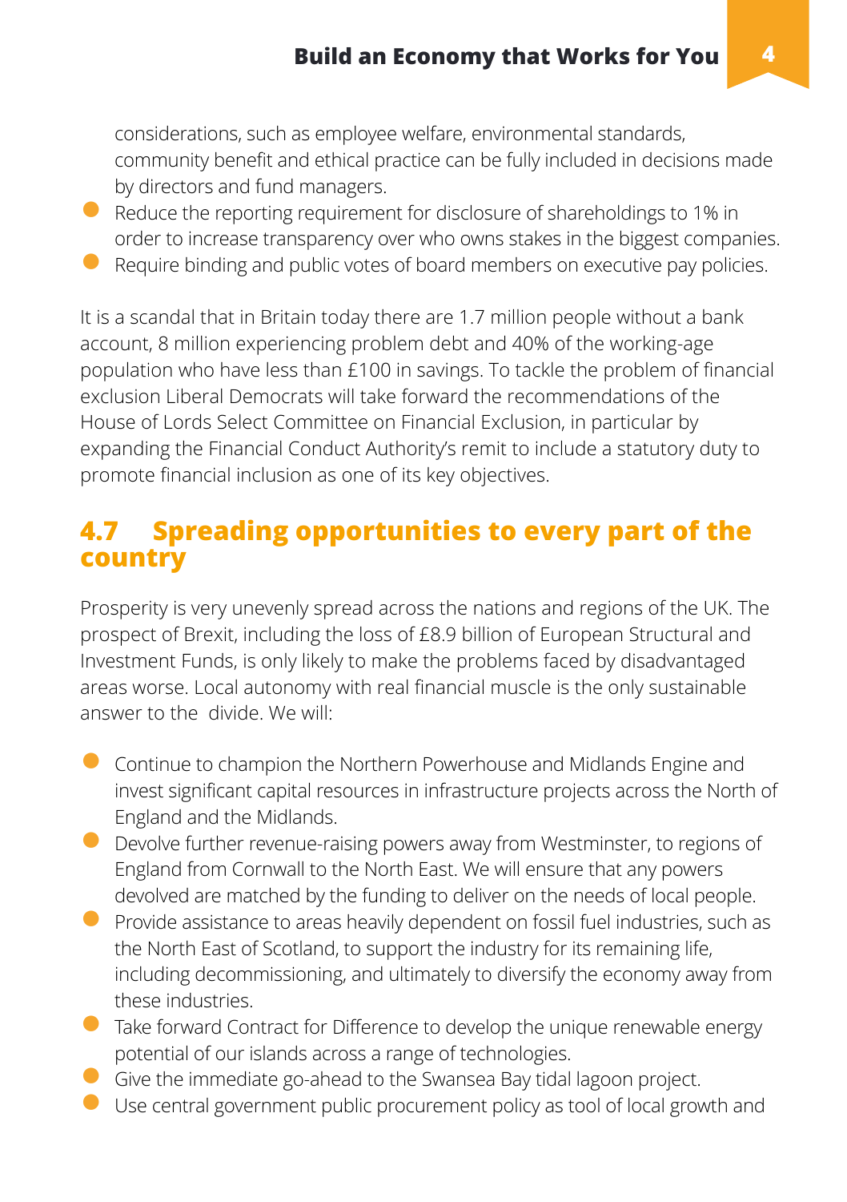considerations, such as employee welfare, environmental standards, community benefit and ethical practice can be fully included in decisions made by directors and fund managers.

- Reduce the reporting requirement for disclosure of shareholdings to 1% in order to increase transparency over who owns stakes in the biggest companies.
- Require binding and public votes of board members on executive pay policies.

It is a scandal that in Britain today there are 1.7 million people without a bank account, 8 million experiencing problem debt and 40% of the working-age population who have less than £100 in savings. To tackle the problem of financial exclusion Liberal Democrats will take forward the recommendations of the House of Lords Select Committee on Financial Exclusion, in particular by expanding the Financial Conduct Authority's remit to include a statutory duty to promote financial inclusion as one of its key objectives.

## 4.7 Spreading opportunities to every part of the country

Prosperity is very unevenly spread across the nations and regions of the UK. The prospect of Brexit, including the loss of £8.9 billion of European Structural and Investment Funds, is only likely to make the problems faced by disadvantaged areas worse. Local autonomy with real financial muscle is the only sustainable answer to the divide. We will:

- Continue to champion the Northern Powerhouse and Midlands Engine and invest significant capital resources in infrastructure projects across the North of England and the Midlands.
- Devolve further revenue-raising powers away from Westminster, to regions of England from Cornwall to the North East. We will ensure that any powers devolved are matched by the funding to deliver on the needs of local people.
- Provide assistance to areas heavily dependent on fossil fuel industries, such as the North East of Scotland, to support the industry for its remaining life, including decommissioning, and ultimately to diversify the economy away from these industries.
- Take forward Contract for Difference to develop the unique renewable energy potential of our islands across a range of technologies.
- Give the immediate go-ahead to the Swansea Bay tidal lagoon project.
- Use central government public procurement policy as tool of local growth and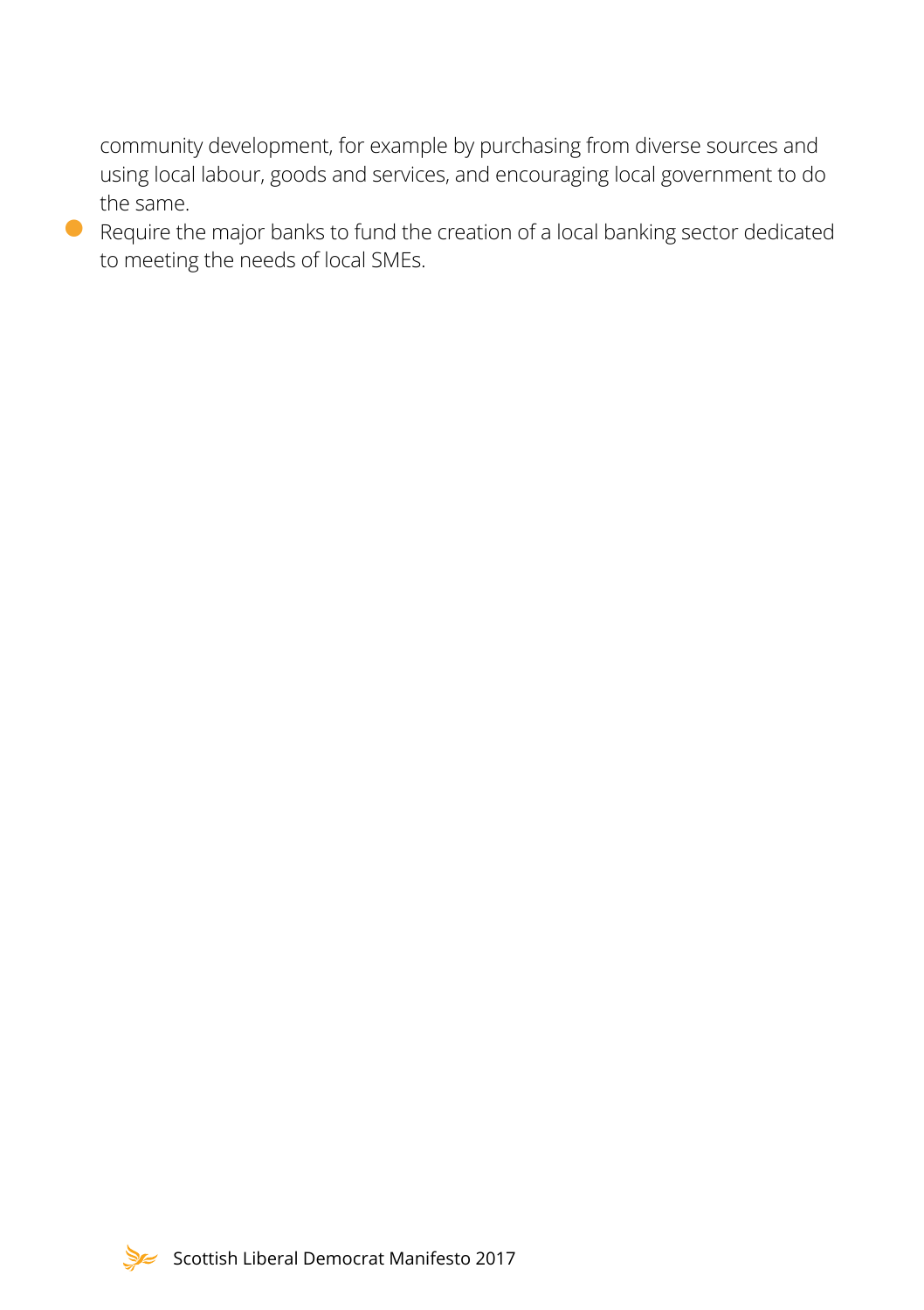community development, for example by purchasing from diverse sources and using local labour, goods and services, and encouraging local government to do the same.

- Require the major banks to fund the creation of a local banking sector dedicated to meeting the needs of local SMEs.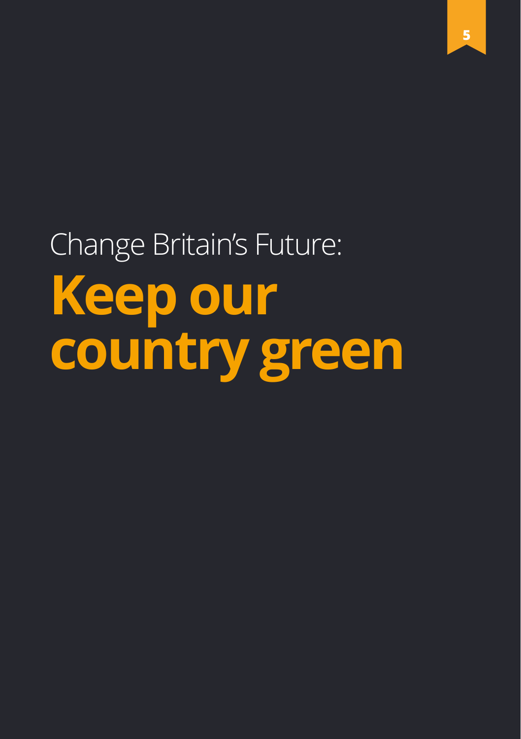# Change Britain's Future: **Keep our country green**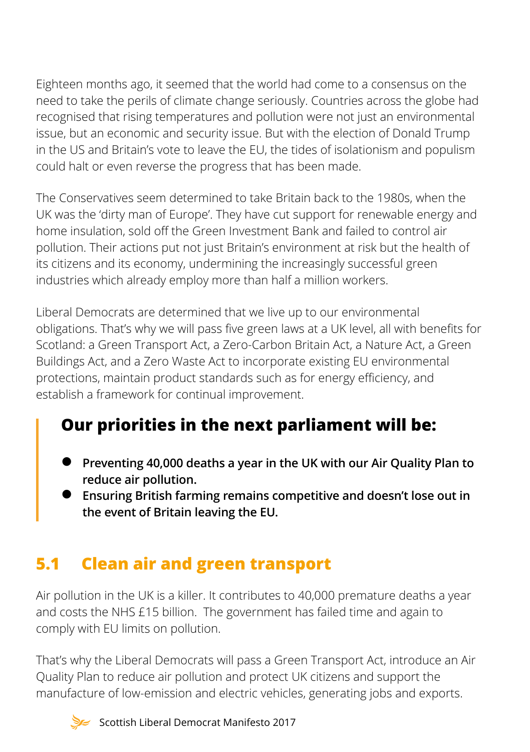Eighteen months ago, it seemed that the world had come to a consensus on the need to take the perils of climate change seriously. Countries across the globe had recognised that rising temperatures and pollution were not just an environmental issue, but an economic and security issue. But with the election of Donald Trump in the US and Britain's vote to leave the EU, the tides of isolationism and populism could halt or even reverse the progress that has been made.

The Conservatives seem determined to take Britain back to the 1980s, when the UK was the 'dirty man of Europe'. They have cut support for renewable energy and home insulation, sold off the Green Investment Bank and failed to control air pollution. Their actions put not just Britain's environment at risk but the health of its citizens and its economy, undermining the increasingly successful green industries which already employ more than half a million workers.

Liberal Democrats are determined that we live up to our environmental obligations. That's why we will pass five green laws at a UK level, all with benefits for Scotland: a Green Transport Act, a Zero-Carbon Britain Act, a Nature Act, a Green Buildings Act, and a Zero Waste Act to incorporate existing EU environmental protections, maintain product standards such as for energy efficiency, and establish a framework for continual improvement.

> **Our priorities in the next parliament will be:**
>
> - **Preventing 40,000 deaths a year in the UK with our Air Quality Plan to reduce air pollution.**
> - **Ensuring British farming remains competitive and doesn't lose out in the event of Britain leaving the EU.**

## 5.1 Clean air and green transport

Air pollution in the UK is a killer. It contributes to 40,000 premature deaths a year and costs the NHS £15 billion. The government has failed time and again to comply with EU limits on pollution.

That's why the Liberal Democrats will pass a Green Transport Act, introduce an Air Quality Plan to reduce air pollution and protect UK citizens and support the manufacture of low-emission and electric vehicles, generating jobs and exports.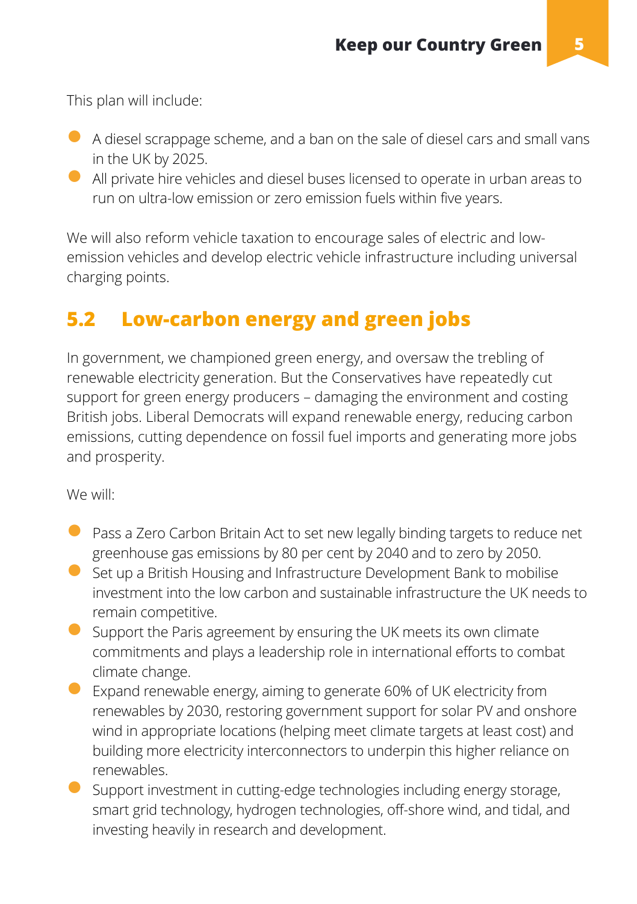This plan will include:

- A diesel scrappage scheme, and a ban on the sale of diesel cars and small vans in the UK by 2025.
- All private hire vehicles and diesel buses licensed to operate in urban areas to run on ultra-low emission or zero emission fuels within five years.

We will also reform vehicle taxation to encourage sales of electric and low-emission vehicles and develop electric vehicle infrastructure including universal charging points.

## 5.2 Low-carbon energy and green jobs

In government, we championed green energy, and oversaw the trebling of renewable electricity generation. But the Conservatives have repeatedly cut support for green energy producers – damaging the environment and costing British jobs. Liberal Democrats will expand renewable energy, reducing carbon emissions, cutting dependence on fossil fuel imports and generating more jobs and prosperity.

We will:

- Pass a Zero Carbon Britain Act to set new legally binding targets to reduce net greenhouse gas emissions by 80 per cent by 2040 and to zero by 2050.
- Set up a British Housing and Infrastructure Development Bank to mobilise investment into the low carbon and sustainable infrastructure the UK needs to remain competitive.
- Support the Paris agreement by ensuring the UK meets its own climate commitments and plays a leadership role in international efforts to combat climate change.
- Expand renewable energy, aiming to generate 60% of UK electricity from renewables by 2030, restoring government support for solar PV and onshore wind in appropriate locations (helping meet climate targets at least cost) and building more electricity interconnectors to underpin this higher reliance on renewables.
- Support investment in cutting-edge technologies including energy storage, smart grid technology, hydrogen technologies, off-shore wind, and tidal, and investing heavily in research and development.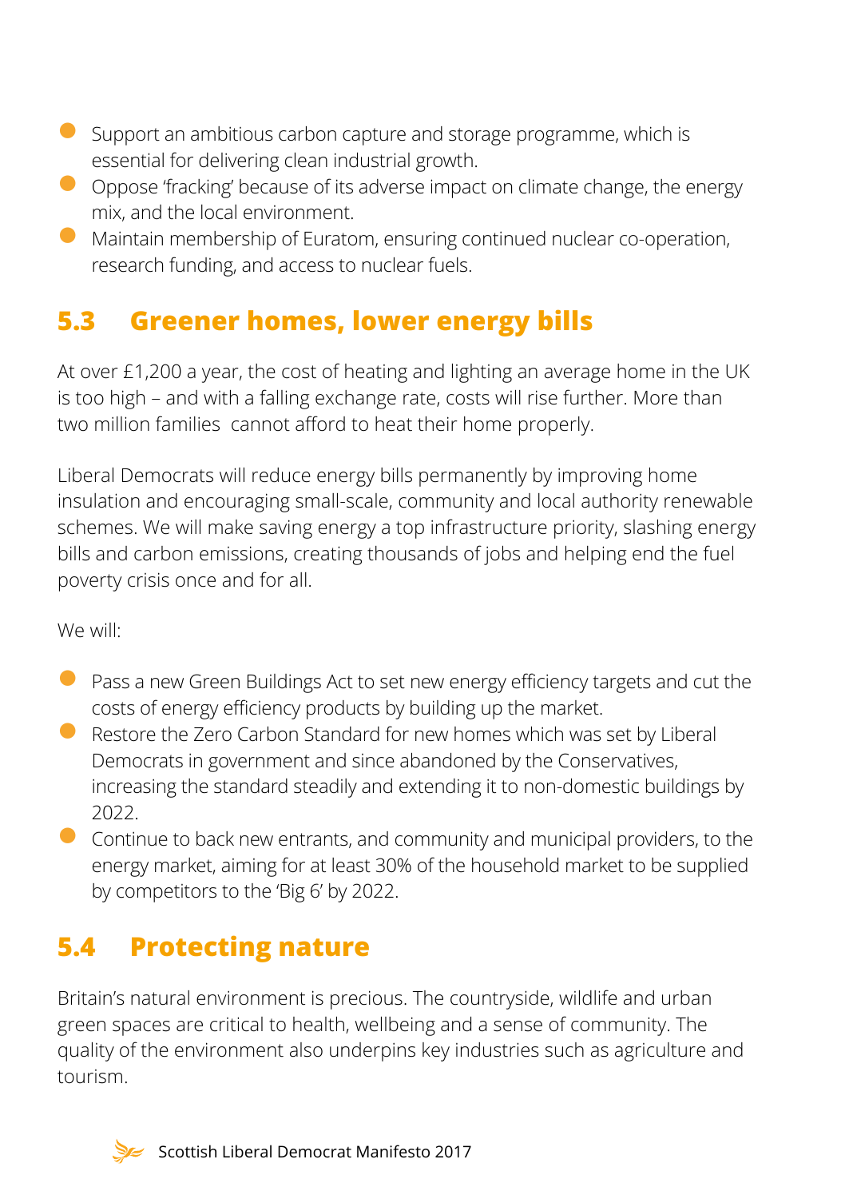- Support an ambitious carbon capture and storage programme, which is essential for delivering clean industrial growth.
- Oppose 'fracking' because of its adverse impact on climate change, the energy mix, and the local environment.
- Maintain membership of Euratom, ensuring continued nuclear co-operation, research funding, and access to nuclear fuels.

## 5.3 Greener homes, lower energy bills

At over £1,200 a year, the cost of heating and lighting an average home in the UK is too high – and with a falling exchange rate, costs will rise further. More than two million families cannot afford to heat their home properly.

Liberal Democrats will reduce energy bills permanently by improving home insulation and encouraging small-scale, community and local authority renewable schemes. We will make saving energy a top infrastructure priority, slashing energy bills and carbon emissions, creating thousands of jobs and helping end the fuel poverty crisis once and for all.

We will:

- Pass a new Green Buildings Act to set new energy efficiency targets and cut the costs of energy efficiency products by building up the market.
- Restore the Zero Carbon Standard for new homes which was set by Liberal Democrats in government and since abandoned by the Conservatives, increasing the standard steadily and extending it to non-domestic buildings by 2022.
- Continue to back new entrants, and community and municipal providers, to the energy market, aiming for at least 30% of the household market to be supplied by competitors to the 'Big 6' by 2022.

## 5.4 Protecting nature

Britain's natural environment is precious. The countryside, wildlife and urban green spaces are critical to health, wellbeing and a sense of community. The quality of the environment also underpins key industries such as agriculture and tourism.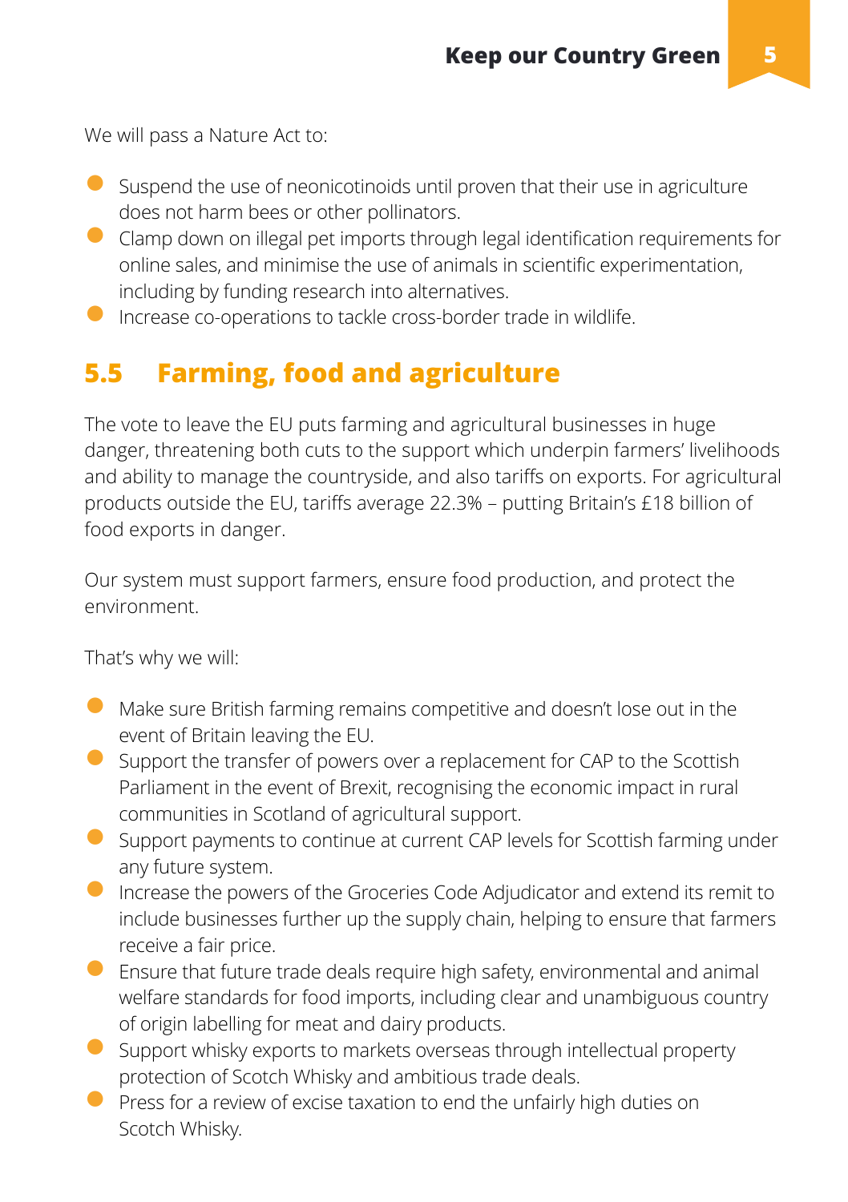We will pass a Nature Act to:

- Suspend the use of neonicotinoids until proven that their use in agriculture does not harm bees or other pollinators.
- Clamp down on illegal pet imports through legal identification requirements for online sales, and minimise the use of animals in scientific experimentation, including by funding research into alternatives.
- Increase co-operations to tackle cross-border trade in wildlife.

## 5.5 Farming, food and agriculture

The vote to leave the EU puts farming and agricultural businesses in huge danger, threatening both cuts to the support which underpin farmers' livelihoods and ability to manage the countryside, and also tariffs on exports. For agricultural products outside the EU, tariffs average 22.3% – putting Britain's £18 billion of food exports in danger.

Our system must support farmers, ensure food production, and protect the environment.

That's why we will:

- Make sure British farming remains competitive and doesn't lose out in the event of Britain leaving the EU.
- Support the transfer of powers over a replacement for CAP to the Scottish Parliament in the event of Brexit, recognising the economic impact in rural communities in Scotland of agricultural support.
- Support payments to continue at current CAP levels for Scottish farming under any future system.
- Increase the powers of the Groceries Code Adjudicator and extend its remit to include businesses further up the supply chain, helping to ensure that farmers receive a fair price.
- Ensure that future trade deals require high safety, environmental and animal welfare standards for food imports, including clear and unambiguous country of origin labelling for meat and dairy products.
- Support whisky exports to markets overseas through intellectual property protection of Scotch Whisky and ambitious trade deals.
- Press for a review of excise taxation to end the unfairly high duties on Scotch Whisky.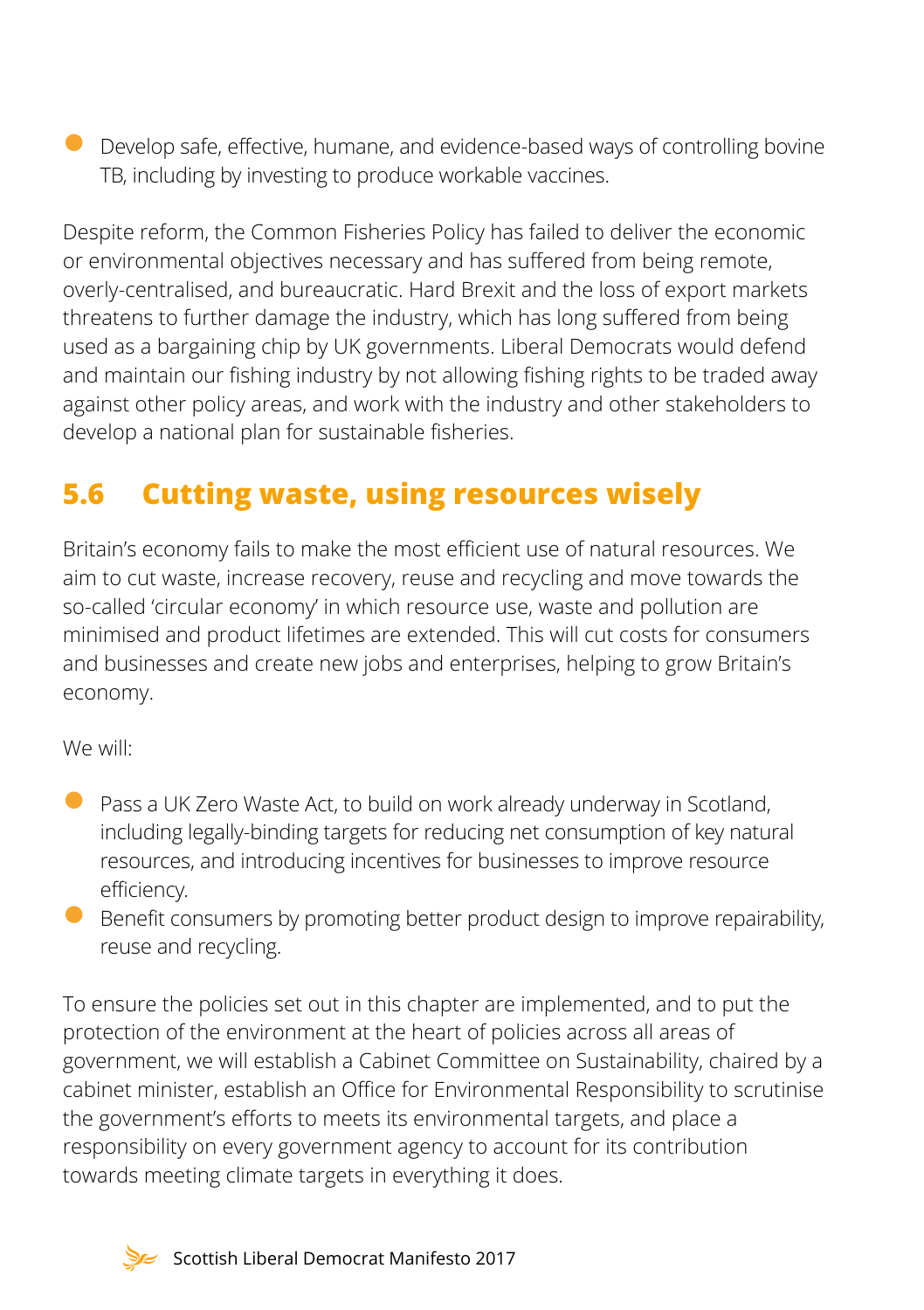- Develop safe, effective, humane, and evidence-based ways of controlling bovine TB, including by investing to produce workable vaccines.

Despite reform, the Common Fisheries Policy has failed to deliver the economic or environmental objectives necessary and has suffered from being remote, overly-centralised, and bureaucratic. Hard Brexit and the loss of export markets threatens to further damage the industry, which has long suffered from being used as a bargaining chip by UK governments. Liberal Democrats would defend and maintain our fishing industry by not allowing fishing rights to be traded away against other policy areas, and work with the industry and other stakeholders to develop a national plan for sustainable fisheries.

## 5.6 Cutting waste, using resources wisely

Britain's economy fails to make the most efficient use of natural resources. We aim to cut waste, increase recovery, reuse and recycling and move towards the so-called 'circular economy' in which resource use, waste and pollution are minimised and product lifetimes are extended. This will cut costs for consumers and businesses and create new jobs and enterprises, helping to grow Britain's economy.

We will:

- Pass a UK Zero Waste Act, to build on work already underway in Scotland, including legally-binding targets for reducing net consumption of key natural resources, and introducing incentives for businesses to improve resource efficiency.
- Benefit consumers by promoting better product design to improve repairability, reuse and recycling.

To ensure the policies set out in this chapter are implemented, and to put the protection of the environment at the heart of policies across all areas of government, we will establish a Cabinet Committee on Sustainability, chaired by a cabinet minister, establish an Office for Environmental Responsibility to scrutinise the government's efforts to meets its environmental targets, and place a responsibility on every government agency to account for its contribution towards meeting climate targets in everything it does.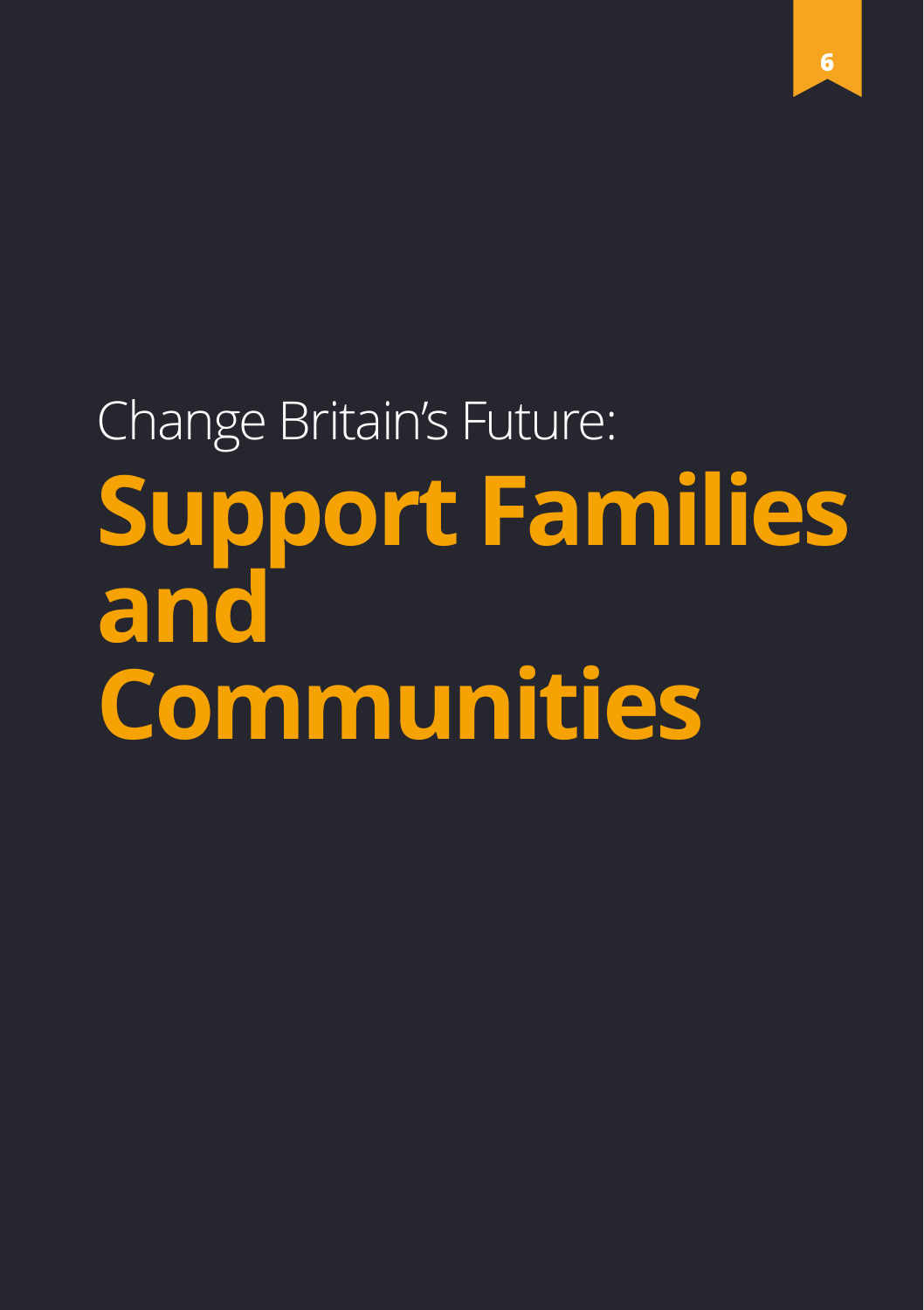Change Britain's Future:

# Support Families and Communities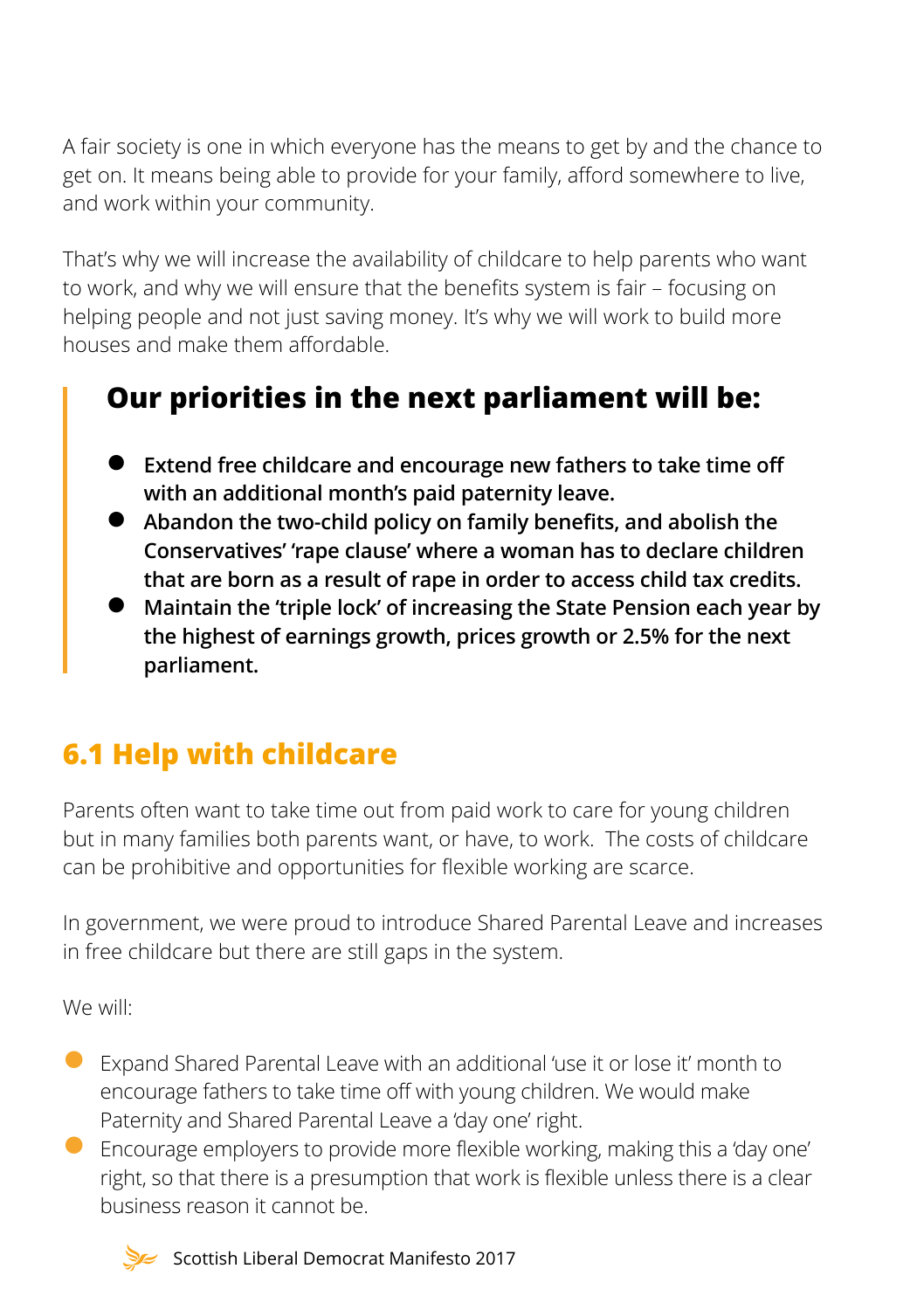A fair society is one in which everyone has the means to get by and the chance to get on. It means being able to provide for your family, afford somewhere to live, and work within your community.

That's why we will increase the availability of childcare to help parents who want to work, and why we will ensure that the benefits system is fair – focusing on helping people and not just saving money. It's why we will work to build more houses and make them affordable.

### Our priorities in the next parliament will be:

- **Extend free childcare and encourage new fathers to take time off with an additional month's paid paternity leave.**
- **Abandon the two-child policy on family benefits, and abolish the Conservatives' 'rape clause' where a woman has to declare children that are born as a result of rape in order to access child tax credits.**
- **Maintain the 'triple lock' of increasing the State Pension each year by the highest of earnings growth, prices growth or 2.5% for the next parliament.**

## 6.1 Help with childcare

Parents often want to take time out from paid work to care for young children but in many families both parents want, or have, to work. The costs of childcare can be prohibitive and opportunities for flexible working are scarce.

In government, we were proud to introduce Shared Parental Leave and increases in free childcare but there are still gaps in the system.

We will:

- Expand Shared Parental Leave with an additional 'use it or lose it' month to encourage fathers to take time off with young children. We would make Paternity and Shared Parental Leave a 'day one' right.
- Encourage employers to provide more flexible working, making this a 'day one' right, so that there is a presumption that work is flexible unless there is a clear business reason it cannot be.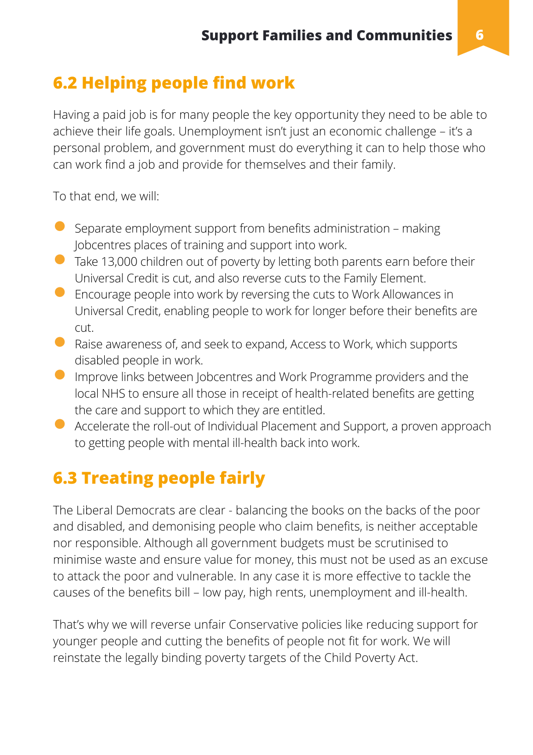## 6.2 Helping people find work

Having a paid job is for many people the key opportunity they need to be able to achieve their life goals. Unemployment isn't just an economic challenge – it's a personal problem, and government must do everything it can to help those who can work find a job and provide for themselves and their family.

To that end, we will:

- Separate employment support from benefits administration – making Jobcentres places of training and support into work.
- Take 13,000 children out of poverty by letting both parents earn before their Universal Credit is cut, and also reverse cuts to the Family Element.
- Encourage people into work by reversing the cuts to Work Allowances in Universal Credit, enabling people to work for longer before their benefits are cut.
- Raise awareness of, and seek to expand, Access to Work, which supports disabled people in work.
- Improve links between Jobcentres and Work Programme providers and the local NHS to ensure all those in receipt of health-related benefits are getting the care and support to which they are entitled.
- Accelerate the roll-out of Individual Placement and Support, a proven approach to getting people with mental ill-health back into work.

## 6.3 Treating people fairly

The Liberal Democrats are clear - balancing the books on the backs of the poor and disabled, and demonising people who claim benefits, is neither acceptable nor responsible. Although all government budgets must be scrutinised to minimise waste and ensure value for money, this must not be used as an excuse to attack the poor and vulnerable. In any case it is more effective to tackle the causes of the benefits bill – low pay, high rents, unemployment and ill-health.

That's why we will reverse unfair Conservative policies like reducing support for younger people and cutting the benefits of people not fit for work. We will reinstate the legally binding poverty targets of the Child Poverty Act.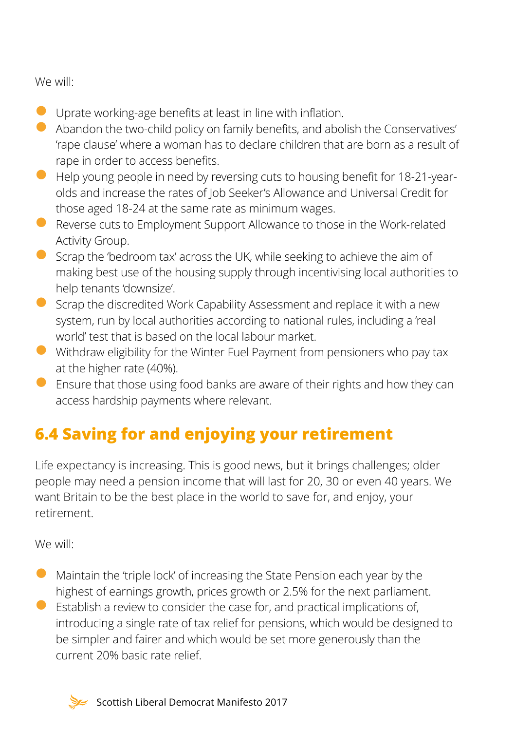We will:

- Uprate working-age benefits at least in line with inflation.
- Abandon the two-child policy on family benefits, and abolish the Conservatives' 'rape clause' where a woman has to declare children that are born as a result of rape in order to access benefits.
- Help young people in need by reversing cuts to housing benefit for 18-21-year-olds and increase the rates of Job Seeker's Allowance and Universal Credit for those aged 18-24 at the same rate as minimum wages.
- Reverse cuts to Employment Support Allowance to those in the Work-related Activity Group.
- Scrap the 'bedroom tax' across the UK, while seeking to achieve the aim of making best use of the housing supply through incentivising local authorities to help tenants 'downsize'.
- Scrap the discredited Work Capability Assessment and replace it with a new system, run by local authorities according to national rules, including a 'real world' test that is based on the local labour market.
- Withdraw eligibility for the Winter Fuel Payment from pensioners who pay tax at the higher rate (40%).
- Ensure that those using food banks are aware of their rights and how they can access hardship payments where relevant.

## 6.4 Saving for and enjoying your retirement

Life expectancy is increasing. This is good news, but it brings challenges; older people may need a pension income that will last for 20, 30 or even 40 years. We want Britain to be the best place in the world to save for, and enjoy, your retirement.

We will:

- Maintain the 'triple lock' of increasing the State Pension each year by the highest of earnings growth, prices growth or 2.5% for the next parliament.
- Establish a review to consider the case for, and practical implications of, introducing a single rate of tax relief for pensions, which would be designed to be simpler and fairer and which would be set more generously than the current 20% basic rate relief.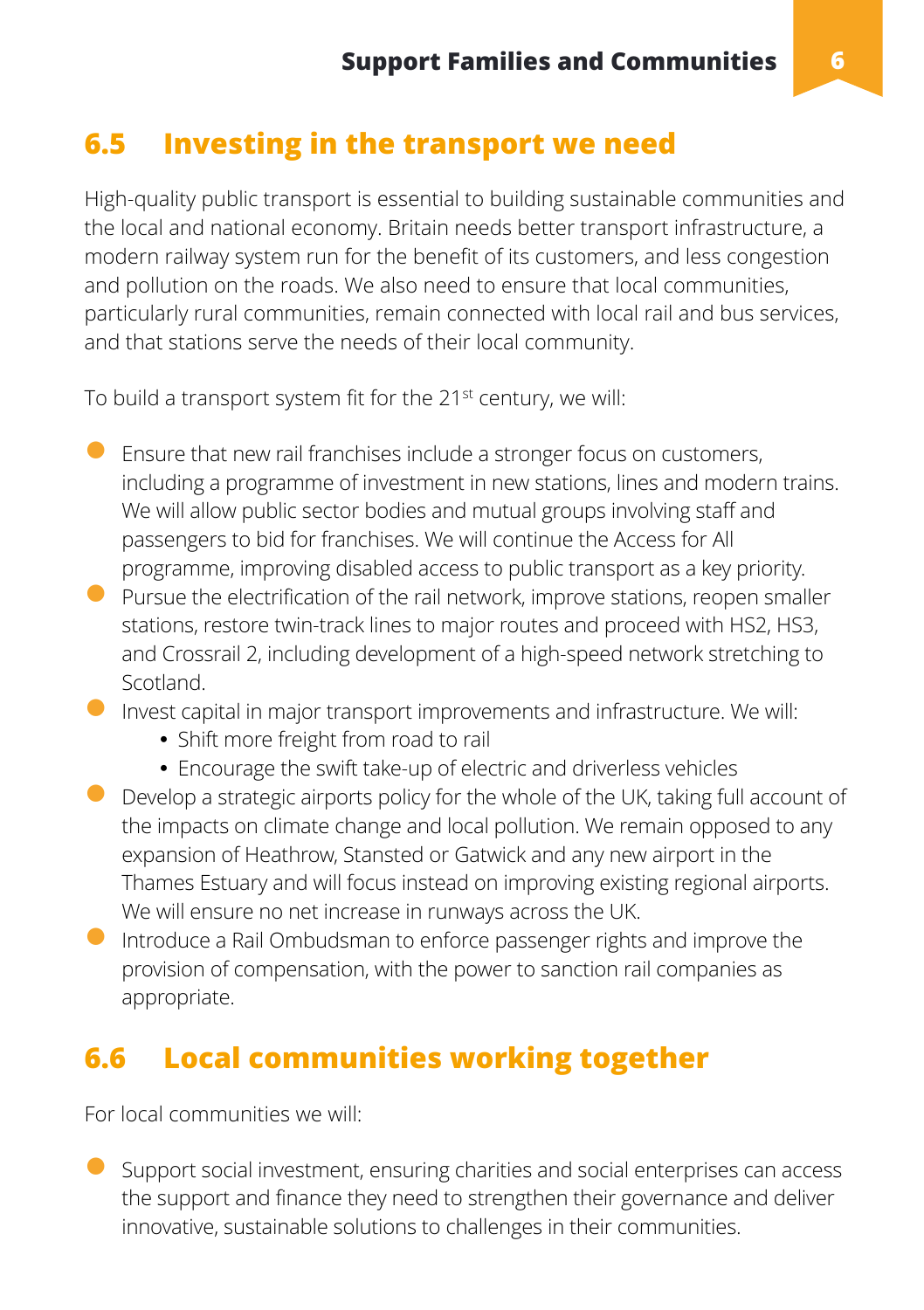## 6.5 Investing in the transport we need

High-quality public transport is essential to building sustainable communities and the local and national economy. Britain needs better transport infrastructure, a modern railway system run for the benefit of its customers, and less congestion and pollution on the roads. We also need to ensure that local communities, particularly rural communities, remain connected with local rail and bus services, and that stations serve the needs of their local community.

To build a transport system fit for the 21st century, we will:

- Ensure that new rail franchises include a stronger focus on customers, including a programme of investment in new stations, lines and modern trains. We will allow public sector bodies and mutual groups involving staff and passengers to bid for franchises. We will continue the Access for All programme, improving disabled access to public transport as a key priority.
- Pursue the electrification of the rail network, improve stations, reopen smaller stations, restore twin-track lines to major routes and proceed with HS2, HS3, and Crossrail 2, including development of a high-speed network stretching to Scotland.
- Invest capital in major transport improvements and infrastructure. We will:
    - Shift more freight from road to rail
    - Encourage the swift take-up of electric and driverless vehicles
- Develop a strategic airports policy for the whole of the UK, taking full account of the impacts on climate change and local pollution. We remain opposed to any expansion of Heathrow, Stansted or Gatwick and any new airport in the Thames Estuary and will focus instead on improving existing regional airports. We will ensure no net increase in runways across the UK.
- Introduce a Rail Ombudsman to enforce passenger rights and improve the provision of compensation, with the power to sanction rail companies as appropriate.

## 6.6 Local communities working together

For local communities we will:

- Support social investment, ensuring charities and social enterprises can access the support and finance they need to strengthen their governance and deliver innovative, sustainable solutions to challenges in their communities.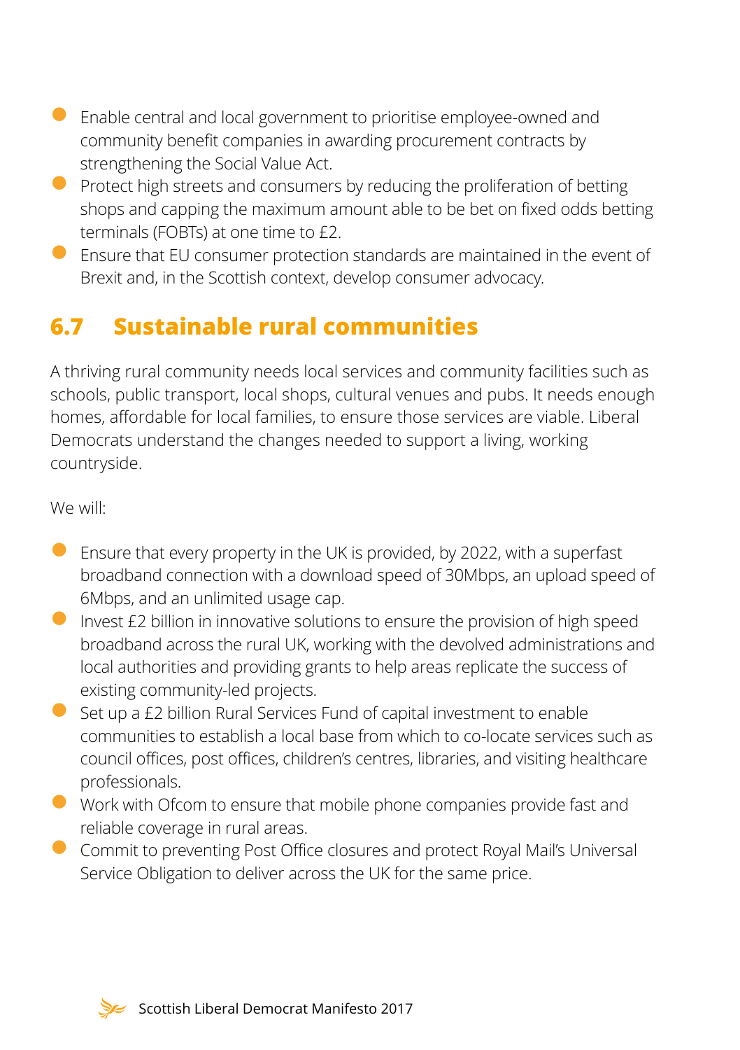- Enable central and local government to prioritise employee-owned and community benefit companies in awarding procurement contracts by strengthening the Social Value Act.
- Protect high streets and consumers by reducing the proliferation of betting shops and capping the maximum amount able to be bet on fixed odds betting terminals (FOBTs) at one time to £2.
- Ensure that EU consumer protection standards are maintained in the event of Brexit and, in the Scottish context, develop consumer advocacy.

## 6.7 Sustainable rural communities

A thriving rural community needs local services and community facilities such as schools, public transport, local shops, cultural venues and pubs. It needs enough homes, affordable for local families, to ensure those services are viable. Liberal Democrats understand the changes needed to support a living, working countryside.

We will:

- Ensure that every property in the UK is provided, by 2022, with a superfast broadband connection with a download speed of 30Mbps, an upload speed of 6Mbps, and an unlimited usage cap.
- Invest £2 billion in innovative solutions to ensure the provision of high speed broadband across the rural UK, working with the devolved administrations and local authorities and providing grants to help areas replicate the success of existing community-led projects.
- Set up a £2 billion Rural Services Fund of capital investment to enable communities to establish a local base from which to co-locate services such as council offices, post offices, children's centres, libraries, and visiting healthcare professionals.
- Work with Ofcom to ensure that mobile phone companies provide fast and reliable coverage in rural areas.
- Commit to preventing Post Office closures and protect Royal Mail's Universal Service Obligation to deliver across the UK for the same price.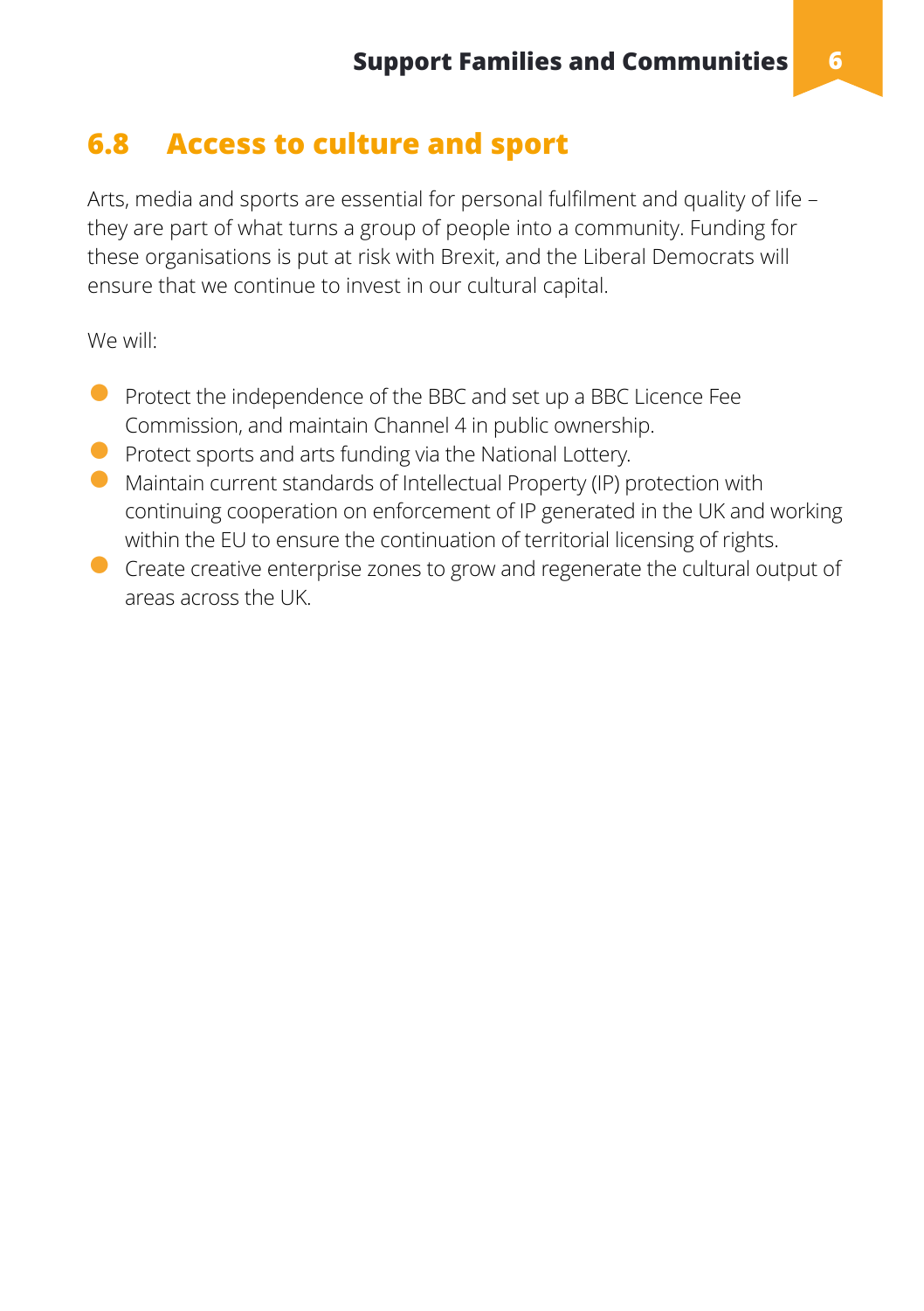## 6.8 Access to culture and sport

Arts, media and sports are essential for personal fulfilment and quality of life – they are part of what turns a group of people into a community. Funding for these organisations is put at risk with Brexit, and the Liberal Democrats will ensure that we continue to invest in our cultural capital.

We will:

- Protect the independence of the BBC and set up a BBC Licence Fee Commission, and maintain Channel 4 in public ownership.
- Protect sports and arts funding via the National Lottery.
- Maintain current standards of Intellectual Property (IP) protection with continuing cooperation on enforcement of IP generated in the UK and working within the EU to ensure the continuation of territorial licensing of rights.
- Create creative enterprise zones to grow and regenerate the cultural output of areas across the UK.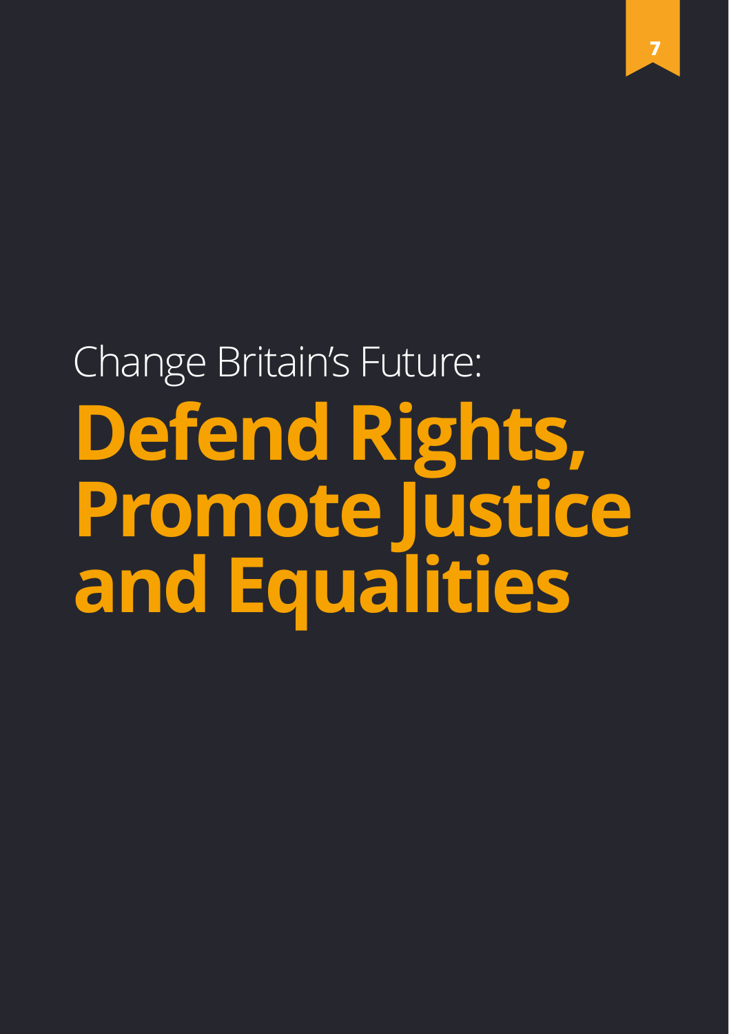Change Britain's Future:

# Defend Rights, Promote Justice and Equalities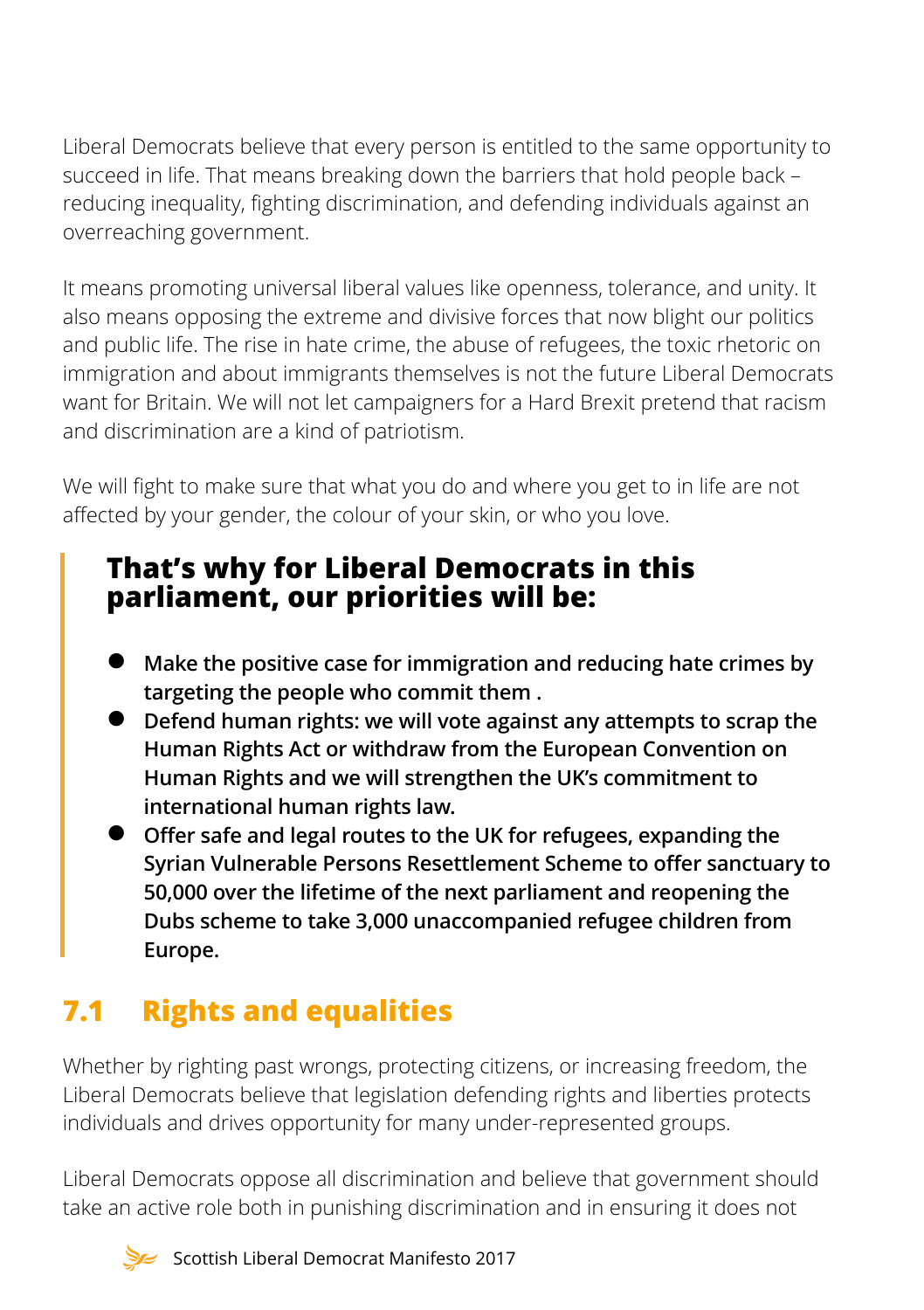Liberal Democrats believe that every person is entitled to the same opportunity to succeed in life. That means breaking down the barriers that hold people back – reducing inequality, fighting discrimination, and defending individuals against an overreaching government.

It means promoting universal liberal values like openness, tolerance, and unity. It also means opposing the extreme and divisive forces that now blight our politics and public life. The rise in hate crime, the abuse of refugees, the toxic rhetoric on immigration and about immigrants themselves is not the future Liberal Democrats want for Britain. We will not let campaigners for a Hard Brexit pretend that racism and discrimination are a kind of patriotism.

We will fight to make sure that what you do and where you get to in life are not affected by your gender, the colour of your skin, or who you love.

### That's why for Liberal Democrats in this parliament, our priorities will be:

- **Make the positive case for immigration and reducing hate crimes by targeting the people who commit them .**
- **Defend human rights: we will vote against any attempts to scrap the Human Rights Act or withdraw from the European Convention on Human Rights and we will strengthen the UK's commitment to international human rights law.**
- **Offer safe and legal routes to the UK for refugees, expanding the Syrian Vulnerable Persons Resettlement Scheme to offer sanctuary to 50,000 over the lifetime of the next parliament and reopening the Dubs scheme to take 3,000 unaccompanied refugee children from Europe.**

## 7.1 Rights and equalities

Whether by righting past wrongs, protecting citizens, or increasing freedom, the Liberal Democrats believe that legislation defending rights and liberties protects individuals and drives opportunity for many under-represented groups.

Liberal Democrats oppose all discrimination and believe that government should take an active role both in punishing discrimination and in ensuring it does not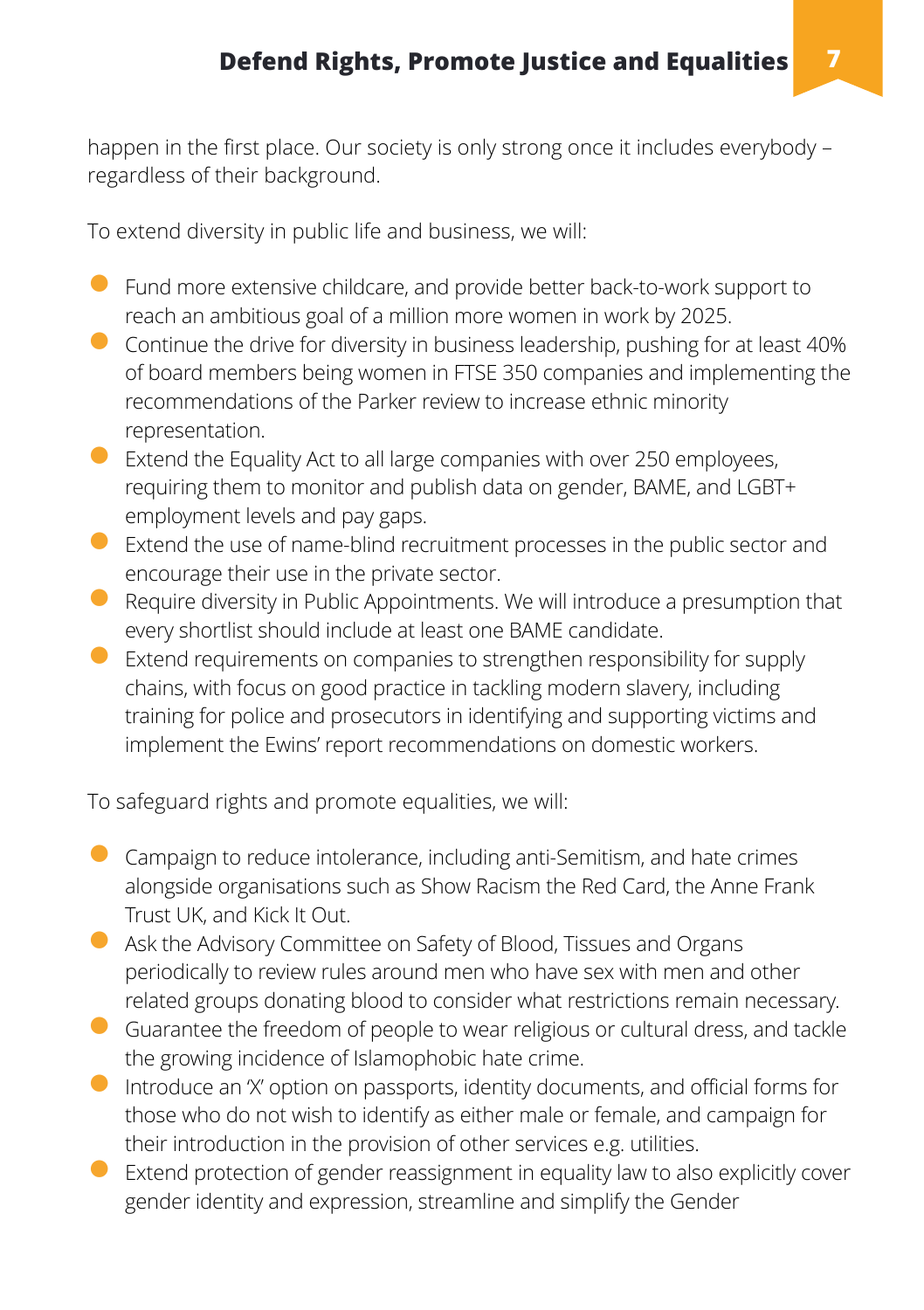happen in the first place. Our society is only strong once it includes everybody – regardless of their background.

To extend diversity in public life and business, we will:

- Fund more extensive childcare, and provide better back-to-work support to reach an ambitious goal of a million more women in work by 2025.
- Continue the drive for diversity in business leadership, pushing for at least 40% of board members being women in FTSE 350 companies and implementing the recommendations of the Parker review to increase ethnic minority representation.
- Extend the Equality Act to all large companies with over 250 employees, requiring them to monitor and publish data on gender, BAME, and LGBT+ employment levels and pay gaps.
- Extend the use of name-blind recruitment processes in the public sector and encourage their use in the private sector.
- Require diversity in Public Appointments. We will introduce a presumption that every shortlist should include at least one BAME candidate.
- Extend requirements on companies to strengthen responsibility for supply chains, with focus on good practice in tackling modern slavery, including training for police and prosecutors in identifying and supporting victims and implement the Ewins' report recommendations on domestic workers.

To safeguard rights and promote equalities, we will:

- Campaign to reduce intolerance, including anti-Semitism, and hate crimes alongside organisations such as Show Racism the Red Card, the Anne Frank Trust UK, and Kick It Out.
- Ask the Advisory Committee on Safety of Blood, Tissues and Organs periodically to review rules around men who have sex with men and other related groups donating blood to consider what restrictions remain necessary.
- Guarantee the freedom of people to wear religious or cultural dress, and tackle the growing incidence of Islamophobic hate crime.
- Introduce an 'X' option on passports, identity documents, and official forms for those who do not wish to identify as either male or female, and campaign for their introduction in the provision of other services e.g. utilities.
- Extend protection of gender reassignment in equality law to also explicitly cover gender identity and expression, streamline and simplify the Gender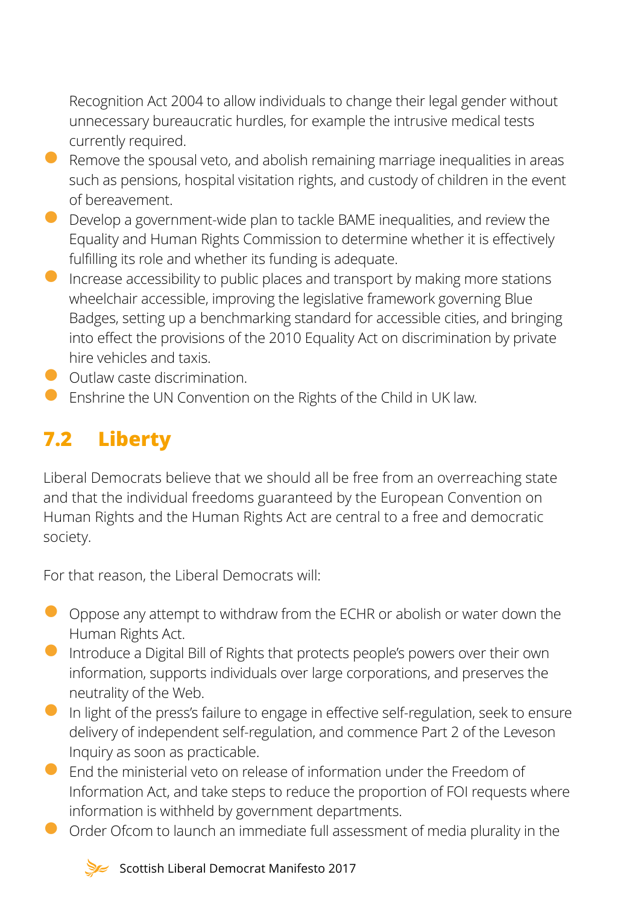Recognition Act 2004 to allow individuals to change their legal gender without unnecessary bureaucratic hurdles, for example the intrusive medical tests currently required.

- Remove the spousal veto, and abolish remaining marriage inequalities in areas such as pensions, hospital visitation rights, and custody of children in the event of bereavement.
- Develop a government-wide plan to tackle BAME inequalities, and review the Equality and Human Rights Commission to determine whether it is effectively fulfilling its role and whether its funding is adequate.
- Increase accessibility to public places and transport by making more stations wheelchair accessible, improving the legislative framework governing Blue Badges, setting up a benchmarking standard for accessible cities, and bringing into effect the provisions of the 2010 Equality Act on discrimination by private hire vehicles and taxis.
- Outlaw caste discrimination.
- Enshrine the UN Convention on the Rights of the Child in UK law.

## 7.2 Liberty

Liberal Democrats believe that we should all be free from an overreaching state and that the individual freedoms guaranteed by the European Convention on Human Rights and the Human Rights Act are central to a free and democratic society.

For that reason, the Liberal Democrats will:

- Oppose any attempt to withdraw from the ECHR or abolish or water down the Human Rights Act.
- Introduce a Digital Bill of Rights that protects people's powers over their own information, supports individuals over large corporations, and preserves the neutrality of the Web.
- In light of the press's failure to engage in effective self-regulation, seek to ensure delivery of independent self-regulation, and commence Part 2 of the Leveson Inquiry as soon as practicable.
- End the ministerial veto on release of information under the Freedom of Information Act, and take steps to reduce the proportion of FOI requests where information is withheld by government departments.
- Order Ofcom to launch an immediate full assessment of media plurality in the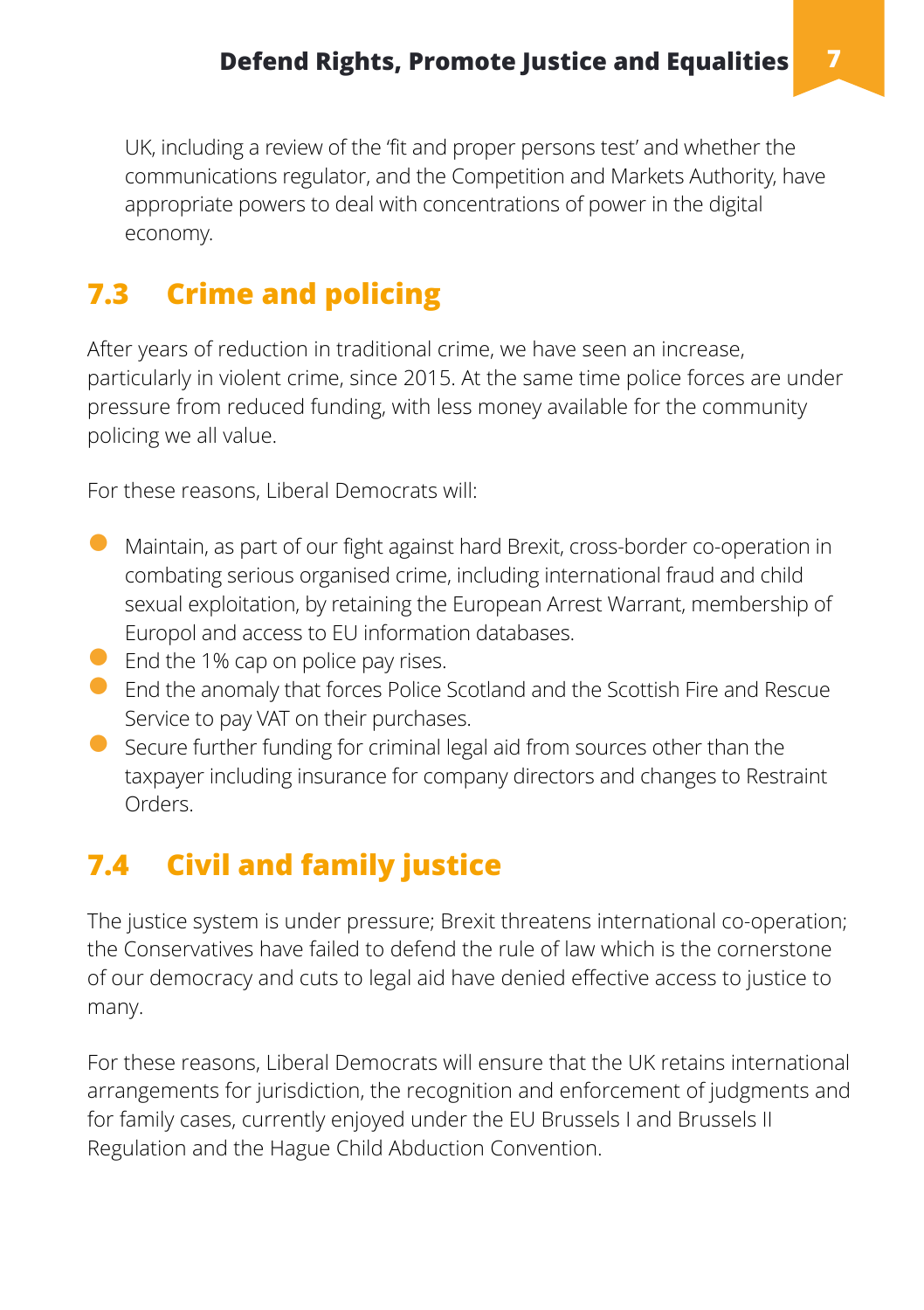UK, including a review of the 'fit and proper persons test' and whether the communications regulator, and the Competition and Markets Authority, have appropriate powers to deal with concentrations of power in the digital economy.

## 7.3 Crime and policing

After years of reduction in traditional crime, we have seen an increase, particularly in violent crime, since 2015. At the same time police forces are under pressure from reduced funding, with less money available for the community policing we all value.

For these reasons, Liberal Democrats will:

- Maintain, as part of our fight against hard Brexit, cross-border co-operation in combating serious organised crime, including international fraud and child sexual exploitation, by retaining the European Arrest Warrant, membership of Europol and access to EU information databases.
- End the 1% cap on police pay rises.
- End the anomaly that forces Police Scotland and the Scottish Fire and Rescue Service to pay VAT on their purchases.
- Secure further funding for criminal legal aid from sources other than the taxpayer including insurance for company directors and changes to Restraint Orders.

## 7.4 Civil and family justice

The justice system is under pressure; Brexit threatens international co-operation; the Conservatives have failed to defend the rule of law which is the cornerstone of our democracy and cuts to legal aid have denied effective access to justice to many.

For these reasons, Liberal Democrats will ensure that the UK retains international arrangements for jurisdiction, the recognition and enforcement of judgments and for family cases, currently enjoyed under the EU Brussels I and Brussels II Regulation and the Hague Child Abduction Convention.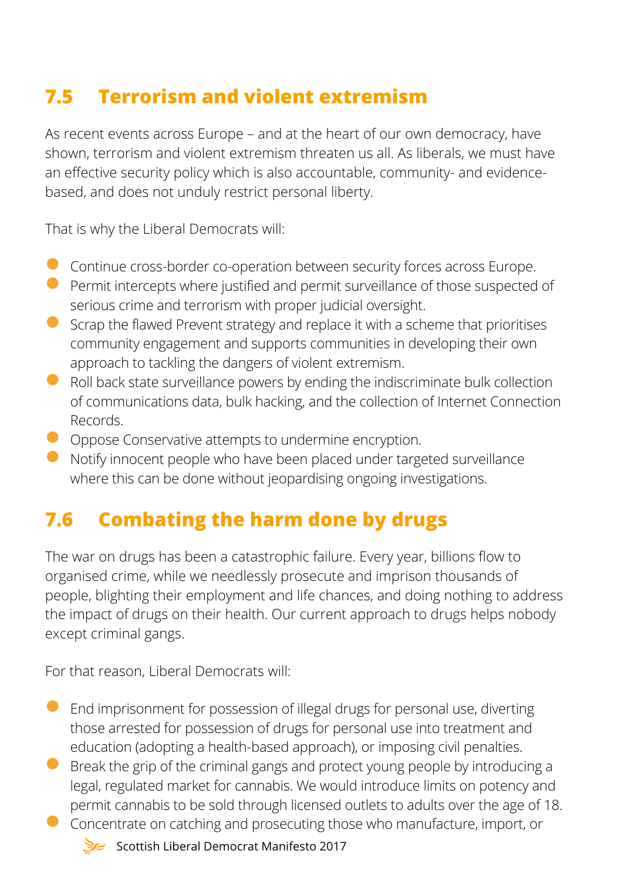## 7.5 Terrorism and violent extremism

As recent events across Europe – and at the heart of our own democracy, have shown, terrorism and violent extremism threaten us all. As liberals, we must have an effective security policy which is also accountable, community- and evidence-based, and does not unduly restrict personal liberty.

That is why the Liberal Democrats will:

- Continue cross-border co-operation between security forces across Europe.
- Permit intercepts where justified and permit surveillance of those suspected of serious crime and terrorism with proper judicial oversight.
- Scrap the flawed Prevent strategy and replace it with a scheme that prioritises community engagement and supports communities in developing their own approach to tackling the dangers of violent extremism.
- Roll back state surveillance powers by ending the indiscriminate bulk collection of communications data, bulk hacking, and the collection of Internet Connection Records.
- Oppose Conservative attempts to undermine encryption.
- Notify innocent people who have been placed under targeted surveillance where this can be done without jeopardising ongoing investigations.

## 7.6 Combating the harm done by drugs

The war on drugs has been a catastrophic failure. Every year, billions flow to organised crime, while we needlessly prosecute and imprison thousands of people, blighting their employment and life chances, and doing nothing to address the impact of drugs on their health. Our current approach to drugs helps nobody except criminal gangs.

For that reason, Liberal Democrats will:

- End imprisonment for possession of illegal drugs for personal use, diverting those arrested for possession of drugs for personal use into treatment and education (adopting a health-based approach), or imposing civil penalties.
- Break the grip of the criminal gangs and protect young people by introducing a legal, regulated market for cannabis. We would introduce limits on potency and permit cannabis to be sold through licensed outlets to adults over the age of 18.
- Concentrate on catching and prosecuting those who manufacture, import, or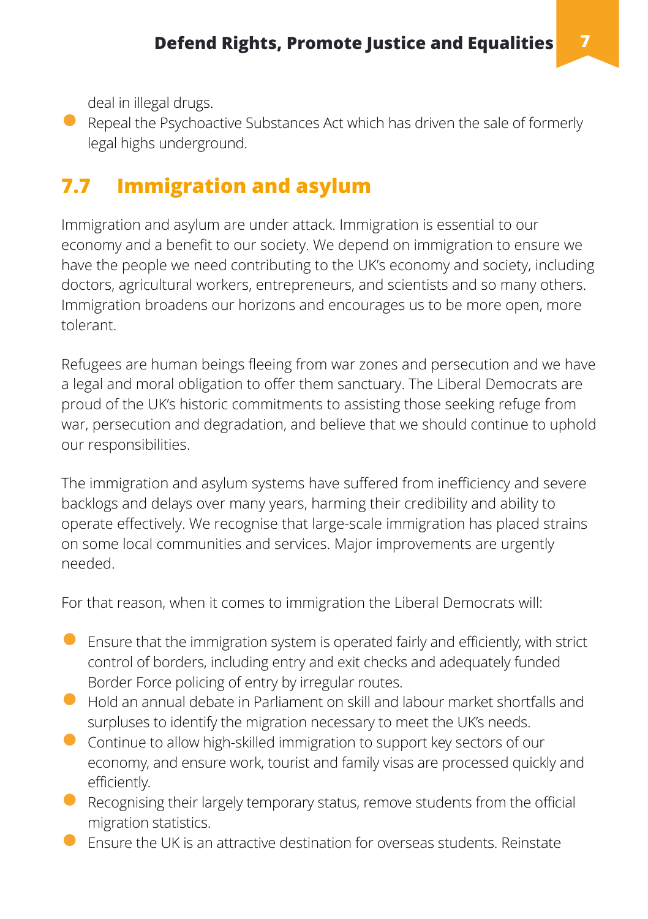deal in illegal drugs.

- Repeal the Psychoactive Substances Act which has driven the sale of formerly legal highs underground.

## 7.7 Immigration and asylum

Immigration and asylum are under attack. Immigration is essential to our economy and a benefit to our society. We depend on immigration to ensure we have the people we need contributing to the UK's economy and society, including doctors, agricultural workers, entrepreneurs, and scientists and so many others. Immigration broadens our horizons and encourages us to be more open, more tolerant.

Refugees are human beings fleeing from war zones and persecution and we have a legal and moral obligation to offer them sanctuary. The Liberal Democrats are proud of the UK's historic commitments to assisting those seeking refuge from war, persecution and degradation, and believe that we should continue to uphold our responsibilities.

The immigration and asylum systems have suffered from inefficiency and severe backlogs and delays over many years, harming their credibility and ability to operate effectively. We recognise that large-scale immigration has placed strains on some local communities and services. Major improvements are urgently needed.

For that reason, when it comes to immigration the Liberal Democrats will:

- Ensure that the immigration system is operated fairly and efficiently, with strict control of borders, including entry and exit checks and adequately funded Border Force policing of entry by irregular routes.
- Hold an annual debate in Parliament on skill and labour market shortfalls and surpluses to identify the migration necessary to meet the UK's needs.
- Continue to allow high-skilled immigration to support key sectors of our economy, and ensure work, tourist and family visas are processed quickly and efficiently.
- Recognising their largely temporary status, remove students from the official migration statistics.
- Ensure the UK is an attractive destination for overseas students. Reinstate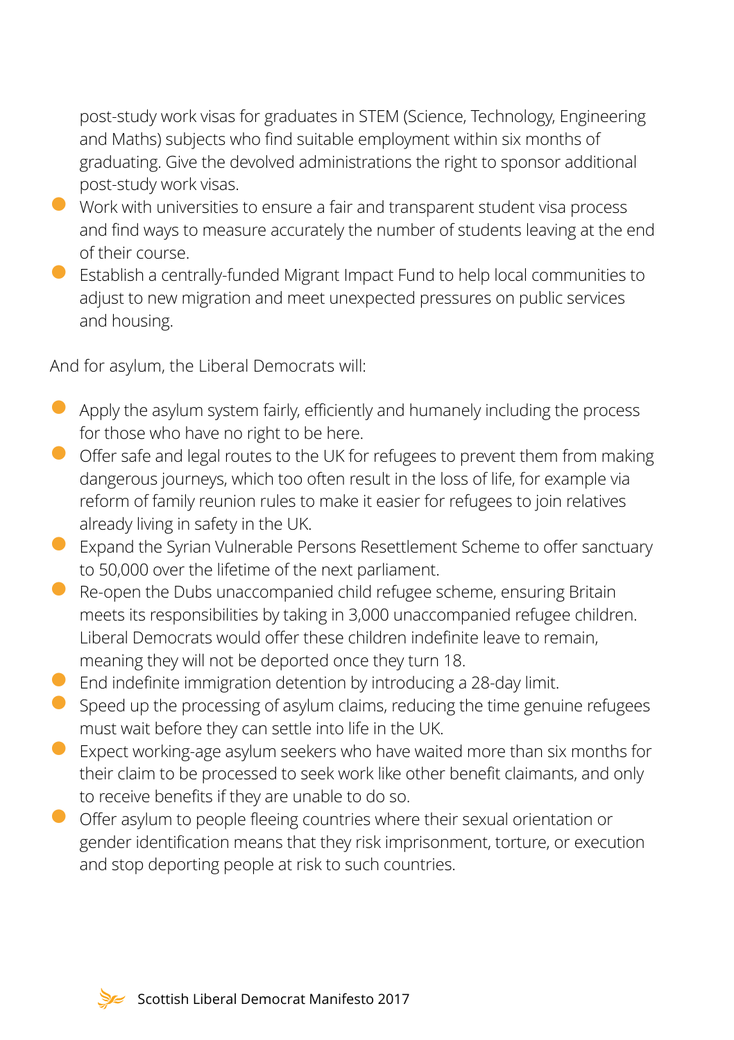post-study work visas for graduates in STEM (Science, Technology, Engineering and Maths) subjects who find suitable employment within six months of graduating. Give the devolved administrations the right to sponsor additional post-study work visas.

- Work with universities to ensure a fair and transparent student visa process and find ways to measure accurately the number of students leaving at the end of their course.
- Establish a centrally-funded Migrant Impact Fund to help local communities to adjust to new migration and meet unexpected pressures on public services and housing.

And for asylum, the Liberal Democrats will:

- Apply the asylum system fairly, efficiently and humanely including the process for those who have no right to be here.
- Offer safe and legal routes to the UK for refugees to prevent them from making dangerous journeys, which too often result in the loss of life, for example via reform of family reunion rules to make it easier for refugees to join relatives already living in safety in the UK.
- Expand the Syrian Vulnerable Persons Resettlement Scheme to offer sanctuary to 50,000 over the lifetime of the next parliament.
- Re-open the Dubs unaccompanied child refugee scheme, ensuring Britain meets its responsibilities by taking in 3,000 unaccompanied refugee children. Liberal Democrats would offer these children indefinite leave to remain, meaning they will not be deported once they turn 18.
- End indefinite immigration detention by introducing a 28-day limit.
- Speed up the processing of asylum claims, reducing the time genuine refugees must wait before they can settle into life in the UK.
- Expect working-age asylum seekers who have waited more than six months for their claim to be processed to seek work like other benefit claimants, and only to receive benefits if they are unable to do so.
- Offer asylum to people fleeing countries where their sexual orientation or gender identification means that they risk imprisonment, torture, or execution and stop deporting people at risk to such countries.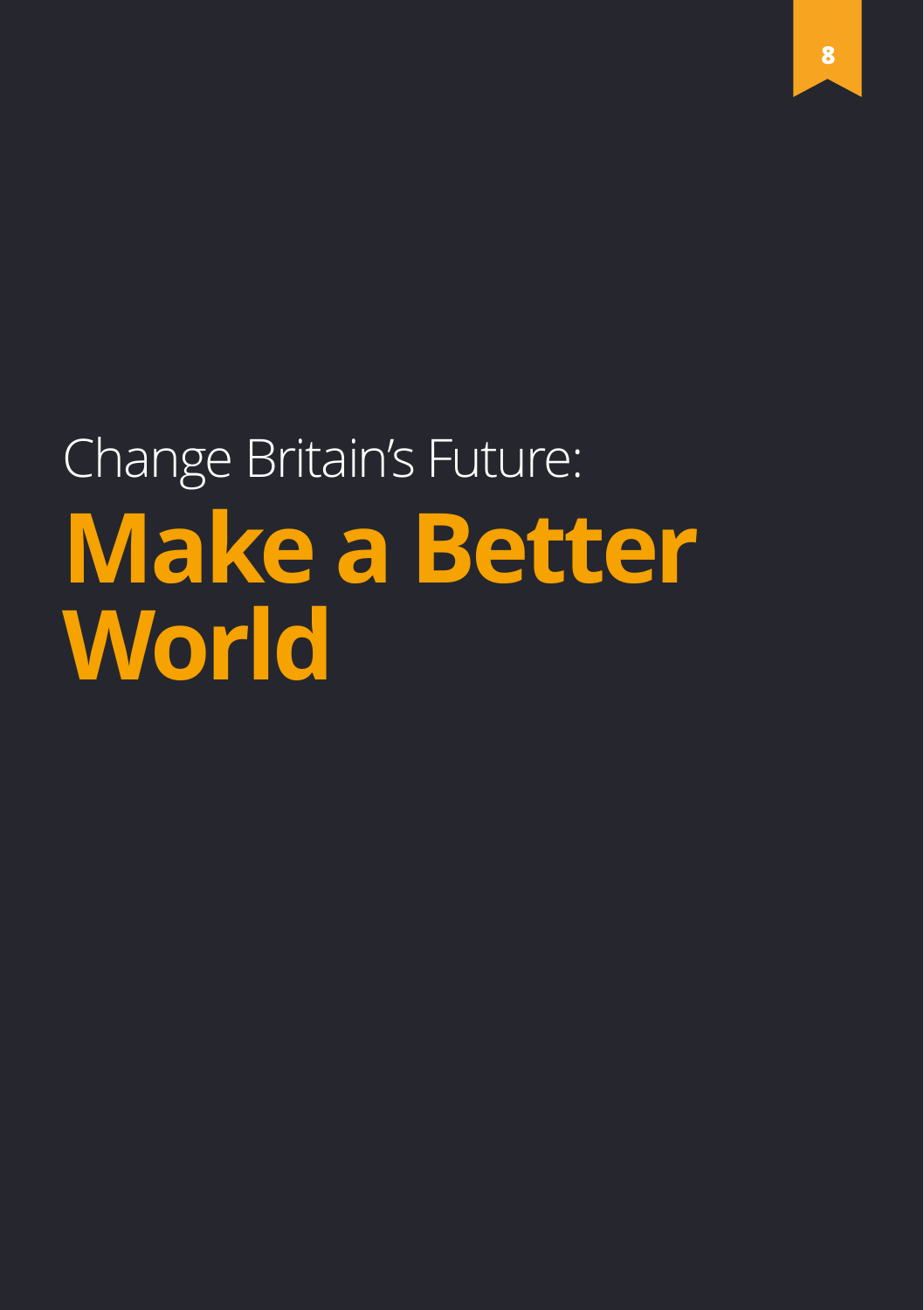Change Britain's Future:

# Make a Better World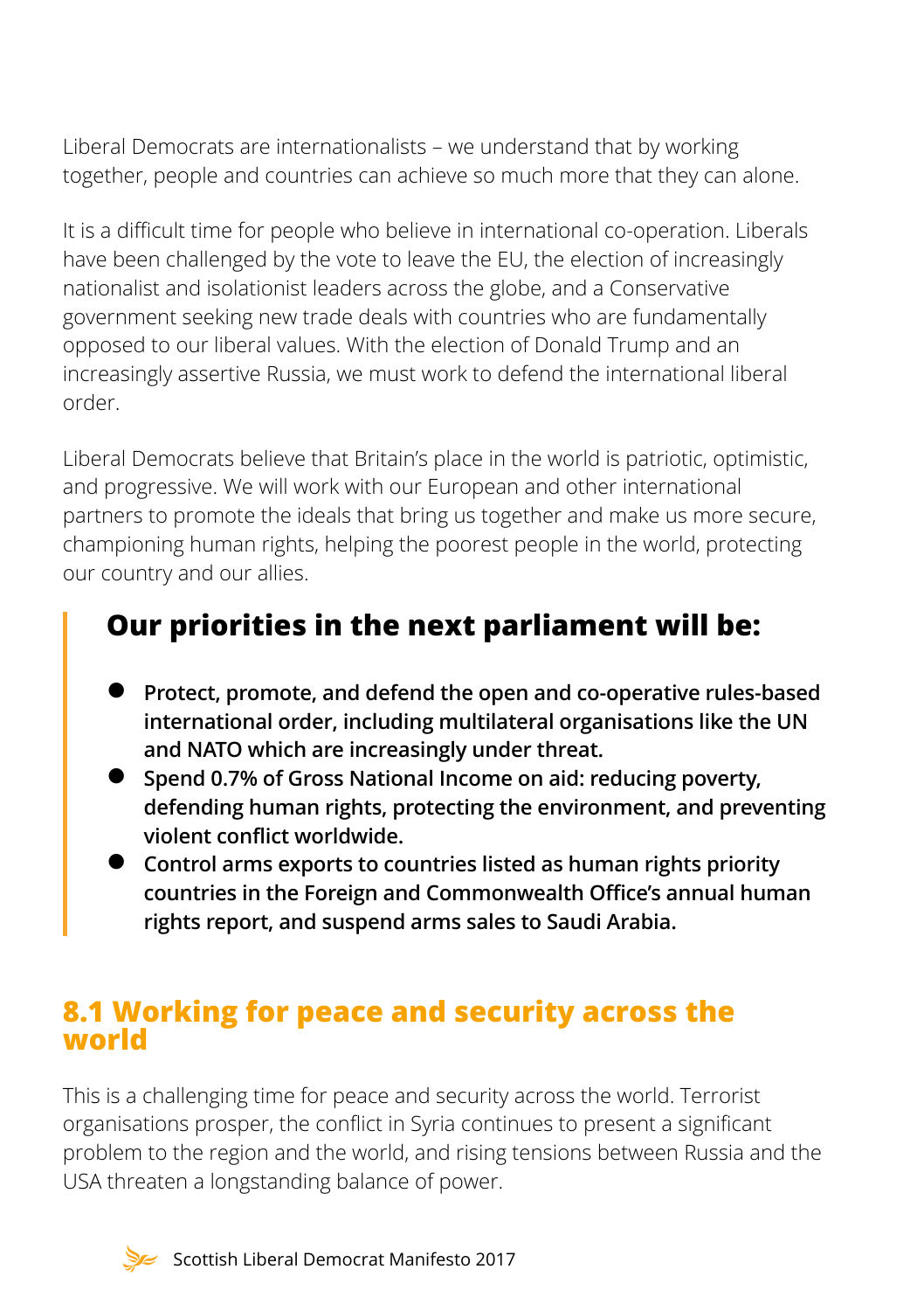Liberal Democrats are internationalists – we understand that by working together, people and countries can achieve so much more that they can alone.

It is a difficult time for people who believe in international co-operation. Liberals have been challenged by the vote to leave the EU, the election of increasingly nationalist and isolationist leaders across the globe, and a Conservative government seeking new trade deals with countries who are fundamentally opposed to our liberal values. With the election of Donald Trump and an increasingly assertive Russia, we must work to defend the international liberal order.

Liberal Democrats believe that Britain's place in the world is patriotic, optimistic, and progressive. We will work with our European and other international partners to promote the ideals that bring us together and make us more secure, championing human rights, helping the poorest people in the world, protecting our country and our allies.

### Our priorities in the next parliament will be:

- **Protect, promote, and defend the open and co-operative rules-based international order, including multilateral organisations like the UN and NATO which are increasingly under threat.**
- **Spend 0.7% of Gross National Income on aid: reducing poverty, defending human rights, protecting the environment, and preventing violent conflict worldwide.**
- **Control arms exports to countries listed as human rights priority countries in the Foreign and Commonwealth Office's annual human rights report, and suspend arms sales to Saudi Arabia.**

## 8.1 Working for peace and security across the world

This is a challenging time for peace and security across the world. Terrorist organisations prosper, the conflict in Syria continues to present a significant problem to the region and the world, and rising tensions between Russia and the USA threaten a longstanding balance of power.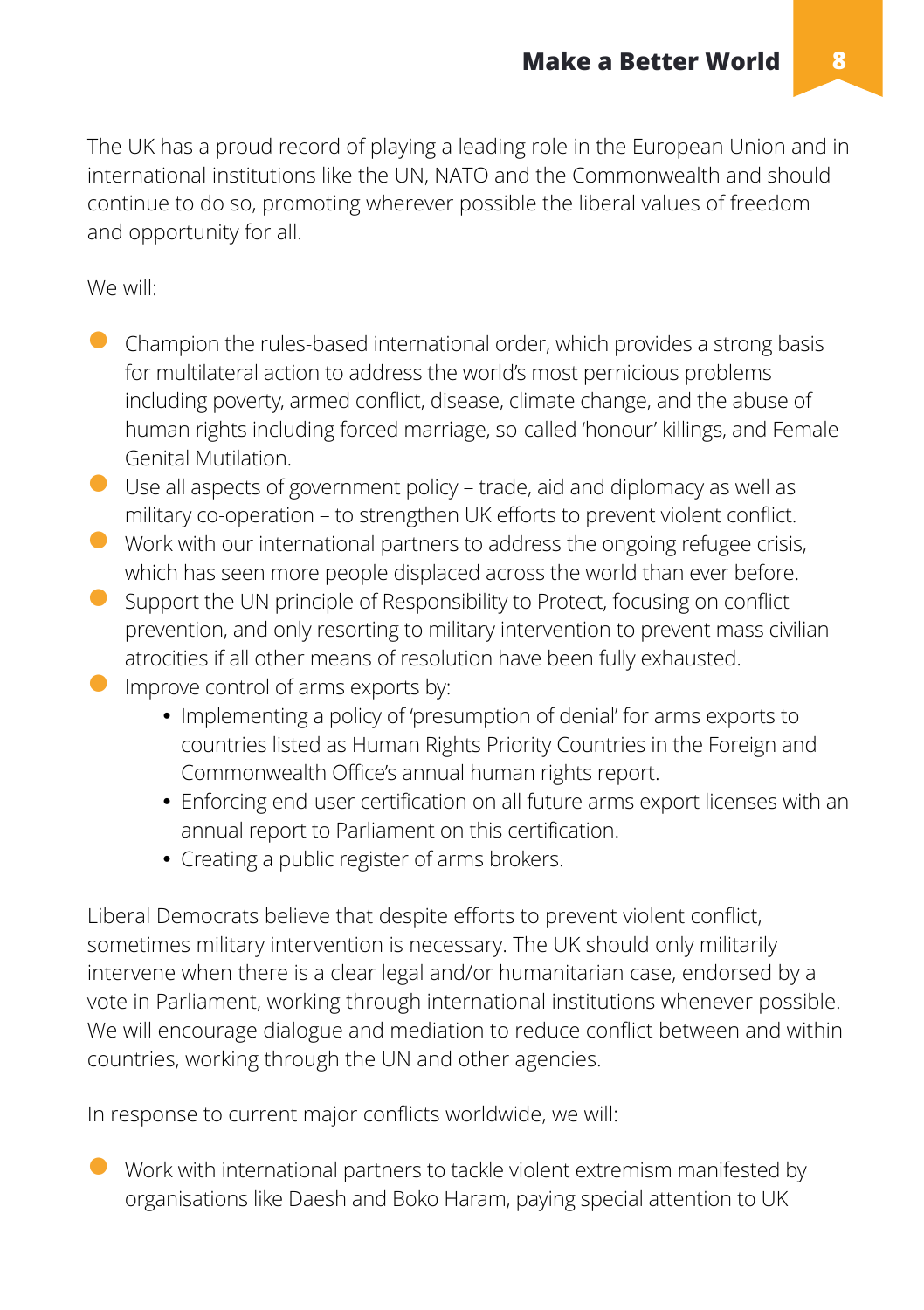The UK has a proud record of playing a leading role in the European Union and in international institutions like the UN, NATO and the Commonwealth and should continue to do so, promoting wherever possible the liberal values of freedom and opportunity for all.

We will:

- Champion the rules-based international order, which provides a strong basis for multilateral action to address the world's most pernicious problems including poverty, armed conflict, disease, climate change, and the abuse of human rights including forced marriage, so-called 'honour' killings, and Female Genital Mutilation.
- Use all aspects of government policy – trade, aid and diplomacy as well as military co-operation – to strengthen UK efforts to prevent violent conflict.
- Work with our international partners to address the ongoing refugee crisis, which has seen more people displaced across the world than ever before.
- Support the UN principle of Responsibility to Protect, focusing on conflict prevention, and only resorting to military intervention to prevent mass civilian atrocities if all other means of resolution have been fully exhausted.
- Improve control of arms exports by:
    - Implementing a policy of 'presumption of denial' for arms exports to countries listed as Human Rights Priority Countries in the Foreign and Commonwealth Office's annual human rights report.
    - Enforcing end-user certification on all future arms export licenses with an annual report to Parliament on this certification.
    - Creating a public register of arms brokers.

Liberal Democrats believe that despite efforts to prevent violent conflict, sometimes military intervention is necessary. The UK should only militarily intervene when there is a clear legal and/or humanitarian case, endorsed by a vote in Parliament, working through international institutions whenever possible. We will encourage dialogue and mediation to reduce conflict between and within countries, working through the UN and other agencies.

In response to current major conflicts worldwide, we will:

- Work with international partners to tackle violent extremism manifested by organisations like Daesh and Boko Haram, paying special attention to UK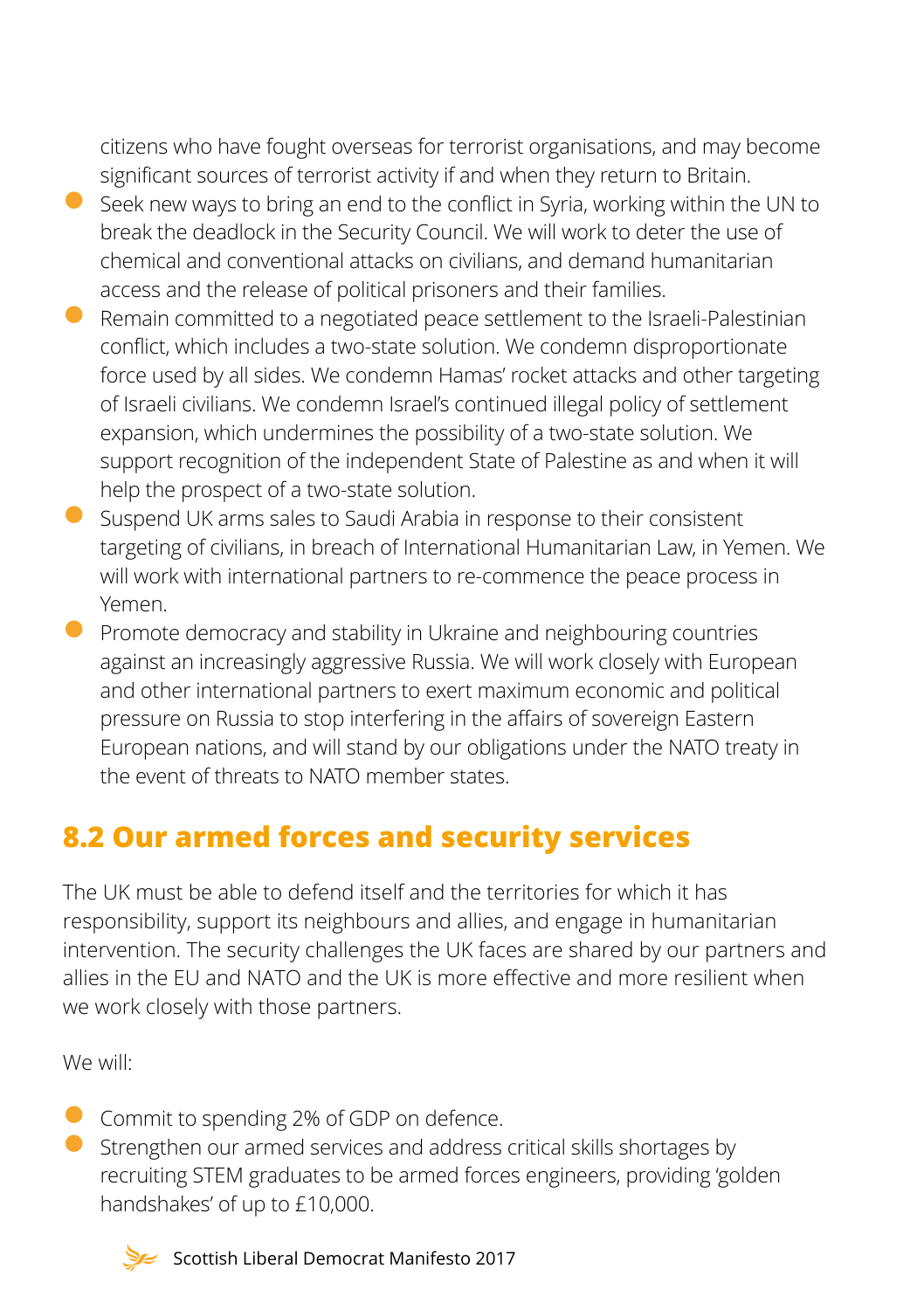citizens who have fought overseas for terrorist organisations, and may become significant sources of terrorist activity if and when they return to Britain.

- Seek new ways to bring an end to the conflict in Syria, working within the UN to break the deadlock in the Security Council. We will work to deter the use of chemical and conventional attacks on civilians, and demand humanitarian access and the release of political prisoners and their families.
- Remain committed to a negotiated peace settlement to the Israeli-Palestinian conflict, which includes a two-state solution. We condemn disproportionate force used by all sides. We condemn Hamas' rocket attacks and other targeting of Israeli civilians. We condemn Israel's continued illegal policy of settlement expansion, which undermines the possibility of a two-state solution. We support recognition of the independent State of Palestine as and when it will help the prospect of a two-state solution.
- Suspend UK arms sales to Saudi Arabia in response to their consistent targeting of civilians, in breach of International Humanitarian Law, in Yemen. We will work with international partners to re-commence the peace process in Yemen.
- Promote democracy and stability in Ukraine and neighbouring countries against an increasingly aggressive Russia. We will work closely with European and other international partners to exert maximum economic and political pressure on Russia to stop interfering in the affairs of sovereign Eastern European nations, and will stand by our obligations under the NATO treaty in the event of threats to NATO member states.

## 8.2 Our armed forces and security services

The UK must be able to defend itself and the territories for which it has responsibility, support its neighbours and allies, and engage in humanitarian intervention. The security challenges the UK faces are shared by our partners and allies in the EU and NATO and the UK is more effective and more resilient when we work closely with those partners.

We will:

- Commit to spending 2% of GDP on defence.
- Strengthen our armed services and address critical skills shortages by recruiting STEM graduates to be armed forces engineers, providing 'golden handshakes' of up to £10,000.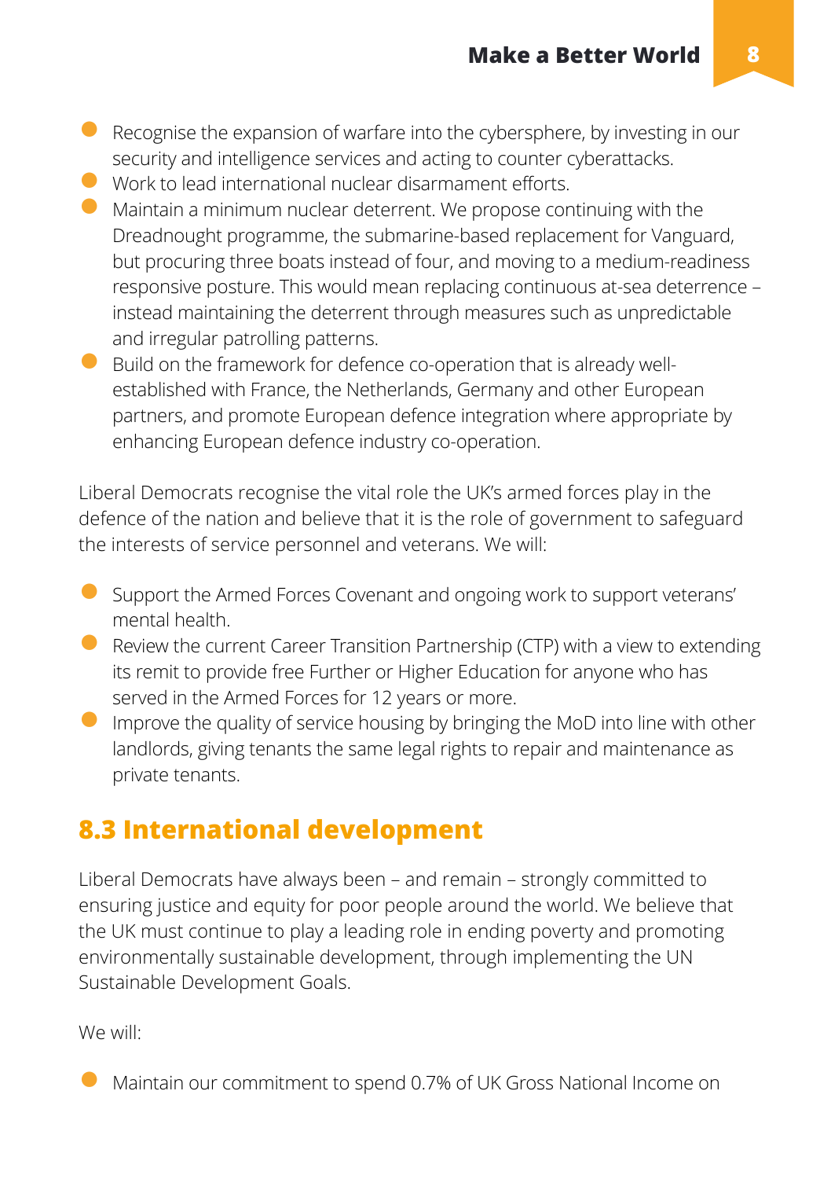- Recognise the expansion of warfare into the cybersphere, by investing in our security and intelligence services and acting to counter cyberattacks.
- Work to lead international nuclear disarmament efforts.
- Maintain a minimum nuclear deterrent. We propose continuing with the Dreadnought programme, the submarine-based replacement for Vanguard, but procuring three boats instead of four, and moving to a medium-readiness responsive posture. This would mean replacing continuous at-sea deterrence – instead maintaining the deterrent through measures such as unpredictable and irregular patrolling patterns.
- Build on the framework for defence co-operation that is already well-established with France, the Netherlands, Germany and other European partners, and promote European defence integration where appropriate by enhancing European defence industry co-operation.

Liberal Democrats recognise the vital role the UK's armed forces play in the defence of the nation and believe that it is the role of government to safeguard the interests of service personnel and veterans. We will:

- Support the Armed Forces Covenant and ongoing work to support veterans' mental health.
- Review the current Career Transition Partnership (CTP) with a view to extending its remit to provide free Further or Higher Education for anyone who has served in the Armed Forces for 12 years or more.
- Improve the quality of service housing by bringing the MoD into line with other landlords, giving tenants the same legal rights to repair and maintenance as private tenants.

## 8.3 International development

Liberal Democrats have always been – and remain – strongly committed to ensuring justice and equity for poor people around the world. We believe that the UK must continue to play a leading role in ending poverty and promoting environmentally sustainable development, through implementing the UN Sustainable Development Goals.

We will:

- Maintain our commitment to spend 0.7% of UK Gross National Income on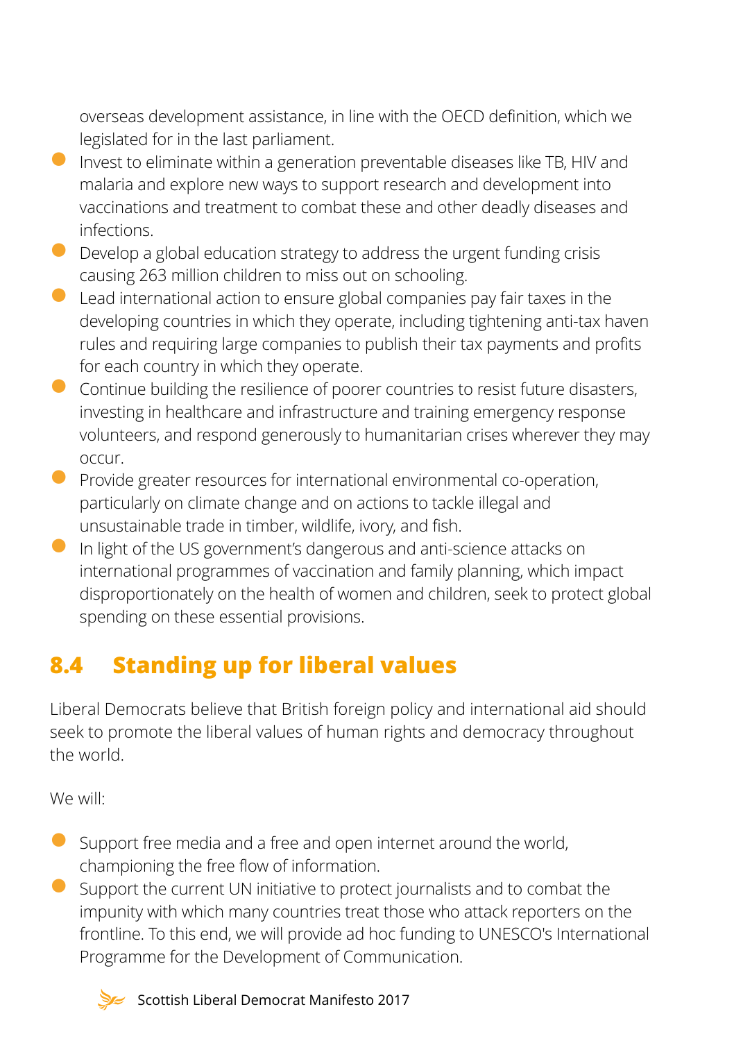overseas development assistance, in line with the OECD definition, which we legislated for in the last parliament.

- Invest to eliminate within a generation preventable diseases like TB, HIV and malaria and explore new ways to support research and development into vaccinations and treatment to combat these and other deadly diseases and infections.
- Develop a global education strategy to address the urgent funding crisis causing 263 million children to miss out on schooling.
- Lead international action to ensure global companies pay fair taxes in the developing countries in which they operate, including tightening anti-tax haven rules and requiring large companies to publish their tax payments and profits for each country in which they operate.
- Continue building the resilience of poorer countries to resist future disasters, investing in healthcare and infrastructure and training emergency response volunteers, and respond generously to humanitarian crises wherever they may occur.
- Provide greater resources for international environmental co-operation, particularly on climate change and on actions to tackle illegal and unsustainable trade in timber, wildlife, ivory, and fish.
- In light of the US government's dangerous and anti-science attacks on international programmes of vaccination and family planning, which impact disproportionately on the health of women and children, seek to protect global spending on these essential provisions.

## 8.4 Standing up for liberal values

Liberal Democrats believe that British foreign policy and international aid should seek to promote the liberal values of human rights and democracy throughout the world.

We will:

- Support free media and a free and open internet around the world, championing the free flow of information.
- Support the current UN initiative to protect journalists and to combat the impunity with which many countries treat those who attack reporters on the frontline. To this end, we will provide ad hoc funding to UNESCO's International Programme for the Development of Communication.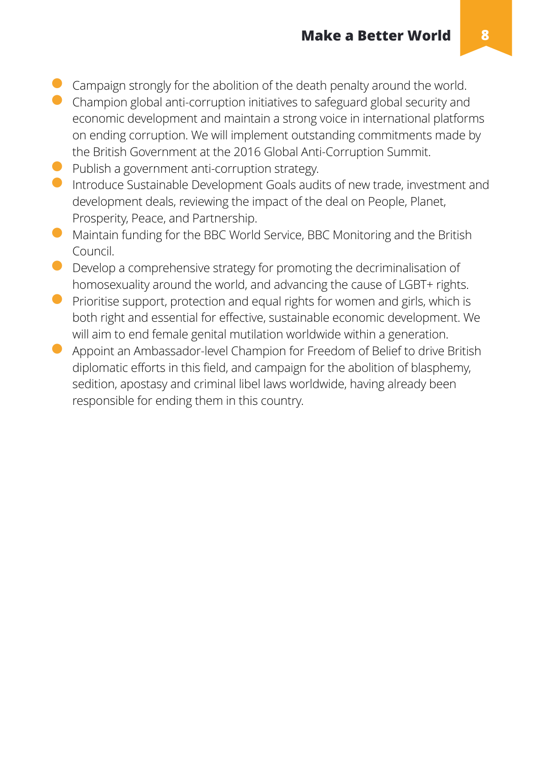- Campaign strongly for the abolition of the death penalty around the world.
- Champion global anti-corruption initiatives to safeguard global security and economic development and maintain a strong voice in international platforms on ending corruption. We will implement outstanding commitments made by the British Government at the 2016 Global Anti-Corruption Summit.
- Publish a government anti-corruption strategy.
- Introduce Sustainable Development Goals audits of new trade, investment and development deals, reviewing the impact of the deal on People, Planet, Prosperity, Peace, and Partnership.
- Maintain funding for the BBC World Service, BBC Monitoring and the British Council.
- Develop a comprehensive strategy for promoting the decriminalisation of homosexuality around the world, and advancing the cause of LGBT+ rights.
- Prioritise support, protection and equal rights for women and girls, which is both right and essential for effective, sustainable economic development. We will aim to end female genital mutilation worldwide within a generation.
- Appoint an Ambassador-level Champion for Freedom of Belief to drive British diplomatic efforts in this field, and campaign for the abolition of blasphemy, sedition, apostasy and criminal libel laws worldwide, having already been responsible for ending them in this country.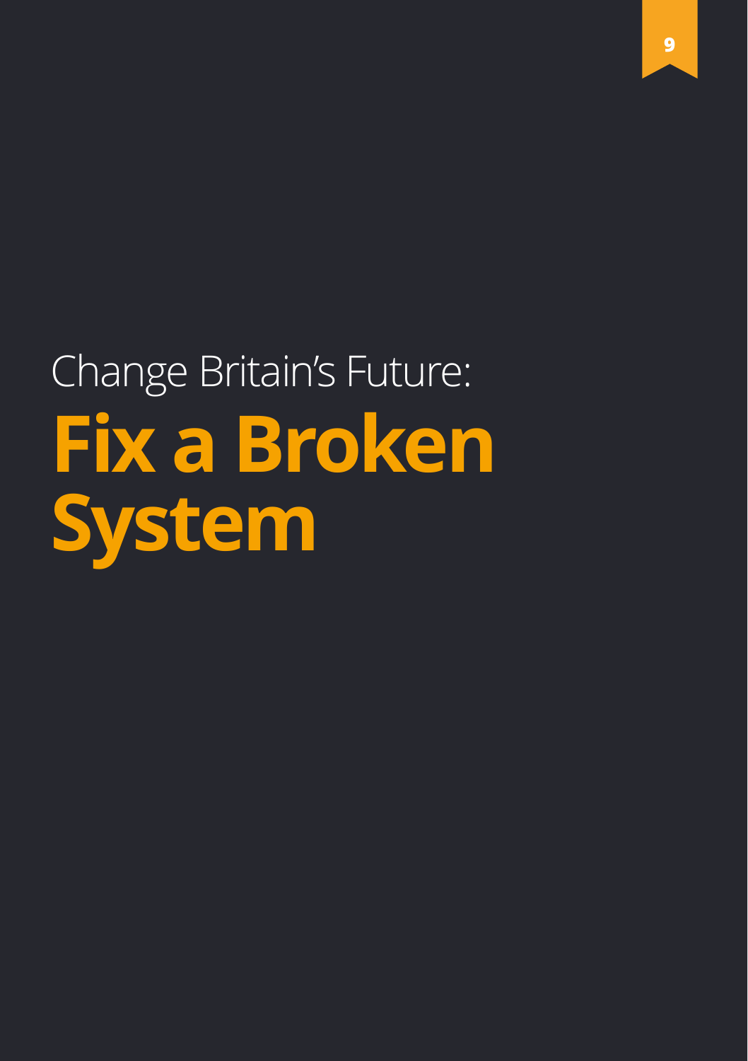Change Britain's Future:

# Fix a Broken System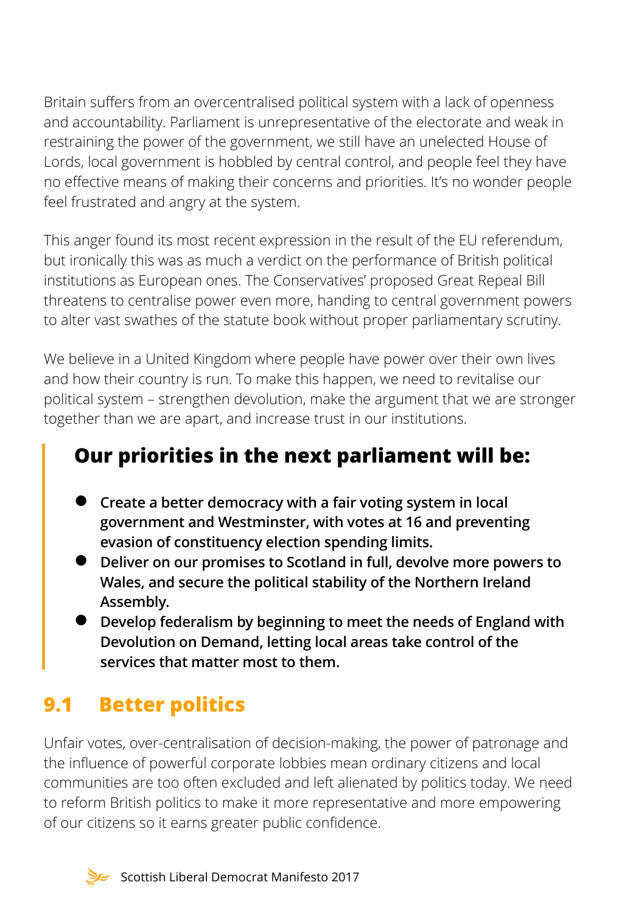Britain suffers from an overcentralised political system with a lack of openness and accountability. Parliament is unrepresentative of the electorate and weak in restraining the power of the government, we still have an unelected House of Lords, local government is hobbled by central control, and people feel they have no effective means of making their concerns and priorities. It's no wonder people feel frustrated and angry at the system.

This anger found its most recent expression in the result of the EU referendum, but ironically this was as much a verdict on the performance of British political institutions as European ones. The Conservatives' proposed Great Repeal Bill threatens to centralise power even more, handing to central government powers to alter vast swathes of the statute book without proper parliamentary scrutiny.

We believe in a United Kingdom where people have power over their own lives and how their country is run. To make this happen, we need to revitalise our political system – strengthen devolution, make the argument that we are stronger together than we are apart, and increase trust in our institutions.

### Our priorities in the next parliament will be:

- **Create a better democracy with a fair voting system in local government and Westminster, with votes at 16 and preventing evasion of constituency election spending limits.**
- **Deliver on our promises to Scotland in full, devolve more powers to Wales, and secure the political stability of the Northern Ireland Assembly.**
- **Develop federalism by beginning to meet the needs of England with Devolution on Demand, letting local areas take control of the services that matter most to them.**

## 9.1 Better politics

Unfair votes, over-centralisation of decision-making, the power of patronage and the influence of powerful corporate lobbies mean ordinary citizens and local communities are too often excluded and left alienated by politics today. We need to reform British politics to make it more representative and more empowering of our citizens so it earns greater public confidence.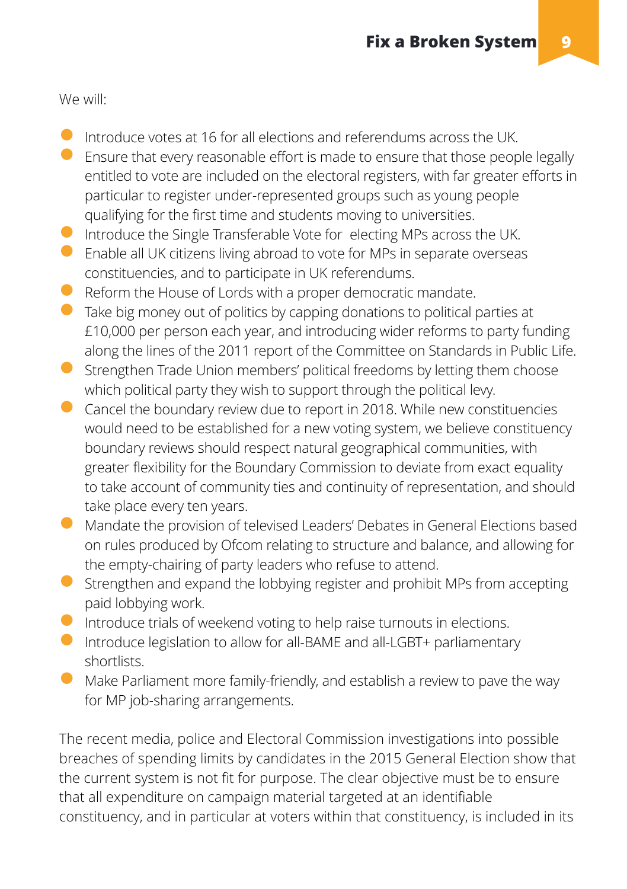We will:

- Introduce votes at 16 for all elections and referendums across the UK.
- Ensure that every reasonable effort is made to ensure that those people legally entitled to vote are included on the electoral registers, with far greater efforts in particular to register under-represented groups such as young people qualifying for the first time and students moving to universities.
- Introduce the Single Transferable Vote for electing MPs across the UK.
- Enable all UK citizens living abroad to vote for MPs in separate overseas constituencies, and to participate in UK referendums.
- Reform the House of Lords with a proper democratic mandate.
- Take big money out of politics by capping donations to political parties at £10,000 per person each year, and introducing wider reforms to party funding along the lines of the 2011 report of the Committee on Standards in Public Life.
- Strengthen Trade Union members' political freedoms by letting them choose which political party they wish to support through the political levy.
- Cancel the boundary review due to report in 2018. While new constituencies would need to be established for a new voting system, we believe constituency boundary reviews should respect natural geographical communities, with greater flexibility for the Boundary Commission to deviate from exact equality to take account of community ties and continuity of representation, and should take place every ten years.
- Mandate the provision of televised Leaders' Debates in General Elections based on rules produced by Ofcom relating to structure and balance, and allowing for the empty-chairing of party leaders who refuse to attend.
- Strengthen and expand the lobbying register and prohibit MPs from accepting paid lobbying work.
- Introduce trials of weekend voting to help raise turnouts in elections.
- Introduce legislation to allow for all-BAME and all-LGBT+ parliamentary shortlists.
- Make Parliament more family-friendly, and establish a review to pave the way for MP job-sharing arrangements.

The recent media, police and Electoral Commission investigations into possible breaches of spending limits by candidates in the 2015 General Election show that the current system is not fit for purpose. The clear objective must be to ensure that all expenditure on campaign material targeted at an identifiable constituency, and in particular at voters within that constituency, is included in its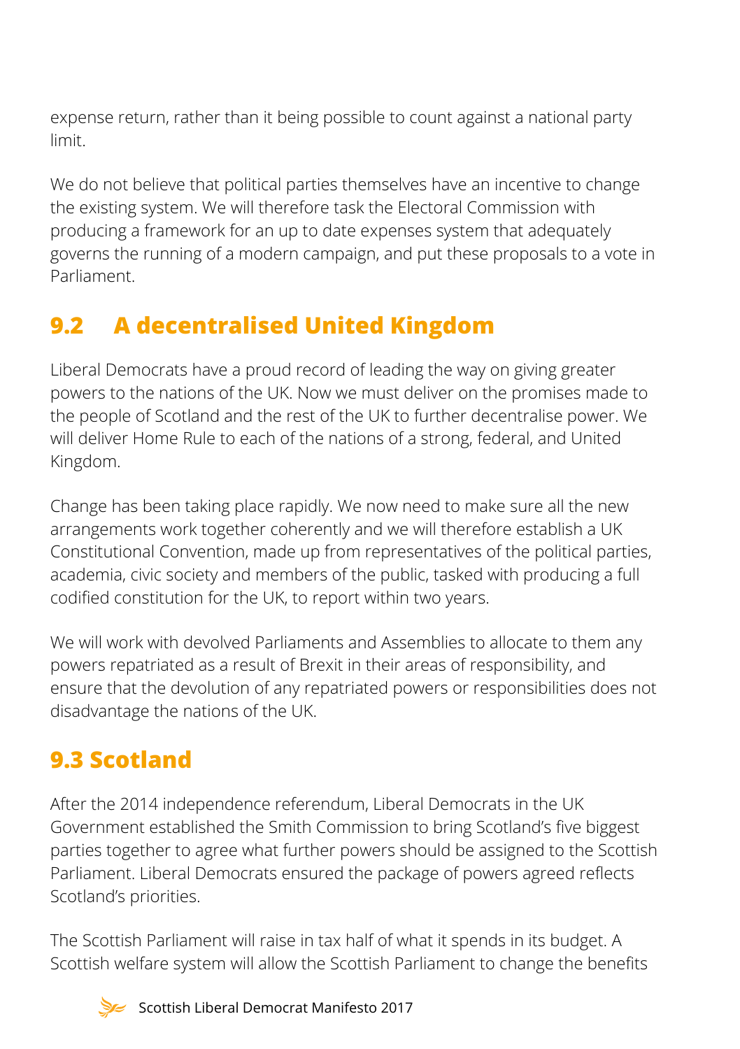expense return, rather than it being possible to count against a national party limit.

We do not believe that political parties themselves have an incentive to change the existing system. We will therefore task the Electoral Commission with producing a framework for an up to date expenses system that adequately governs the running of a modern campaign, and put these proposals to a vote in Parliament.

## 9.2 A decentralised United Kingdom

Liberal Democrats have a proud record of leading the way on giving greater powers to the nations of the UK. Now we must deliver on the promises made to the people of Scotland and the rest of the UK to further decentralise power. We will deliver Home Rule to each of the nations of a strong, federal, and United Kingdom.

Change has been taking place rapidly. We now need to make sure all the new arrangements work together coherently and we will therefore establish a UK Constitutional Convention, made up from representatives of the political parties, academia, civic society and members of the public, tasked with producing a full codified constitution for the UK, to report within two years.

We will work with devolved Parliaments and Assemblies to allocate to them any powers repatriated as a result of Brexit in their areas of responsibility, and ensure that the devolution of any repatriated powers or responsibilities does not disadvantage the nations of the UK.

## 9.3 Scotland

After the 2014 independence referendum, Liberal Democrats in the UK Government established the Smith Commission to bring Scotland's five biggest parties together to agree what further powers should be assigned to the Scottish Parliament. Liberal Democrats ensured the package of powers agreed reflects Scotland's priorities.

The Scottish Parliament will raise in tax half of what it spends in its budget. A Scottish welfare system will allow the Scottish Parliament to change the benefits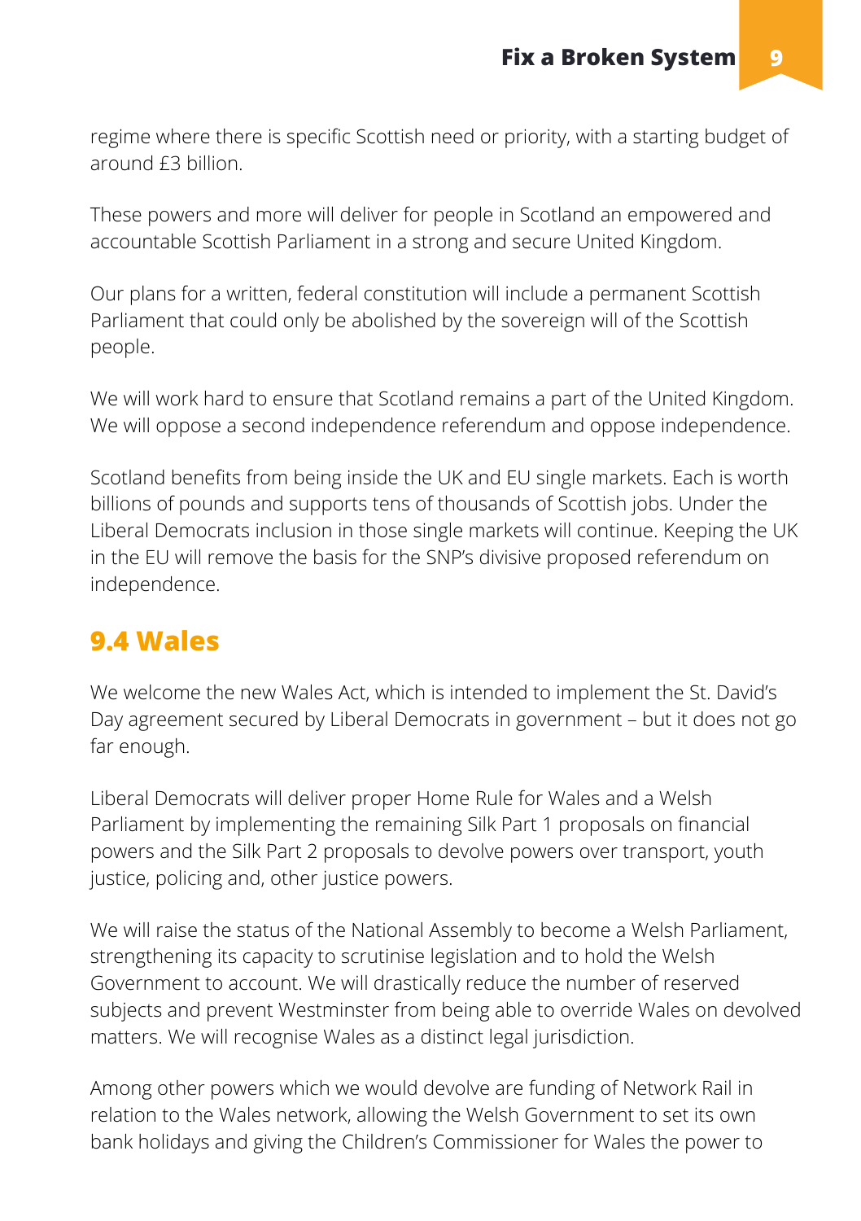regime where there is specific Scottish need or priority, with a starting budget of around £3 billion.

These powers and more will deliver for people in Scotland an empowered and accountable Scottish Parliament in a strong and secure United Kingdom.

Our plans for a written, federal constitution will include a permanent Scottish Parliament that could only be abolished by the sovereign will of the Scottish people.

We will work hard to ensure that Scotland remains a part of the United Kingdom. We will oppose a second independence referendum and oppose independence.

Scotland benefits from being inside the UK and EU single markets. Each is worth billions of pounds and supports tens of thousands of Scottish jobs. Under the Liberal Democrats inclusion in those single markets will continue. Keeping the UK in the EU will remove the basis for the SNP's divisive proposed referendum on independence.

## 9.4 Wales

We welcome the new Wales Act, which is intended to implement the St. David's Day agreement secured by Liberal Democrats in government – but it does not go far enough.

Liberal Democrats will deliver proper Home Rule for Wales and a Welsh Parliament by implementing the remaining Silk Part 1 proposals on financial powers and the Silk Part 2 proposals to devolve powers over transport, youth justice, policing and, other justice powers.

We will raise the status of the National Assembly to become a Welsh Parliament, strengthening its capacity to scrutinise legislation and to hold the Welsh Government to account. We will drastically reduce the number of reserved subjects and prevent Westminster from being able to override Wales on devolved matters. We will recognise Wales as a distinct legal jurisdiction.

Among other powers which we would devolve are funding of Network Rail in relation to the Wales network, allowing the Welsh Government to set its own bank holidays and giving the Children's Commissioner for Wales the power to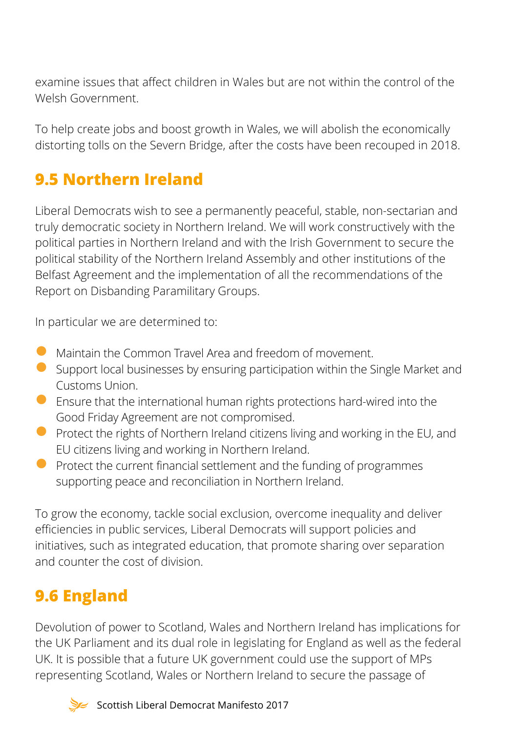examine issues that affect children in Wales but are not within the control of the Welsh Government.

To help create jobs and boost growth in Wales, we will abolish the economically distorting tolls on the Severn Bridge, after the costs have been recouped in 2018.

## 9.5 Northern Ireland

Liberal Democrats wish to see a permanently peaceful, stable, non-sectarian and truly democratic society in Northern Ireland. We will work constructively with the political parties in Northern Ireland and with the Irish Government to secure the political stability of the Northern Ireland Assembly and other institutions of the Belfast Agreement and the implementation of all the recommendations of the Report on Disbanding Paramilitary Groups.

In particular we are determined to:

- Maintain the Common Travel Area and freedom of movement.
- Support local businesses by ensuring participation within the Single Market and Customs Union.
- Ensure that the international human rights protections hard-wired into the Good Friday Agreement are not compromised.
- Protect the rights of Northern Ireland citizens living and working in the EU, and EU citizens living and working in Northern Ireland.
- Protect the current financial settlement and the funding of programmes supporting peace and reconciliation in Northern Ireland.

To grow the economy, tackle social exclusion, overcome inequality and deliver efficiencies in public services, Liberal Democrats will support policies and initiatives, such as integrated education, that promote sharing over separation and counter the cost of division.

## 9.6 England

Devolution of power to Scotland, Wales and Northern Ireland has implications for the UK Parliament and its dual role in legislating for England as well as the federal UK. It is possible that a future UK government could use the support of MPs representing Scotland, Wales or Northern Ireland to secure the passage of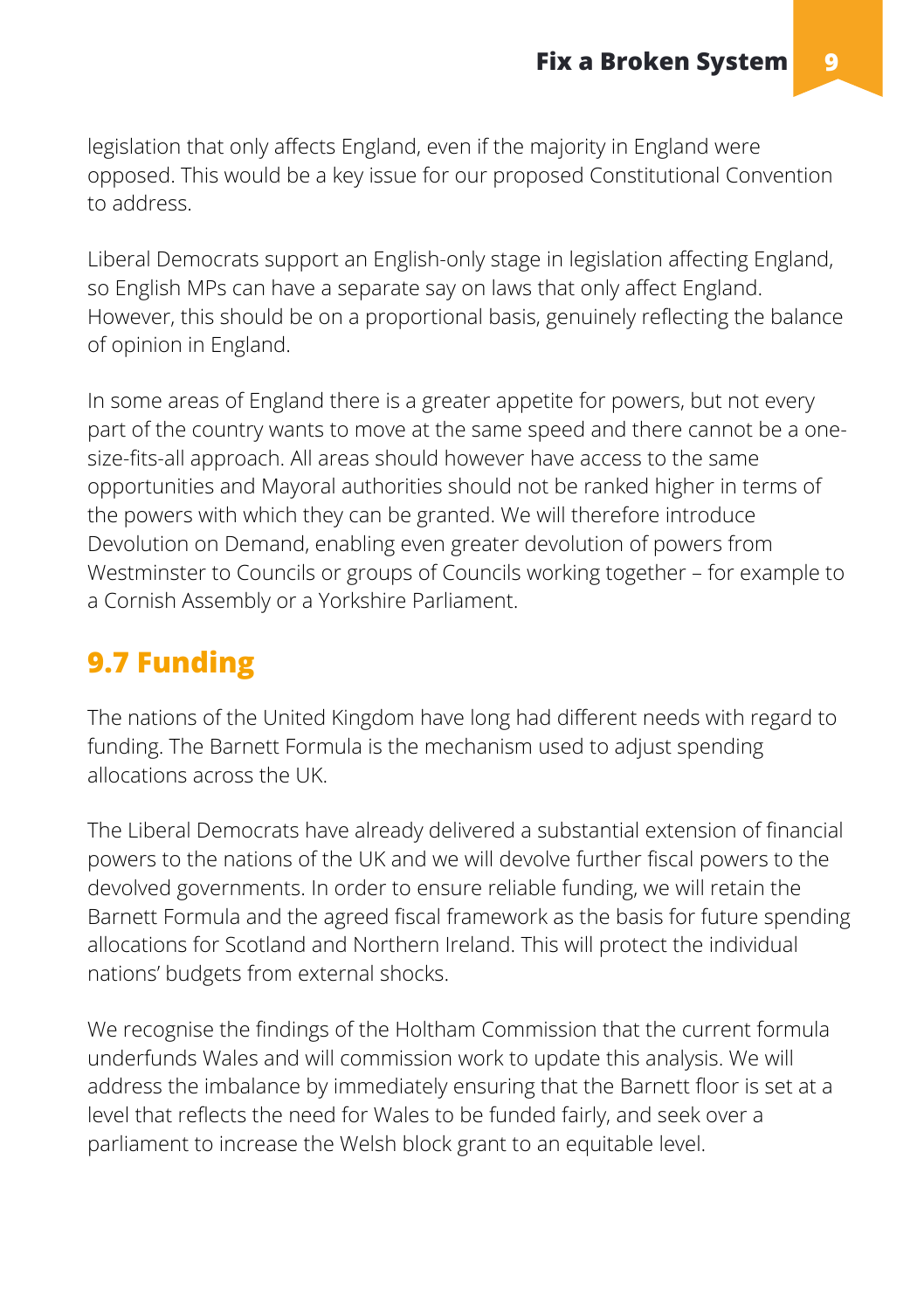legislation that only affects England, even if the majority in England were opposed. This would be a key issue for our proposed Constitutional Convention to address.

Liberal Democrats support an English-only stage in legislation affecting England, so English MPs can have a separate say on laws that only affect England. However, this should be on a proportional basis, genuinely reflecting the balance of opinion in England.

In some areas of England there is a greater appetite for powers, but not every part of the country wants to move at the same speed and there cannot be a one-size-fits-all approach. All areas should however have access to the same opportunities and Mayoral authorities should not be ranked higher in terms of the powers with which they can be granted. We will therefore introduce Devolution on Demand, enabling even greater devolution of powers from Westminster to Councils or groups of Councils working together – for example to a Cornish Assembly or a Yorkshire Parliament.

## 9.7 Funding

The nations of the United Kingdom have long had different needs with regard to funding. The Barnett Formula is the mechanism used to adjust spending allocations across the UK.

The Liberal Democrats have already delivered a substantial extension of financial powers to the nations of the UK and we will devolve further fiscal powers to the devolved governments. In order to ensure reliable funding, we will retain the Barnett Formula and the agreed fiscal framework as the basis for future spending allocations for Scotland and Northern Ireland. This will protect the individual nations' budgets from external shocks.

We recognise the findings of the Holtham Commission that the current formula underfunds Wales and will commission work to update this analysis. We will address the imbalance by immediately ensuring that the Barnett floor is set at a level that reflects the need for Wales to be funded fairly, and seek over a parliament to increase the Welsh block grant to an equitable level.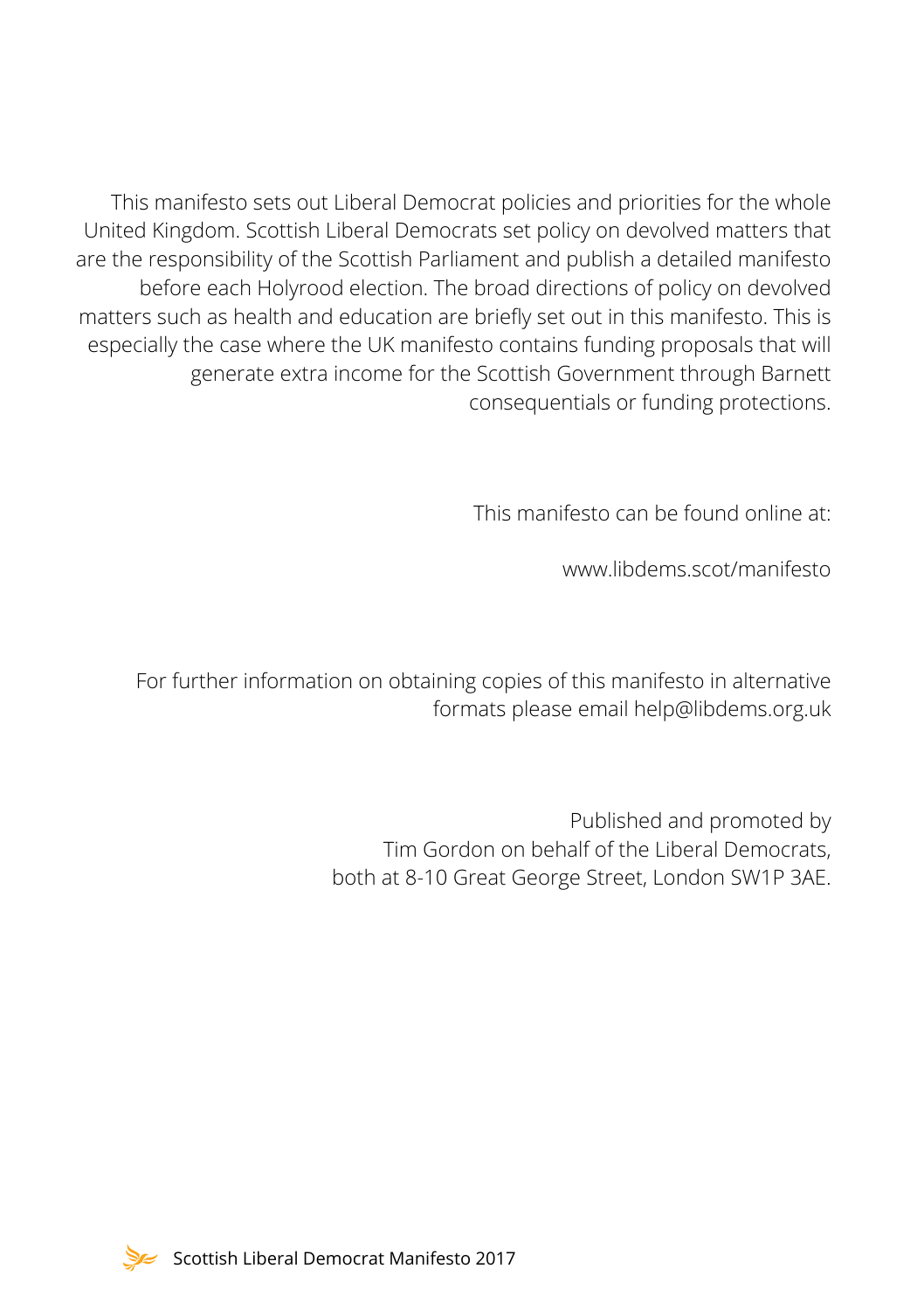This manifesto sets out Liberal Democrat policies and priorities for the whole United Kingdom. Scottish Liberal Democrats set policy on devolved matters that are the responsibility of the Scottish Parliament and publish a detailed manifesto before each Holyrood election. The broad directions of policy on devolved matters such as health and education are briefly set out in this manifesto. This is especially the case where the UK manifesto contains funding proposals that will generate extra income for the Scottish Government through Barnett consequentials or funding protections.

This manifesto can be found online at:

www.libdems.scot/manifesto

For further information on obtaining copies of this manifesto in alternative formats please email help@libdems.org.uk

Published and promoted by
Tim Gordon on behalf of the Liberal Democrats,
both at 8-10 Great George Street, London SW1P 3AE.